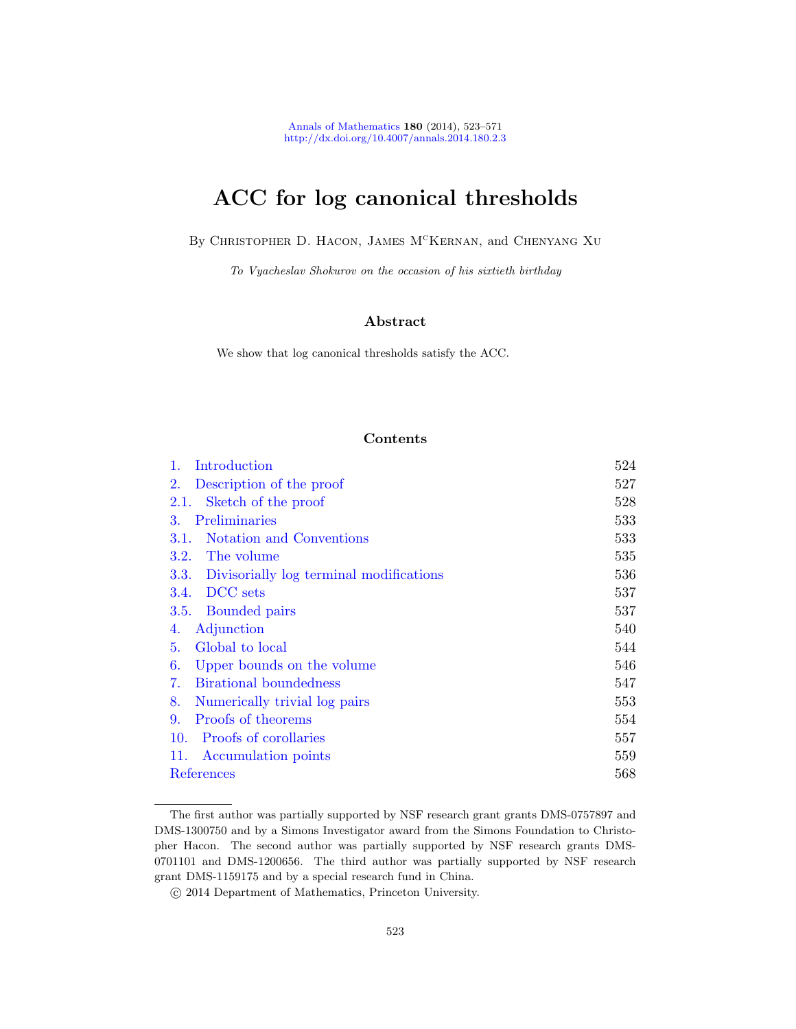Annals of Mathematics **180** (2014), 523–571
http://dx.doi.org/10.4007/annals.2014.180.2.3

# ACC for log canonical thresholds

By Christopher D. Hacon, James M[c]Kernan, and Chenyang Xu

*To Vyacheslav Shokurov on the occasion of his sixtieth birthday*

## Abstract

We show that log canonical thresholds satisfy the ACC.

## Contents

| | |
|---|---|
| 1. Introduction | 524 |
| 2. Description of the proof | 527 |
| 2.1. Sketch of the proof | 528 |
| 3. Preliminaries | 533 |
| 3.1. Notation and Conventions | 533 |
| 3.2. The volume | 535 |
| 3.3. Divisorially log terminal modifications | 536 |
| 3.4. DCC sets | 537 |
| 3.5. Bounded pairs | 537 |
| 4. Adjunction | 540 |
| 5. Global to local | 544 |
| 6. Upper bounds on the volume | 546 |
| 7. Birational boundedness | 547 |
| 8. Numerically trivial log pairs | 553 |
| 9. Proofs of theorems | 554 |
| 10. Proofs of corollaries | 557 |
| 11. Accumulation points | 559 |
| References | 568 |

---

The first author was partially supported by NSF research grant grants DMS-0757897 and DMS-1300750 and by a Simons Investigator award from the Simons Foundation to Christopher Hacon. The second author was partially supported by NSF research grants DMS-0701101 and DMS-1200656. The third author was partially supported by NSF research grant DMS-1159175 and by a special research fund in China.

© 2014 Department of Mathematics, Princeton University.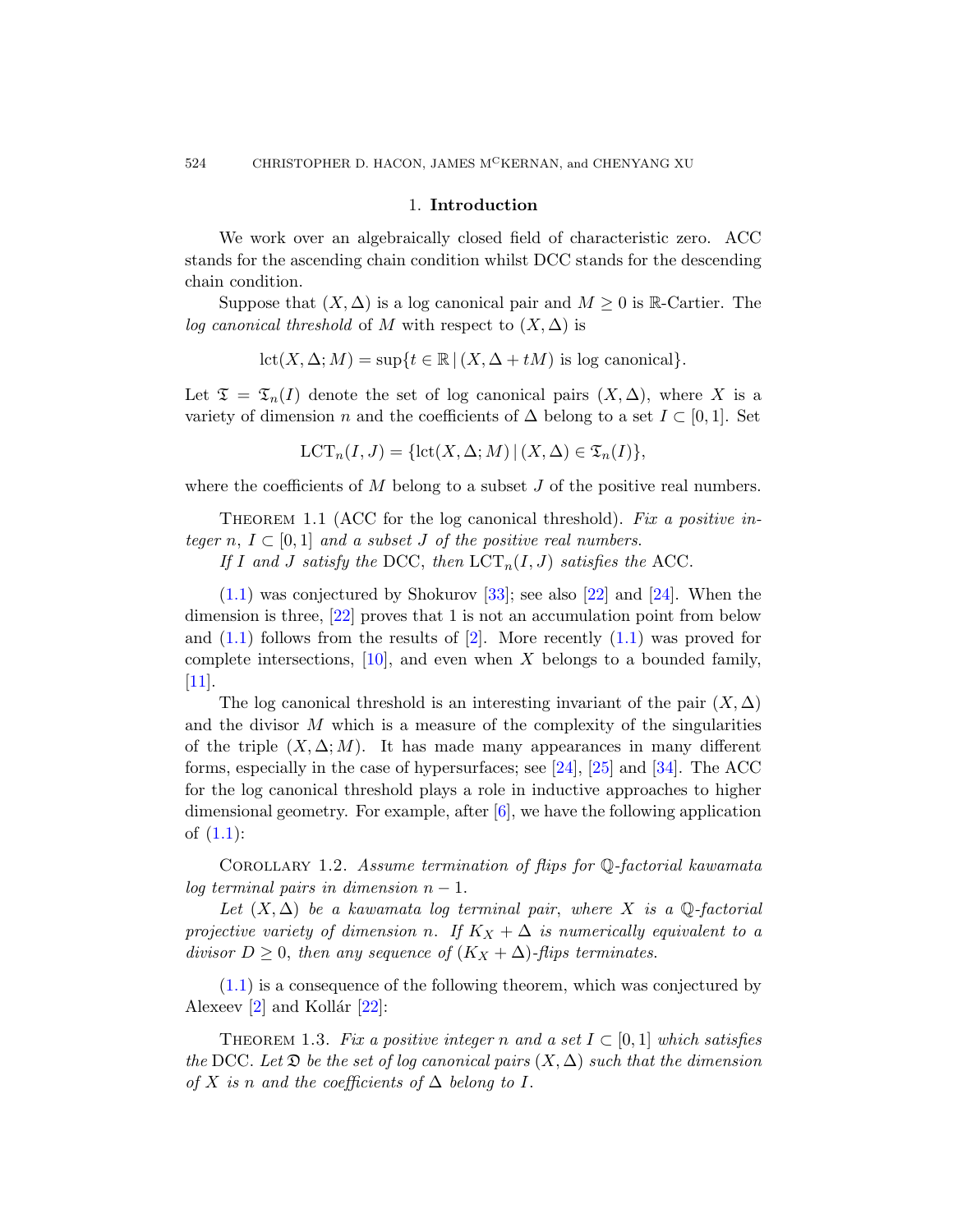## 1. Introduction

We work over an algebraically closed field of characteristic zero. ACC stands for the ascending chain condition whilst DCC stands for the descending chain condition.

Suppose that $(X, \Delta)$ is a log canonical pair and $M \geq 0$ is $\mathbb{R}$-Cartier. The *log canonical threshold* of $M$ with respect to $(X, \Delta)$ is

$$\operatorname{lct}(X, \Delta; M) = \sup\{t \in \mathbb{R} \,|\, (X, \Delta + tM) \text{ is log canonical}\}.$$

Let $\mathfrak{T} = \mathfrak{T}_n(I)$ denote the set of log canonical pairs $(X, \Delta)$, where $X$ is a variety of dimension $n$ and the coefficients of $\Delta$ belong to a set $I \subset [0, 1]$. Set

$$\operatorname{LCT}_n(I, J) = \{\operatorname{lct}(X, \Delta; M) \,|\, (X, \Delta) \in \mathfrak{T}_n(I)\},$$

where the coefficients of $M$ belong to a subset $J$ of the positive real numbers.

Theorem 1.1 (ACC for the log canonical threshold). *Fix a positive integer $n$, $I \subset [0, 1]$ and a subset $J$ of the positive real numbers.*

*If $I$ and $J$ satisfy the* DCC, *then $\operatorname{LCT}_n(I, J)$ satisfies the* ACC.

(1.1) was conjectured by Shokurov [33]; see also [22] and [24]. When the dimension is three, [22] proves that 1 is not an accumulation point from below and (1.1) follows from the results of [2]. More recently (1.1) was proved for complete intersections, [10], and even when $X$ belongs to a bounded family, [11].

The log canonical threshold is an interesting invariant of the pair $(X, \Delta)$ and the divisor $M$ which is a measure of the complexity of the singularities of the triple $(X, \Delta; M)$. It has made many appearances in many different forms, especially in the case of hypersurfaces; see [24], [25] and [34]. The ACC for the log canonical threshold plays a role in inductive approaches to higher dimensional geometry. For example, after [6], we have the following application of (1.1):

Corollary 1.2. *Assume termination of flips for $\mathbb{Q}$-factorial kawamata log terminal pairs in dimension $n - 1$.*

*Let $(X, \Delta)$ be a kawamata log terminal pair, where $X$ is a $\mathbb{Q}$-factorial projective variety of dimension $n$. If $K_X + \Delta$ is numerically equivalent to a divisor $D \geq 0$, then any sequence of $(K_X + \Delta)$-flips terminates.*

(1.1) is a consequence of the following theorem, which was conjectured by Alexeev [2] and Kollár [22]:

Theorem 1.3. *Fix a positive integer $n$ and a set $I \subset [0, 1]$ which satisfies the* DCC. *Let $\mathfrak{D}$ be the set of log canonical pairs $(X, \Delta)$ such that the dimension of $X$ is $n$ and the coefficients of $\Delta$ belong to $I$.*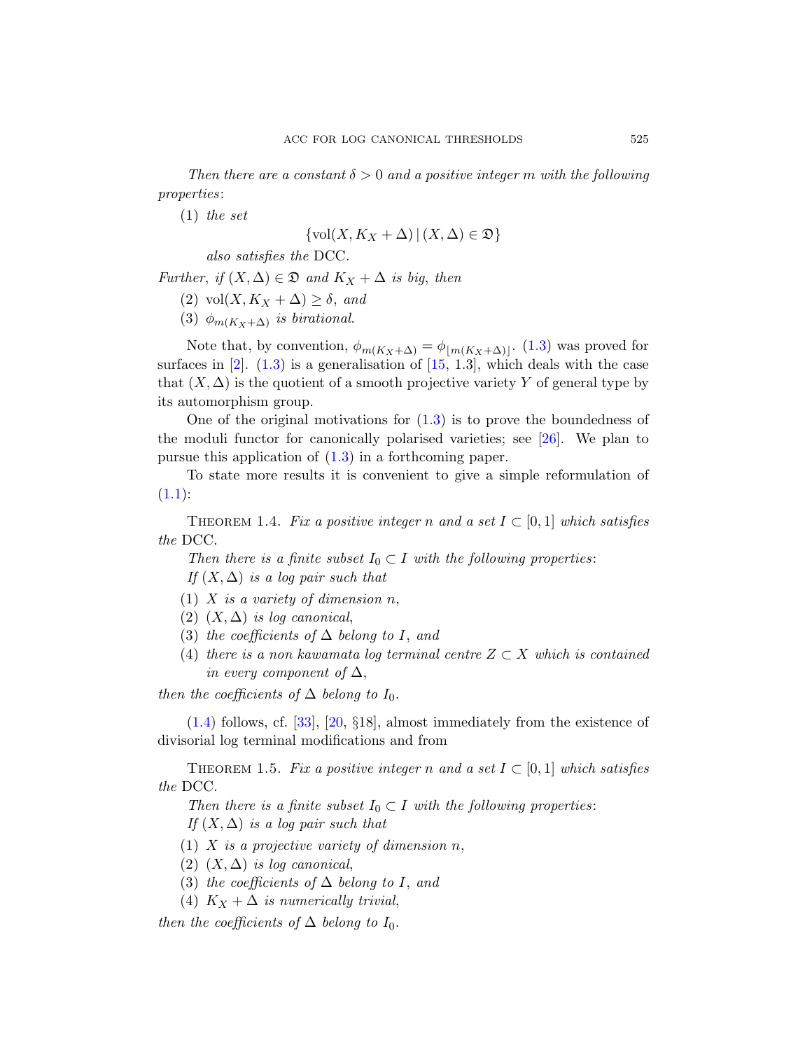*Then there are a constant $\delta > 0$ and a positive integer $m$ with the following properties*:

(1) *the set*

$$\{\mathrm{vol}(X, K_X + \Delta) \,|\, (X, \Delta) \in \mathfrak{D}\}$$

*also satisfies the* DCC.

*Further*, *if $(X, \Delta) \in \mathfrak{D}$ and $K_X + \Delta$ is big*, *then*

(2) $\mathrm{vol}(X, K_X + \Delta) \geq \delta$, *and*

(3) $\phi_{m(K_X+\Delta)}$ *is birational*.

Note that, by convention, $\phi_{m(K_X+\Delta)} = \phi_{\lfloor m(K_X+\Delta)\rfloor}$. (1.3) was proved for surfaces in [2]. (1.3) is a generalisation of [15, 1.3], which deals with the case that $(X, \Delta)$ is the quotient of a smooth projective variety $Y$ of general type by its automorphism group.

One of the original motivations for (1.3) is to prove the boundedness of the moduli functor for canonically polarised varieties; see [26]. We plan to pursue this application of (1.3) in a forthcoming paper.

To state more results it is convenient to give a simple reformulation of (1.1):

Theorem 1.4. *Fix a positive integer $n$ and a set $I \subset [0, 1]$ which satisfies the* DCC.

*Then there is a finite subset $I_0 \subset I$ with the following properties*:

*If $(X, \Delta)$ is a log pair such that*

(1) *$X$ is a variety of dimension $n$*,

(2) *$(X, \Delta)$ is log canonical*,

(3) *the coefficients of $\Delta$ belong to $I$*, *and*

(4) *there is a non kawamata log terminal centre $Z \subset X$ which is contained in every component of $\Delta$*,

*then the coefficients of $\Delta$ belong to $I_0$*.

(1.4) follows, cf. [33], [20, §18], almost immediately from the existence of divisorial log terminal modifications and from

Theorem 1.5. *Fix a positive integer $n$ and a set $I \subset [0, 1]$ which satisfies the* DCC.

*Then there is a finite subset $I_0 \subset I$ with the following properties*:

*If $(X, \Delta)$ is a log pair such that*

(1) *$X$ is a projective variety of dimension $n$*,

(2) *$(X, \Delta)$ is log canonical*,

(3) *the coefficients of $\Delta$ belong to $I$*, *and*

(4) *$K_X + \Delta$ is numerically trivial*,

*then the coefficients of $\Delta$ belong to $I_0$*.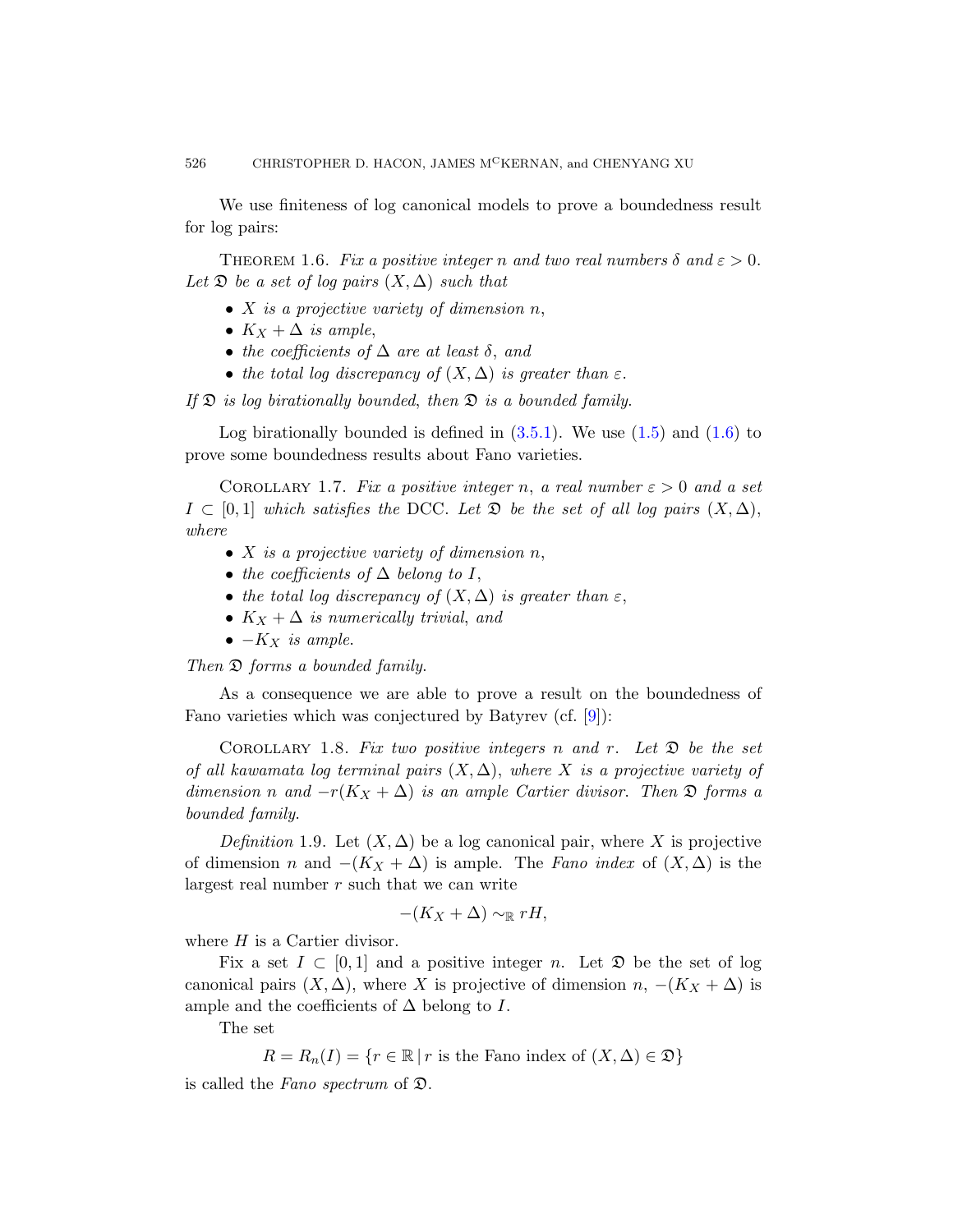We use finiteness of log canonical models to prove a boundedness result for log pairs:

Theorem 1.6. *Fix a positive integer $n$ and two real numbers $\delta$ and $\varepsilon > 0$. Let $\mathfrak{D}$ be a set of log pairs $(X, \Delta)$ such that*

- *$X$ is a projective variety of dimension $n$,*
- *$K_X + \Delta$ is ample,*
- *the coefficients of $\Delta$ are at least $\delta$, and*
- *the total log discrepancy of $(X, \Delta)$ is greater than $\varepsilon$.*

*If $\mathfrak{D}$ is log birationally bounded, then $\mathfrak{D}$ is a bounded family.*

Log birationally bounded is defined in (3.5.1). We use (1.5) and (1.6) to prove some boundedness results about Fano varieties.

Corollary 1.7. *Fix a positive integer $n$, a real number $\varepsilon > 0$ and a set $I \subset [0, 1]$ which satisfies the* DCC. *Let $\mathfrak{D}$ be the set of all log pairs $(X, \Delta)$, where*

- *$X$ is a projective variety of dimension $n$,*
- *the coefficients of $\Delta$ belong to $I$,*
- *the total log discrepancy of $(X, \Delta)$ is greater than $\varepsilon$,*
- *$K_X + \Delta$ is numerically trivial, and*
- *$-K_X$ is ample.*

*Then $\mathfrak{D}$ forms a bounded family.*

As a consequence we are able to prove a result on the boundedness of Fano varieties which was conjectured by Batyrev (cf. [9]):

Corollary 1.8. *Fix two positive integers $n$ and $r$. Let $\mathfrak{D}$ be the set of all kawamata log terminal pairs $(X, \Delta)$, where $X$ is a projective variety of dimension $n$ and $-r(K_X + \Delta)$ is an ample Cartier divisor. Then $\mathfrak{D}$ forms a bounded family.*

*Definition* 1.9. Let $(X, \Delta)$ be a log canonical pair, where $X$ is projective of dimension $n$ and $-(K_X + \Delta)$ is ample. The *Fano index* of $(X, \Delta)$ is the largest real number $r$ such that we can write

$$-(K_X + \Delta) \sim_{\mathbb{R}} rH,$$

where $H$ is a Cartier divisor.

Fix a set $I \subset [0, 1]$ and a positive integer $n$. Let $\mathfrak{D}$ be the set of log canonical pairs $(X, \Delta)$, where $X$ is projective of dimension $n$, $-(K_X + \Delta)$ is ample and the coefficients of $\Delta$ belong to $I$.

The set

$$R = R_n(I) = \{r \in \mathbb{R} \,|\, r \text{ is the Fano index of } (X, \Delta) \in \mathfrak{D}\}$$

is called the *Fano spectrum* of $\mathfrak{D}$.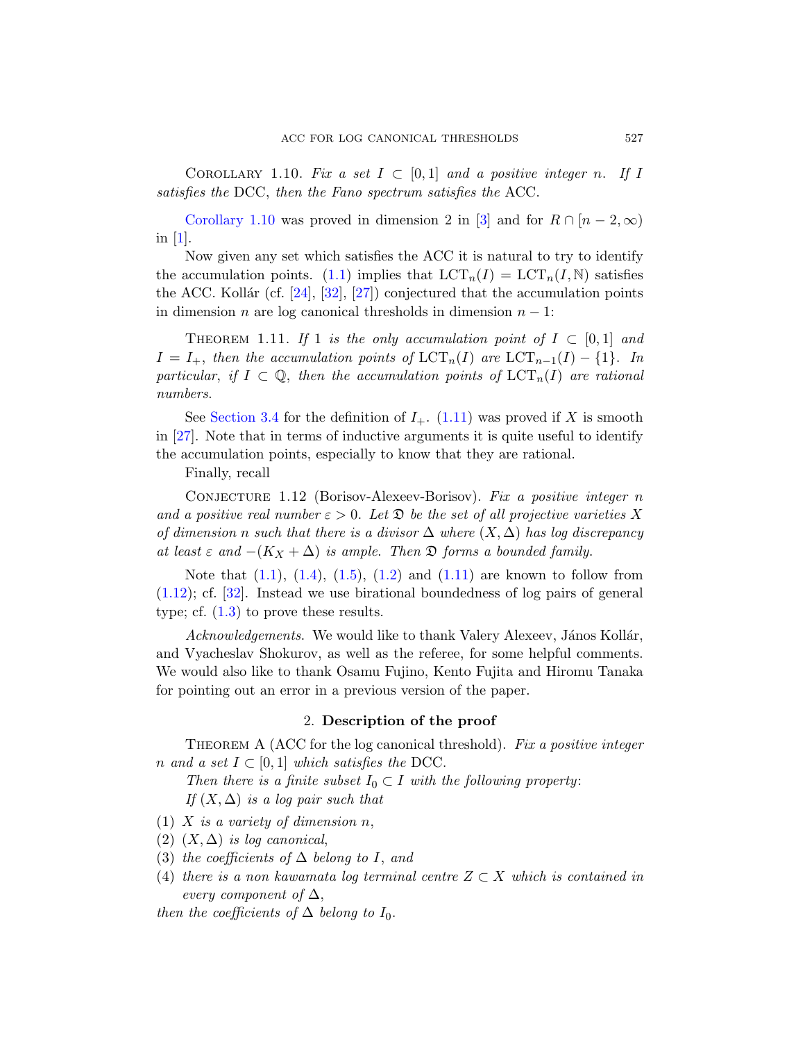Corollary 1.10. *Fix a set $I \subset [0,1]$ and a positive integer $n$. If $I$ satisfies the* DCC, *then the Fano spectrum satisfies the* ACC.

Corollary 1.10 was proved in dimension 2 in [3] and for $R \cap [n-2, \infty)$ in [1].

Now given any set which satisfies the ACC it is natural to try to identify the accumulation points. (1.1) implies that $\mathrm{LCT}_n(I) = \mathrm{LCT}_n(I, \mathbb{N})$ satisfies the ACC. Kollár (cf. [24], [32], [27]) conjectured that the accumulation points in dimension $n$ are log canonical thresholds in dimension $n-1$:

Theorem 1.11. *If 1 is the only accumulation point of $I \subset [0,1]$ and $I = I_+$, then the accumulation points of $\mathrm{LCT}_n(I)$ are $\mathrm{LCT}_{n-1}(I) - \{1\}$. In particular, if $I \subset \mathbb{Q}$, then the accumulation points of $\mathrm{LCT}_n(I)$ are rational numbers.*

See Section 3.4 for the definition of $I_+$. (1.11) was proved if $X$ is smooth in [27]. Note that in terms of inductive arguments it is quite useful to identify the accumulation points, especially to know that they are rational.

Finally, recall

Conjecture 1.12 (Borisov-Alexeev-Borisov). *Fix a positive integer $n$ and a positive real number $\varepsilon > 0$. Let $\mathfrak{D}$ be the set of all projective varieties $X$ of dimension $n$ such that there is a divisor $\Delta$ where $(X, \Delta)$ has log discrepancy at least $\varepsilon$ and $-(K_X + \Delta)$ is ample. Then $\mathfrak{D}$ forms a bounded family.*

Note that (1.1), (1.4), (1.5), (1.2) and (1.11) are known to follow from (1.12); cf. [32]. Instead we use birational boundedness of log pairs of general type; cf. (1.3) to prove these results.

*Acknowledgements.* We would like to thank Valery Alexeev, János Kollár, and Vyacheslav Shokurov, as well as the referee, for some helpful comments. We would also like to thank Osamu Fujino, Kento Fujita and Hiromu Tanaka for pointing out an error in a previous version of the paper.

## 2. Description of the proof

Theorem A (ACC for the log canonical threshold). *Fix a positive integer $n$ and a set $I \subset [0,1]$ which satisfies the* DCC.

*Then there is a finite subset $I_0 \subset I$ with the following property:*

*If $(X, \Delta)$ is a log pair such that*

(1) *$X$ is a variety of dimension $n$,*
(2) *$(X, \Delta)$ is log canonical,*
(3) *the coefficients of $\Delta$ belong to $I$, and*
(4) *there is a non kawamata log terminal centre $Z \subset X$ which is contained in every component of $\Delta$,*

*then the coefficients of $\Delta$ belong to $I_0$.*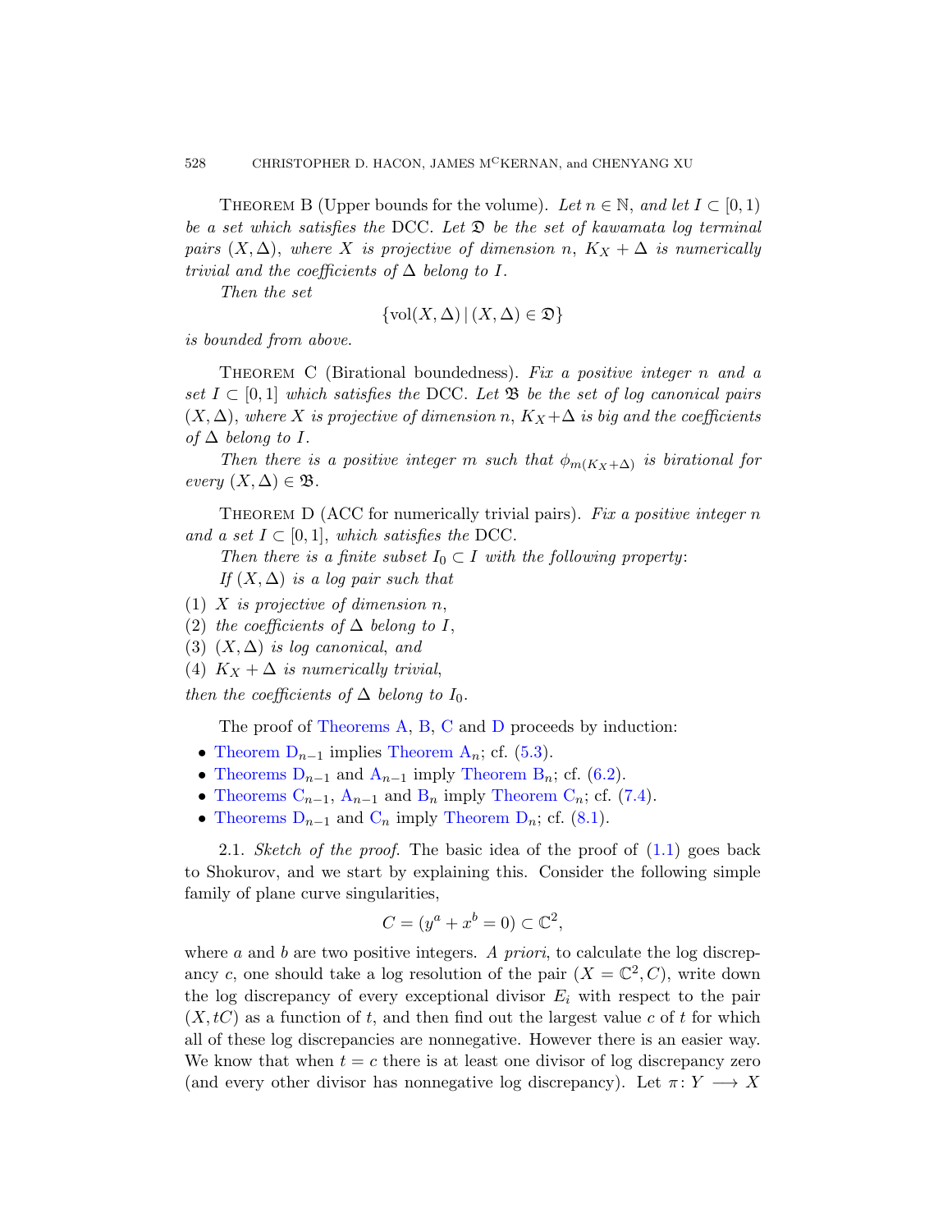Theorem B (Upper bounds for the volume). *Let $n \in \mathbb{N}$, and let $I \subset [0,1)$ be a set which satisfies the* DCC. *Let $\mathfrak{D}$ be the set of kawamata log terminal pairs $(X,\Delta)$, where $X$ is projective of dimension $n$, $K_X + \Delta$ is numerically trivial and the coefficients of $\Delta$ belong to $I$.*

*Then the set*

$$\{\operatorname{vol}(X,\Delta) \mid (X,\Delta) \in \mathfrak{D}\}$$

*is bounded from above.*

Theorem C (Birational boundedness). *Fix a positive integer $n$ and a set $I \subset [0,1]$ which satisfies the* DCC. *Let $\mathfrak{B}$ be the set of log canonical pairs $(X,\Delta)$, where $X$ is projective of dimension $n$, $K_X+\Delta$ is big and the coefficients of $\Delta$ belong to $I$.*

*Then there is a positive integer $m$ such that $\phi_{m(K_X+\Delta)}$ is birational for every $(X,\Delta) \in \mathfrak{B}$.*

Theorem D (ACC for numerically trivial pairs). *Fix a positive integer $n$ and a set $I \subset [0,1]$, which satisfies the* DCC.

*Then there is a finite subset $I_0 \subset I$ with the following property:*

*If $(X,\Delta)$ is a log pair such that*

(1) *$X$ is projective of dimension $n$,*
(2) *the coefficients of $\Delta$ belong to $I$,*
(3) *$(X,\Delta)$ is log canonical, and*
(4) *$K_X + \Delta$ is numerically trivial,*

*then the coefficients of $\Delta$ belong to $I_0$.*

The proof of Theorems A, B, C and D proceeds by induction:

- Theorem $\mathrm{D}_{n-1}$ implies Theorem $\mathrm{A}_n$; cf. (5.3).
- Theorems $\mathrm{D}_{n-1}$ and $\mathrm{A}_{n-1}$ imply Theorem $\mathrm{B}_n$; cf. (6.2).
- Theorems $\mathrm{C}_{n-1}$, $\mathrm{A}_{n-1}$ and $\mathrm{B}_n$ imply Theorem $\mathrm{C}_n$; cf. (7.4).
- Theorems $\mathrm{D}_{n-1}$ and $\mathrm{C}_n$ imply Theorem $\mathrm{D}_n$; cf. (8.1).

2.1. *Sketch of the proof.* The basic idea of the proof of (1.1) goes back to Shokurov, and we start by explaining this. Consider the following simple family of plane curve singularities,

$$C = (y^a + x^b = 0) \subset \mathbb{C}^2,$$

where $a$ and $b$ are two positive integers. *A priori*, to calculate the log discrepancy $c$, one should take a log resolution of the pair $(X = \mathbb{C}^2, C)$, write down the log discrepancy of every exceptional divisor $E_i$ with respect to the pair $(X, tC)$ as a function of $t$, and then find out the largest value $c$ of $t$ for which all of these log discrepancies are nonnegative. However there is an easier way. We know that when $t = c$ there is at least one divisor of log discrepancy zero (and every other divisor has nonnegative log discrepancy). Let $\pi \colon Y \longrightarrow X$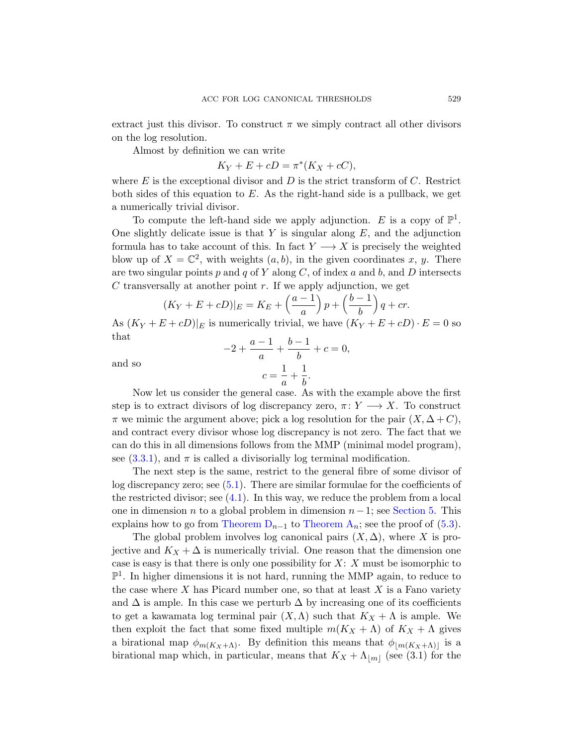extract just this divisor. To construct $\pi$ we simply contract all other divisors on the log resolution.

Almost by definition we can write

$$K_Y + E + cD = \pi^*(K_X + cC),$$

where $E$ is the exceptional divisor and $D$ is the strict transform of $C$. Restrict both sides of this equation to $E$. As the right-hand side is a pullback, we get a numerically trivial divisor.

To compute the left-hand side we apply adjunction. $E$ is a copy of $\mathbb{P}^1$. One slightly delicate issue is that $Y$ is singular along $E$, and the adjunction formula has to take account of this. In fact $Y \longrightarrow X$ is precisely the weighted blow up of $X = \mathbb{C}^2$, with weights $(a, b)$, in the given coordinates $x$, $y$. There are two singular points $p$ and $q$ of $Y$ along $C$, of index $a$ and $b$, and $D$ intersects $C$ transversally at another point $r$. If we apply adjunction, we get

$$(K_Y + E + cD)|_E = K_E + \left(\frac{a-1}{a}\right)p + \left(\frac{b-1}{b}\right)q + cr.$$

As $(K_Y + E + cD)|_E$ is numerically trivial, we have $(K_Y + E + cD) \cdot E = 0$ so that

$$-2 + \frac{a-1}{a} + \frac{b-1}{b} + c = 0,$$

and so

$$c = \frac{1}{a} + \frac{1}{b}.$$

Now let us consider the general case. As with the example above the first step is to extract divisors of log discrepancy zero, $\pi \colon Y \longrightarrow X$. To construct $\pi$ we mimic the argument above; pick a log resolution for the pair $(X, \Delta + C)$, and contract every divisor whose log discrepancy is not zero. The fact that we can do this in all dimensions follows from the MMP (minimal model program), see (3.3.1), and $\pi$ is called a divisorially log terminal modification.

The next step is the same, restrict to the general fibre of some divisor of log discrepancy zero; see (5.1). There are similar formulae for the coefficients of the restricted divisor; see (4.1). In this way, we reduce the problem from a local one in dimension $n$ to a global problem in dimension $n-1$; see Section 5. This explains how to go from Theorem $\mathrm{D}_{n-1}$ to Theorem $\mathrm{A}_n$; see the proof of (5.3).

The global problem involves log canonical pairs $(X, \Delta)$, where $X$ is projective and $K_X + \Delta$ is numerically trivial. One reason that the dimension one case is easy is that there is only one possibility for $X$: $X$ must be isomorphic to $\mathbb{P}^1$. In higher dimensions it is not hard, running the MMP again, to reduce to the case where $X$ has Picard number one, so that at least $X$ is a Fano variety and $\Delta$ is ample. In this case we perturb $\Delta$ by increasing one of its coefficients to get a kawamata log terminal pair $(X, \Lambda)$ such that $K_X + \Lambda$ is ample. We then exploit the fact that some fixed multiple $m(K_X + \Lambda)$ of $K_X + \Lambda$ gives a birational map $\phi_{m(K_X+\Lambda)}$. By definition this means that $\phi_{\lfloor m(K_X+\Lambda)\rfloor}$ is a birational map which, in particular, means that $K_X + \Lambda_{\lfloor m \rfloor}$ (see (3.1) for the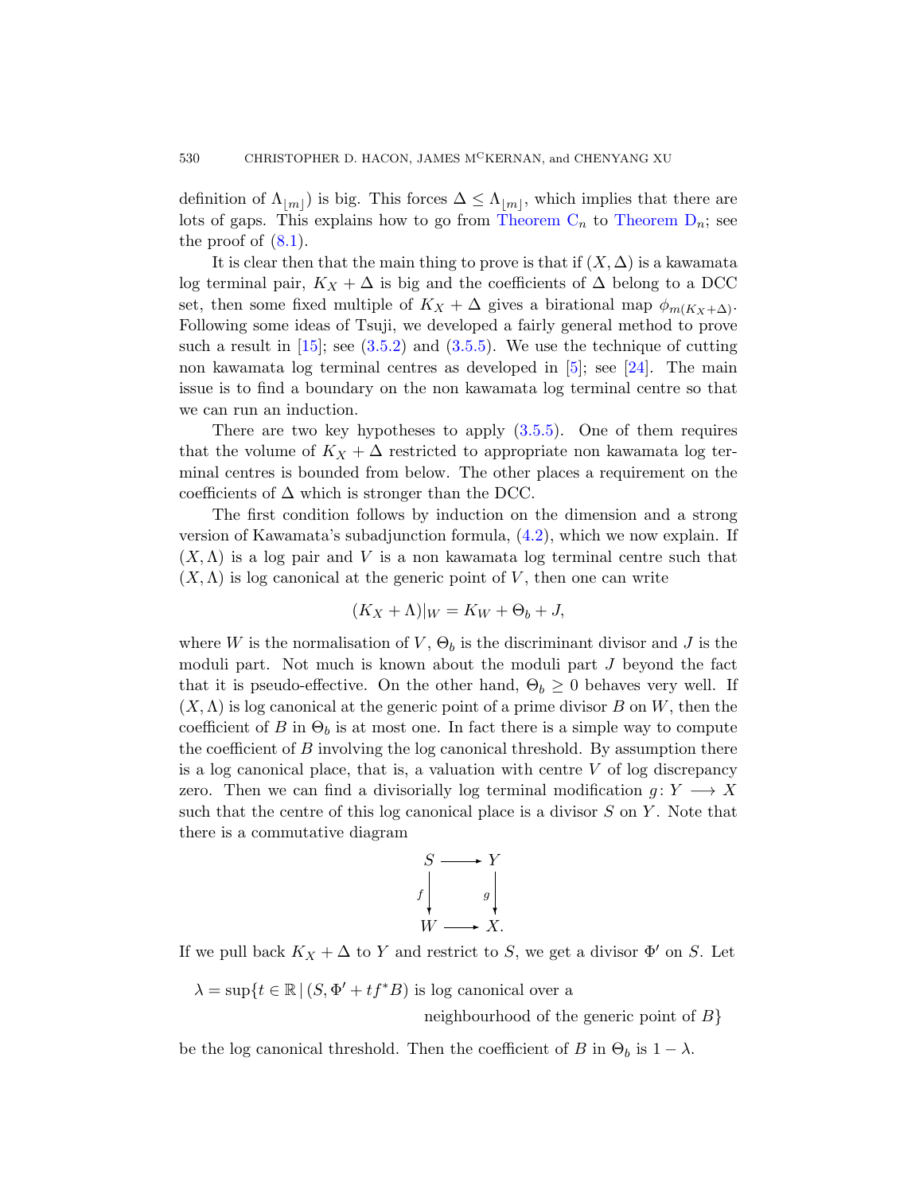definition of $\Lambda_{\lfloor m \rfloor}$) is big. This forces $\Delta \leq \Lambda_{\lfloor m \rfloor}$, which implies that there are lots of gaps. This explains how to go from Theorem $\mathrm{C}_n$ to Theorem $\mathrm{D}_n$; see the proof of (8.1).

It is clear then that the main thing to prove is that if $(X, \Delta)$ is a kawamata log terminal pair, $K_X + \Delta$ is big and the coefficients of $\Delta$ belong to a DCC set, then some fixed multiple of $K_X + \Delta$ gives a birational map $\phi_{m(K_X+\Delta)}$. Following some ideas of Tsuji, we developed a fairly general method to prove such a result in [15]; see (3.5.2) and (3.5.5). We use the technique of cutting non kawamata log terminal centres as developed in [5]; see [24]. The main issue is to find a boundary on the non kawamata log terminal centre so that we can run an induction.

There are two key hypotheses to apply (3.5.5). One of them requires that the volume of $K_X + \Delta$ restricted to appropriate non kawamata log terminal centres is bounded from below. The other places a requirement on the coefficients of $\Delta$ which is stronger than the DCC.

The first condition follows by induction on the dimension and a strong version of Kawamata's subadjunction formula, (4.2), which we now explain. If $(X, \Lambda)$ is a log pair and $V$ is a non kawamata log terminal centre such that $(X, \Lambda)$ is log canonical at the generic point of $V$, then one can write

$$(K_X + \Lambda)|_W = K_W + \Theta_b + J,$$

where $W$ is the normalisation of $V$, $\Theta_b$ is the discriminant divisor and $J$ is the moduli part. Not much is known about the moduli part $J$ beyond the fact that it is pseudo-effective. On the other hand, $\Theta_b \geq 0$ behaves very well. If $(X, \Lambda)$ is log canonical at the generic point of a prime divisor $B$ on $W$, then the coefficient of $B$ in $\Theta_b$ is at most one. In fact there is a simple way to compute the coefficient of $B$ involving the log canonical threshold. By assumption there is a log canonical place, that is, a valuation with centre $V$ of log discrepancy zero. Then we can find a divisorially log terminal modification $g \colon Y \longrightarrow X$ such that the centre of this log canonical place is a divisor $S$ on $Y$. Note that there is a commutative diagram

$$\begin{array}{ccc} S & \longrightarrow & Y \\ {\scriptstyle f}\downarrow & & \downarrow{\scriptstyle g} \\ W & \longrightarrow & X. \end{array}$$

If we pull back $K_X + \Delta$ to $Y$ and restrict to $S$, we get a divisor $\Phi'$ on $S$. Let

$$\lambda = \sup\{t \in \mathbb{R} \,|\, (S, \Phi' + tf^*B) \text{ is log canonical over a neighbourhood of the generic point of } B\}$$

be the log canonical threshold. Then the coefficient of $B$ in $\Theta_b$ is $1 - \lambda$.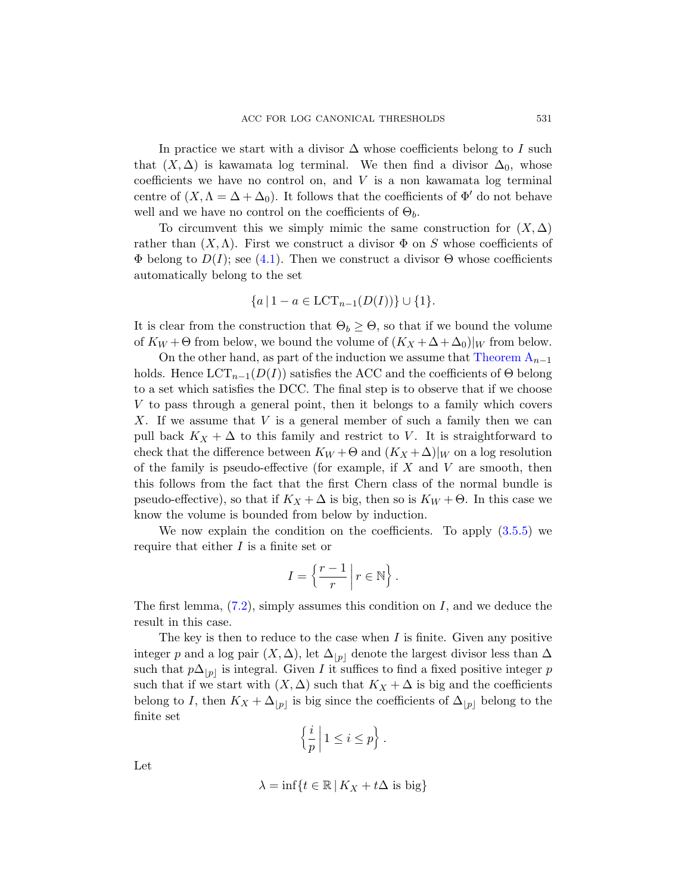In practice we start with a divisor $\Delta$ whose coefficients belong to $I$ such that $(X, \Delta)$ is kawamata log terminal. We then find a divisor $\Delta_0$, whose coefficients we have no control on, and $V$ is a non kawamata log terminal centre of $(X, \Lambda = \Delta + \Delta_0)$. It follows that the coefficients of $\Phi'$ do not behave well and we have no control on the coefficients of $\Theta_b$.

To circumvent this we simply mimic the same construction for $(X, \Delta)$ rather than $(X, \Lambda)$. First we construct a divisor $\Phi$ on $S$ whose coefficients of $\Phi$ belong to $D(I)$; see (4.1). Then we construct a divisor $\Theta$ whose coefficients automatically belong to the set

$$\{a \,|\, 1 - a \in \mathrm{LCT}_{n-1}(D(I))\} \cup \{1\}.$$

It is clear from the construction that $\Theta_b \geq \Theta$, so that if we bound the volume of $K_W + \Theta$ from below, we bound the volume of $(K_X + \Delta + \Delta_0)|_W$ from below.

On the other hand, as part of the induction we assume that Theorem $\mathrm{A}_{n-1}$ holds. Hence $\mathrm{LCT}_{n-1}(D(I))$ satisfies the ACC and the coefficients of $\Theta$ belong to a set which satisfies the DCC. The final step is to observe that if we choose $V$ to pass through a general point, then it belongs to a family which covers $X$. If we assume that $V$ is a general member of such a family then we can pull back $K_X + \Delta$ to this family and restrict to $V$. It is straightforward to check that the difference between $K_W + \Theta$ and $(K_X + \Delta)|_W$ on a log resolution of the family is pseudo-effective (for example, if $X$ and $V$ are smooth, then this follows from the fact that the first Chern class of the normal bundle is pseudo-effective), so that if $K_X + \Delta$ is big, then so is $K_W + \Theta$. In this case we know the volume is bounded from below by induction.

We now explain the condition on the coefficients. To apply (3.5.5) we require that either $I$ is a finite set or

$$I = \left\{ \frac{r-1}{r} \,\middle|\, r \in \mathbb{N} \right\}.$$

The first lemma, (7.2), simply assumes this condition on $I$, and we deduce the result in this case.

The key is then to reduce to the case when $I$ is finite. Given any positive integer $p$ and a log pair $(X, \Delta)$, let $\Delta_{\lfloor p \rfloor}$ denote the largest divisor less than $\Delta$ such that $p\Delta_{\lfloor p \rfloor}$ is integral. Given $I$ it suffices to find a fixed positive integer $p$ such that if we start with $(X, \Delta)$ such that $K_X + \Delta$ is big and the coefficients belong to $I$, then $K_X + \Delta_{\lfloor p \rfloor}$ is big since the coefficients of $\Delta_{\lfloor p \rfloor}$ belong to the finite set

$$\left\{ \frac{i}{p} \,\middle|\, 1 \leq i \leq p \right\}.$$

Let

$$\lambda = \inf\{t \in \mathbb{R} \,|\, K_X + t\Delta \text{ is big}\}$$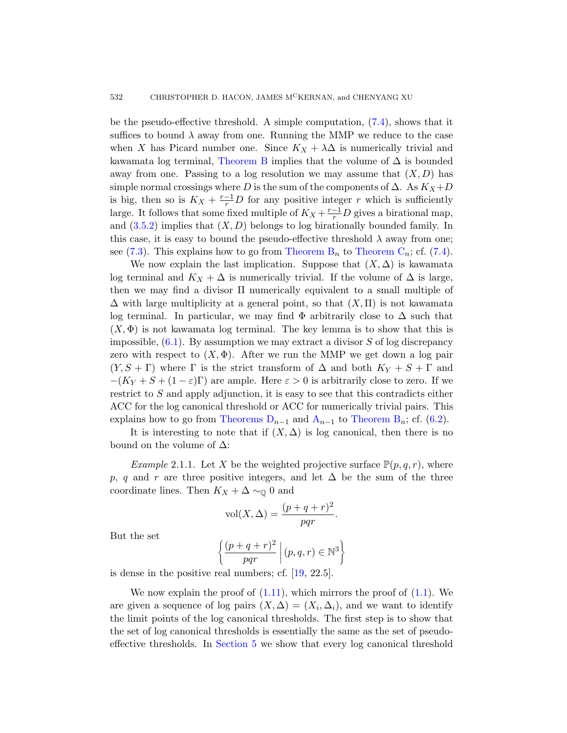be the pseudo-effective threshold. A simple computation, (7.4), shows that it suffices to bound $\lambda$ away from one. Running the MMP we reduce to the case when $X$ has Picard number one. Since $K_X + \lambda\Delta$ is numerically trivial and kawamata log terminal, Theorem B implies that the volume of $\Delta$ is bounded away from one. Passing to a log resolution we may assume that $(X, D)$ has simple normal crossings where $D$ is the sum of the components of $\Delta$. As $K_X + D$ is big, then so is $K_X + \frac{r-1}{r}D$ for any positive integer $r$ which is sufficiently large. It follows that some fixed multiple of $K_X + \frac{r-1}{r}D$ gives a birational map, and (3.5.2) implies that $(X, D)$ belongs to log birationally bounded family. In this case, it is easy to bound the pseudo-effective threshold $\lambda$ away from one; see (7.3). This explains how to go from Theorem $\mathrm{B}_n$ to Theorem $\mathrm{C}_n$; cf. (7.4).

We now explain the last implication. Suppose that $(X, \Delta)$ is kawamata log terminal and $K_X + \Delta$ is numerically trivial. If the volume of $\Delta$ is large, then we may find a divisor $\Pi$ numerically equivalent to a small multiple of $\Delta$ with large multiplicity at a general point, so that $(X, \Pi)$ is not kawamata log terminal. In particular, we may find $\Phi$ arbitrarily close to $\Delta$ such that $(X, \Phi)$ is not kawamata log terminal. The key lemma is to show that this is impossible, (6.1). By assumption we may extract a divisor $S$ of log discrepancy zero with respect to $(X, \Phi)$. After we run the MMP we get down a log pair $(Y, S + \Gamma)$ where $\Gamma$ is the strict transform of $\Delta$ and both $K_Y + S + \Gamma$ and $-(K_Y + S + (1-\varepsilon)\Gamma)$ are ample. Here $\varepsilon > 0$ is arbitrarily close to zero. If we restrict to $S$ and apply adjunction, it is easy to see that this contradicts either ACC for the log canonical threshold or ACC for numerically trivial pairs. This explains how to go from Theorems $\mathrm{D}_{n-1}$ and $\mathrm{A}_{n-1}$ to Theorem $\mathrm{B}_n$; cf. (6.2).

It is interesting to note that if $(X, \Delta)$ is log canonical, then there is no bound on the volume of $\Delta$:

*Example* 2.1.1. Let $X$ be the weighted projective surface $\mathbb{P}(p, q, r)$, where $p$, $q$ and $r$ are three positive integers, and let $\Delta$ be the sum of the three coordinate lines. Then $K_X + \Delta \sim_{\mathbb{Q}} 0$ and

$$\mathrm{vol}(X, \Delta) = \frac{(p+q+r)^2}{pqr}.$$

But the set

$$\left\{ \frac{(p+q+r)^2}{pqr} \,\middle|\, (p, q, r) \in \mathbb{N}^3 \right\}$$

is dense in the positive real numbers; cf. [19, 22.5].

We now explain the proof of (1.11), which mirrors the proof of (1.1). We are given a sequence of log pairs $(X, \Delta) = (X_i, \Delta_i)$, and we want to identify the limit points of the log canonical thresholds. The first step is to show that the set of log canonical thresholds is essentially the same as the set of pseudo-effective thresholds. In Section 5 we show that every log canonical threshold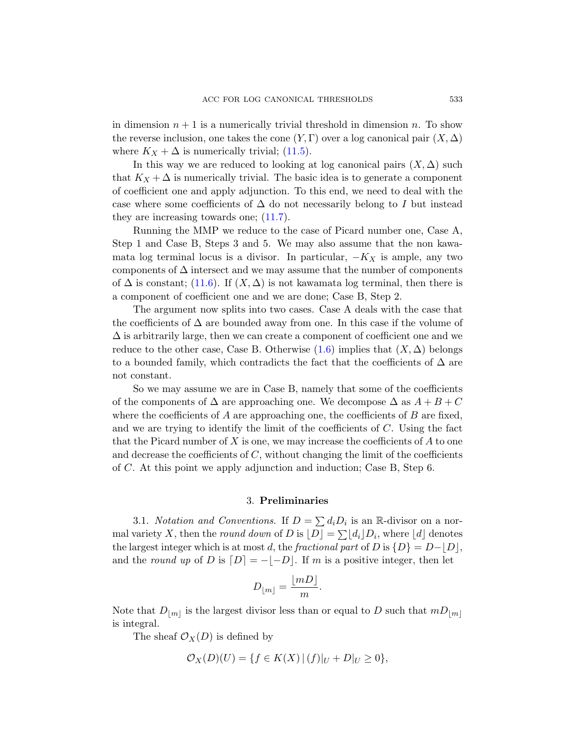in dimension $n+1$ is a numerically trivial threshold in dimension $n$. To show the reverse inclusion, one takes the cone $(Y, \Gamma)$ over a log canonical pair $(X, \Delta)$ where $K_X + \Delta$ is numerically trivial; (11.5).

In this way we are reduced to looking at log canonical pairs $(X, \Delta)$ such that $K_X + \Delta$ is numerically trivial. The basic idea is to generate a component of coefficient one and apply adjunction. To this end, we need to deal with the case where some coefficients of $\Delta$ do not necessarily belong to $I$ but instead they are increasing towards one; (11.7).

Running the MMP we reduce to the case of Picard number one, Case A, Step 1 and Case B, Steps 3 and 5. We may also assume that the non kawamata log terminal locus is a divisor. In particular, $-K_X$ is ample, any two components of $\Delta$ intersect and we may assume that the number of components of $\Delta$ is constant; (11.6). If $(X, \Delta)$ is not kawamata log terminal, then there is a component of coefficient one and we are done; Case B, Step 2.

The argument now splits into two cases. Case A deals with the case that the coefficients of $\Delta$ are bounded away from one. In this case if the volume of $\Delta$ is arbitrarily large, then we can create a component of coefficient one and we reduce to the other case, Case B. Otherwise (1.6) implies that $(X, \Delta)$ belongs to a bounded family, which contradicts the fact that the coefficients of $\Delta$ are not constant.

So we may assume we are in Case B, namely that some of the coefficients of the components of $\Delta$ are approaching one. We decompose $\Delta$ as $A+B+C$ where the coefficients of $A$ are approaching one, the coefficients of $B$ are fixed, and we are trying to identify the limit of the coefficients of $C$. Using the fact that the Picard number of $X$ is one, we may increase the coefficients of $A$ to one and decrease the coefficients of $C$, without changing the limit of the coefficients of $C$. At this point we apply adjunction and induction; Case B, Step 6.

## 3. **Preliminaries**

3.1. *Notation and Conventions.* If $D = \sum d_i D_i$ is an $\mathbb{R}$-divisor on a normal variety $X$, then the *round down* of $D$ is $\lfloor D \rfloor = \sum \lfloor d_i \rfloor D_i$, where $\lfloor d \rfloor$ denotes the largest integer which is at most $d$, the *fractional part* of $D$ is $\{D\} = D - \lfloor D \rfloor$, and the *round up* of $D$ is $\lceil D \rceil = -\lfloor -D \rfloor$. If $m$ is a positive integer, then let

$$D_{\lfloor m \rfloor} = \frac{\lfloor mD \rfloor}{m}.$$

Note that $D_{\lfloor m \rfloor}$ is the largest divisor less than or equal to $D$ such that $mD_{\lfloor m \rfloor}$ is integral.

The sheaf $\mathcal{O}_X(D)$ is defined by

$$\mathcal{O}_X(D)(U) = \{f \in K(X) \,|\, (f)|_U + D|_U \geq 0\},$$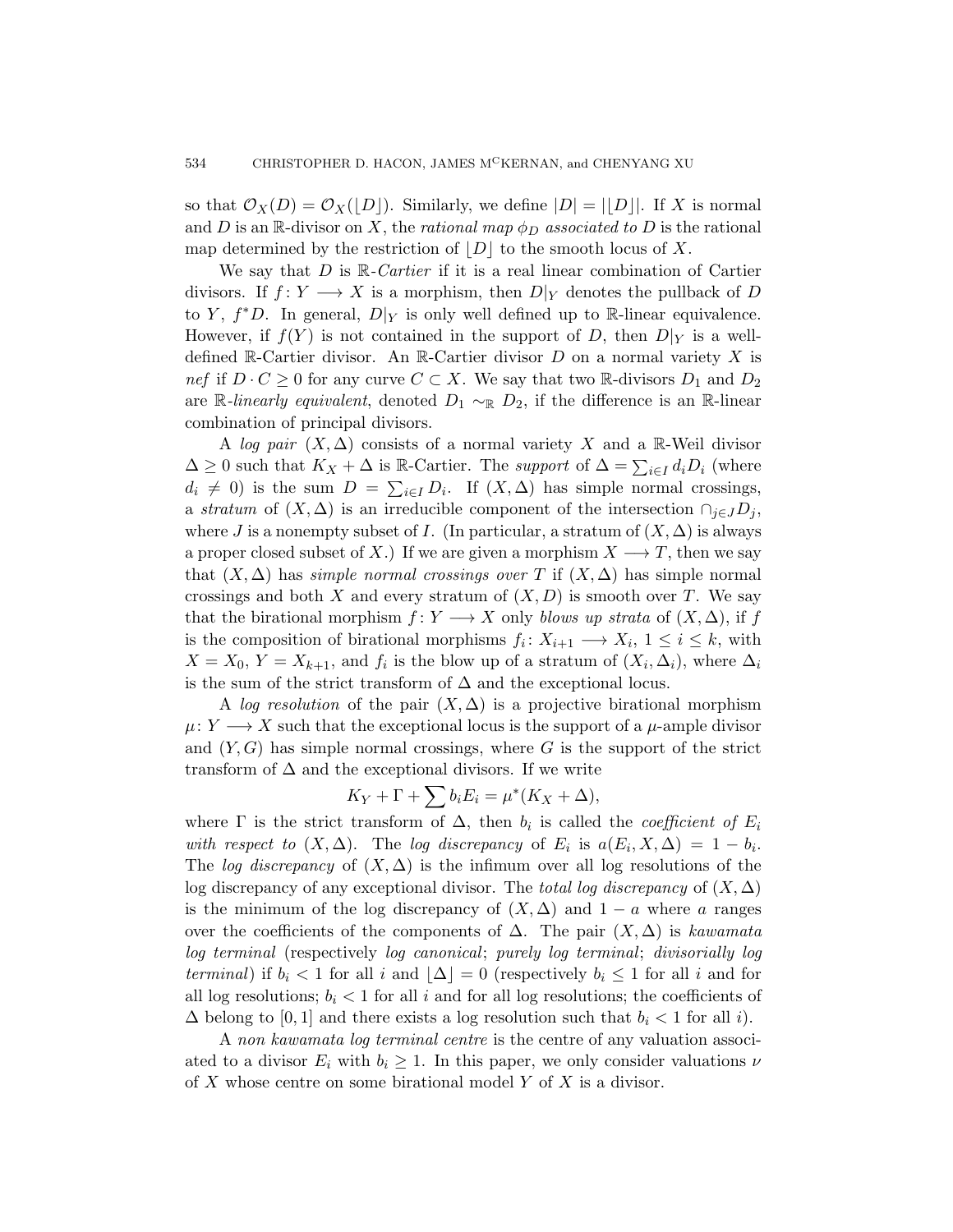so that $\mathcal{O}_X(D) = \mathcal{O}_X(\lfloor D \rfloor)$. Similarly, we define $|D| = |\lfloor D \rfloor|$. If $X$ is normal and $D$ is an $\mathbb{R}$-divisor on $X$, the *rational map $\phi_D$ associated to* $D$ is the rational map determined by the restriction of $\lfloor D \rfloor$ to the smooth locus of $X$.

We say that $D$ is $\mathbb{R}$-*Cartier* if it is a real linear combination of Cartier divisors. If $f: Y \longrightarrow X$ is a morphism, then $D|_Y$ denotes the pullback of $D$ to $Y$, $f^*D$. In general, $D|_Y$ is only well defined up to $\mathbb{R}$-linear equivalence. However, if $f(Y)$ is not contained in the support of $D$, then $D|_Y$ is a well-defined $\mathbb{R}$-Cartier divisor. An $\mathbb{R}$-Cartier divisor $D$ on a normal variety $X$ is *nef* if $D \cdot C \geq 0$ for any curve $C \subset X$. We say that two $\mathbb{R}$-divisors $D_1$ and $D_2$ are $\mathbb{R}$-*linearly equivalent*, denoted $D_1 \sim_{\mathbb{R}} D_2$, if the difference is an $\mathbb{R}$-linear combination of principal divisors.

A *log pair* $(X, \Delta)$ consists of a normal variety $X$ and a $\mathbb{R}$-Weil divisor $\Delta \geq 0$ such that $K_X + \Delta$ is $\mathbb{R}$-Cartier. The *support* of $\Delta = \sum_{i \in I} d_i D_i$ (where $d_i \neq 0$) is the sum $D = \sum_{i \in I} D_i$. If $(X, \Delta)$ has simple normal crossings, a *stratum* of $(X, \Delta)$ is an irreducible component of the intersection $\cap_{j \in J} D_j$, where $J$ is a nonempty subset of $I$. (In particular, a stratum of $(X, \Delta)$ is always a proper closed subset of $X$.) If we are given a morphism $X \longrightarrow T$, then we say that $(X, \Delta)$ has *simple normal crossings over* $T$ if $(X, \Delta)$ has simple normal crossings and both $X$ and every stratum of $(X, D)$ is smooth over $T$. We say that the birational morphism $f: Y \longrightarrow X$ only *blows up strata* of $(X, \Delta)$, if $f$ is the composition of birational morphisms $f_i: X_{i+1} \longrightarrow X_i$, $1 \leq i \leq k$, with $X = X_0$, $Y = X_{k+1}$, and $f_i$ is the blow up of a stratum of $(X_i, \Delta_i)$, where $\Delta_i$ is the sum of the strict transform of $\Delta$ and the exceptional locus.

A *log resolution* of the pair $(X, \Delta)$ is a projective birational morphism $\mu: Y \longrightarrow X$ such that the exceptional locus is the support of a $\mu$-ample divisor and $(Y, G)$ has simple normal crossings, where $G$ is the support of the strict transform of $\Delta$ and the exceptional divisors. If we write

$$K_Y + \Gamma + \sum b_i E_i = \mu^*(K_X + \Delta),$$

where $\Gamma$ is the strict transform of $\Delta$, then $b_i$ is called the *coefficient of $E_i$ with respect to* $(X, \Delta)$. The *log discrepancy* of $E_i$ is $a(E_i, X, \Delta) = 1 - b_i$. The *log discrepancy* of $(X, \Delta)$ is the infimum over all log resolutions of the log discrepancy of any exceptional divisor. The *total log discrepancy* of $(X, \Delta)$ is the minimum of the log discrepancy of $(X, \Delta)$ and $1 - a$ where $a$ ranges over the coefficients of the components of $\Delta$. The pair $(X, \Delta)$ is *kawamata log terminal* (respectively *log canonical*; *purely log terminal*; *divisorially log terminal*) if $b_i < 1$ for all $i$ and $\lfloor \Delta \rfloor = 0$ (respectively $b_i \leq 1$ for all $i$ and for all log resolutions; $b_i < 1$ for all $i$ and for all log resolutions; the coefficients of $\Delta$ belong to $[0, 1]$ and there exists a log resolution such that $b_i < 1$ for all $i$).

A *non kawamata log terminal centre* is the centre of any valuation associated to a divisor $E_i$ with $b_i \geq 1$. In this paper, we only consider valuations $\nu$ of $X$ whose centre on some birational model $Y$ of $X$ is a divisor.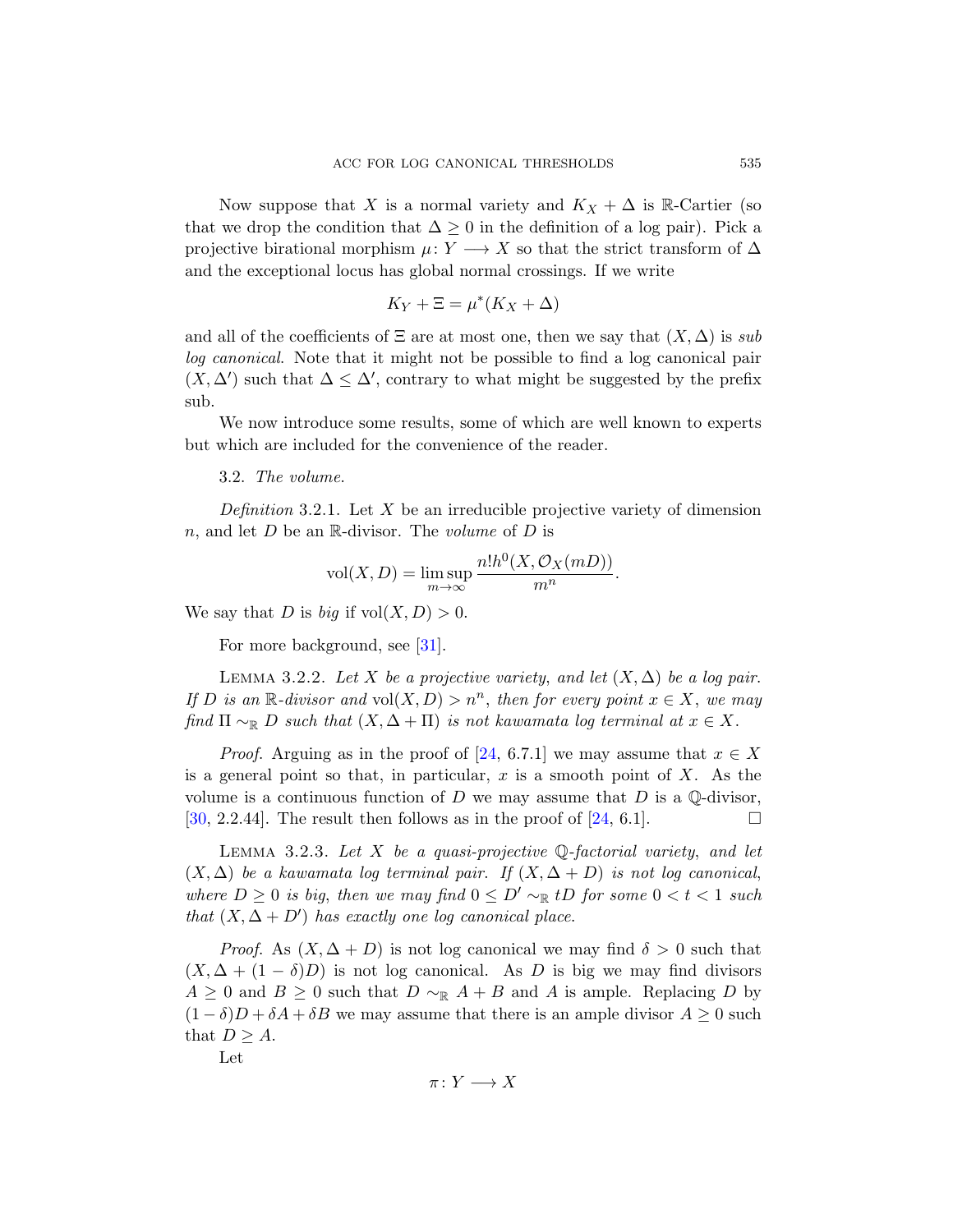Now suppose that $X$ is a normal variety and $K_X + \Delta$ is $\mathbb{R}$-Cartier (so that we drop the condition that $\Delta \geq 0$ in the definition of a log pair). Pick a projective birational morphism $\mu\colon Y \longrightarrow X$ so that the strict transform of $\Delta$ and the exceptional locus has global normal crossings. If we write

$$K_Y + \Xi = \mu^*(K_X + \Delta)$$

and all of the coefficients of $\Xi$ are at most one, then we say that $(X, \Delta)$ is *sub log canonical*. Note that it might not be possible to find a log canonical pair $(X, \Delta')$ such that $\Delta \leq \Delta'$, contrary to what might be suggested by the prefix sub.

We now introduce some results, some of which are well known to experts but which are included for the convenience of the reader.

3.2. *The volume.*

*Definition* 3.2.1. Let $X$ be an irreducible projective variety of dimension $n$, and let $D$ be an $\mathbb{R}$-divisor. The *volume* of $D$ is

$$\operatorname{vol}(X, D) = \limsup_{m \to \infty} \frac{n! h^0(X, \mathcal{O}_X(mD))}{m^n}.$$

We say that $D$ is *big* if $\operatorname{vol}(X, D) > 0$.

For more background, see [31].

Lemma 3.2.2. *Let $X$ be a projective variety, and let $(X, \Delta)$ be a log pair. If $D$ is an $\mathbb{R}$-divisor and $\operatorname{vol}(X, D) > n^n$, then for every point $x \in X$, we may find $\Pi \sim_{\mathbb{R}} D$ such that $(X, \Delta + \Pi)$ is not kawamata log terminal at $x \in X$.*

*Proof.* Arguing as in the proof of [24, 6.7.1] we may assume that $x \in X$ is a general point so that, in particular, $x$ is a smooth point of $X$. As the volume is a continuous function of $D$ we may assume that $D$ is a $\mathbb{Q}$-divisor, [30, 2.2.44]. The result then follows as in the proof of [24, 6.1]. □

Lemma 3.2.3. *Let $X$ be a quasi-projective $\mathbb{Q}$-factorial variety, and let $(X, \Delta)$ be a kawamata log terminal pair. If $(X, \Delta + D)$ is not log canonical, where $D \geq 0$ is big, then we may find $0 \leq D' \sim_{\mathbb{R}} tD$ for some $0 < t < 1$ such that $(X, \Delta + D')$ has exactly one log canonical place.*

*Proof.* As $(X, \Delta + D)$ is not log canonical we may find $\delta > 0$ such that $(X, \Delta + (1 - \delta)D)$ is not log canonical. As $D$ is big we may find divisors $A \geq 0$ and $B \geq 0$ such that $D \sim_{\mathbb{R}} A + B$ and $A$ is ample. Replacing $D$ by $(1 - \delta)D + \delta A + \delta B$ we may assume that there is an ample divisor $A \geq 0$ such that $D \geq A$.

Let

$$\pi\colon Y \longrightarrow X$$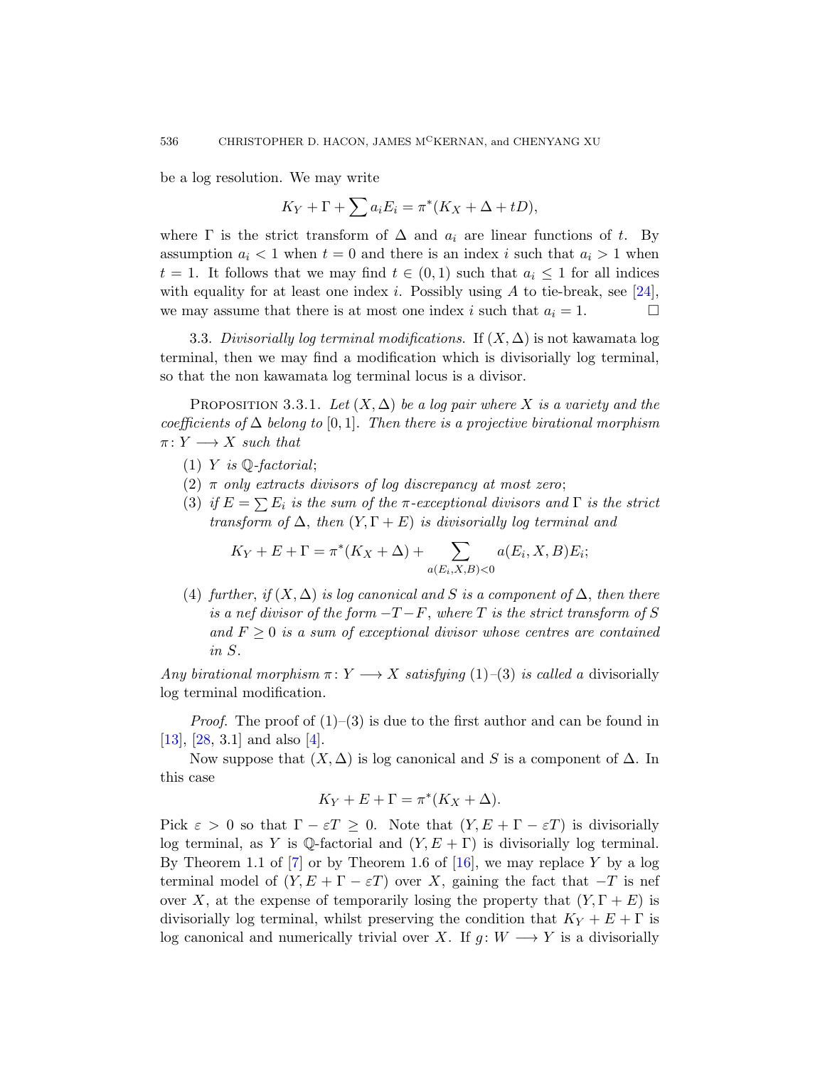be a log resolution. We may write

$$K_Y + \Gamma + \sum a_i E_i = \pi^*(K_X + \Delta + tD),$$

where $\Gamma$ is the strict transform of $\Delta$ and $a_i$ are linear functions of $t$. By assumption $a_i < 1$ when $t = 0$ and there is an index $i$ such that $a_i > 1$ when $t = 1$. It follows that we may find $t \in (0, 1)$ such that $a_i \leq 1$ for all indices with equality for at least one index $i$. Possibly using $A$ to tie-break, see [24], we may assume that there is at most one index $i$ such that $a_i = 1$. □

3.3. *Divisorially log terminal modifications.* If $(X, \Delta)$ is not kawamata log terminal, then we may find a modification which is divisorially log terminal, so that the non kawamata log terminal locus is a divisor.

Proposition 3.3.1. *Let $(X, \Delta)$ be a log pair where $X$ is a variety and the coefficients of $\Delta$ belong to $[0, 1]$. Then there is a projective birational morphism $\pi\colon Y \longrightarrow X$ such that*

1. *$Y$ is $\mathbb{Q}$-factorial;*
2. *$\pi$ only extracts divisors of log discrepancy at most zero;*
3. *if $E = \sum E_i$ is the sum of the $\pi$-exceptional divisors and $\Gamma$ is the strict transform of $\Delta$, then $(Y, \Gamma + E)$ is divisorially log terminal and*
$$K_Y + E + \Gamma = \pi^*(K_X + \Delta) + \sum_{a(E_i, X, B) < 0} a(E_i, X, B) E_i;$$
4. *further, if $(X, \Delta)$ is log canonical and $S$ is a component of $\Delta$, then there is a nef divisor of the form $-T - F$, where $T$ is the strict transform of $S$ and $F \geq 0$ is a sum of exceptional divisor whose centres are contained in $S$.*

*Any birational morphism $\pi\colon Y \longrightarrow X$ satisfying (1)–(3) is called a* divisorially log terminal modification.

*Proof.* The proof of (1)–(3) is due to the first author and can be found in [13], [28, 3.1] and also [4].

Now suppose that $(X, \Delta)$ is log canonical and $S$ is a component of $\Delta$. In this case

$$K_Y + E + \Gamma = \pi^*(K_X + \Delta).$$

Pick $\varepsilon > 0$ so that $\Gamma - \varepsilon T \geq 0$. Note that $(Y, E + \Gamma - \varepsilon T)$ is divisorially log terminal, as $Y$ is $\mathbb{Q}$-factorial and $(Y, E + \Gamma)$ is divisorially log terminal. By Theorem 1.1 of [7] or by Theorem 1.6 of [16], we may replace $Y$ by a log terminal model of $(Y, E + \Gamma - \varepsilon T)$ over $X$, gaining the fact that $-T$ is nef over $X$, at the expense of temporarily losing the property that $(Y, \Gamma + E)$ is divisorially log terminal, whilst preserving the condition that $K_Y + E + \Gamma$ is log canonical and numerically trivial over $X$. If $g\colon W \longrightarrow Y$ is a divisorially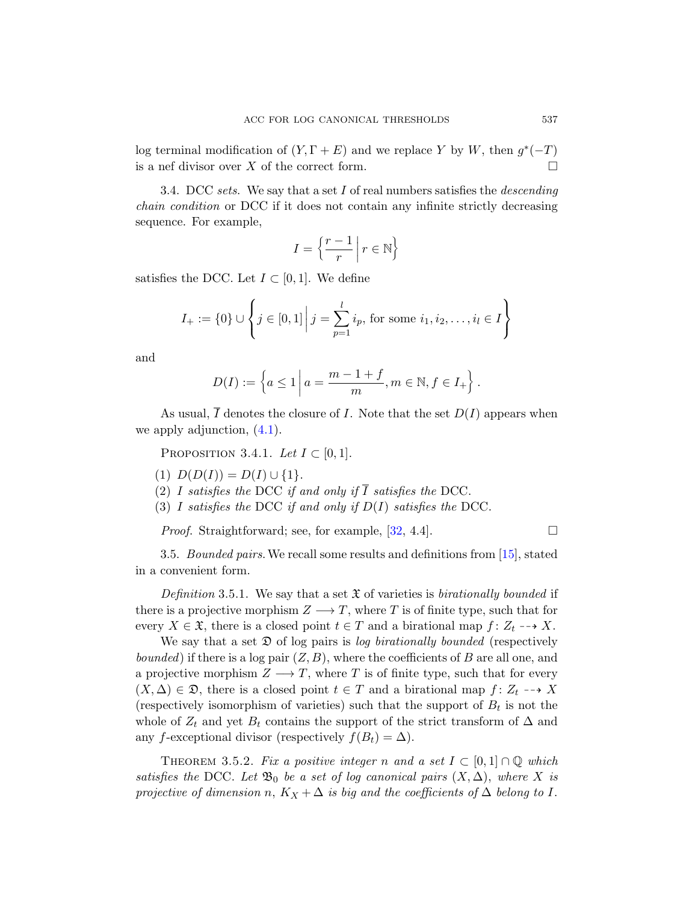log terminal modification of $(Y, \Gamma + E)$ and we replace $Y$ by $W$, then $g^*(-T)$ is a nef divisor over $X$ of the correct form. $\square$

3.4. *DCC sets.* We say that a set $I$ of real numbers satisfies the *descending chain condition* or DCC if it does not contain any infinite strictly decreasing sequence. For example,

$$I = \left\{ \frac{r-1}{r} \,\middle|\, r \in \mathbb{N} \right\}$$

satisfies the DCC. Let $I \subset [0, 1]$. We define

$$I_+ := \{0\} \cup \left\{ j \in [0,1] \,\middle|\, j = \sum_{p=1}^{l} i_p, \text{ for some } i_1, i_2, \dots, i_l \in I \right\}$$

and

$$D(I) := \left\{ a \leq 1 \,\middle|\, a = \frac{m-1+f}{m}, m \in \mathbb{N}, f \in I_+ \right\}.$$

As usual, $\overline{I}$ denotes the closure of $I$. Note that the set $D(I)$ appears when we apply adjunction, (4.1).

PROPOSITION 3.4.1. *Let $I \subset [0, 1]$.*

1. $D(D(I)) = D(I) \cup \{1\}$.
2. *$I$ satisfies the* DCC *if and only if $\overline{I}$ satisfies the* DCC.
3. *$I$ satisfies the* DCC *if and only if $D(I)$ satisfies the* DCC.

*Proof.* Straightforward; see, for example, [32, 4.4]. $\square$

3.5. *Bounded pairs.* We recall some results and definitions from [15], stated in a convenient form.

*Definition* 3.5.1. We say that a set $\mathfrak{X}$ of varieties is *birationally bounded* if there is a projective morphism $Z \longrightarrow T$, where $T$ is of finite type, such that for every $X \in \mathfrak{X}$, there is a closed point $t \in T$ and a birational map $f : Z_t \dashrightarrow X$.

We say that a set $\mathfrak{D}$ of log pairs is *log birationally bounded* (respectively *bounded*) if there is a log pair $(Z, B)$, where the coefficients of $B$ are all one, and a projective morphism $Z \longrightarrow T$, where $T$ is of finite type, such that for every $(X, \Delta) \in \mathfrak{D}$, there is a closed point $t \in T$ and a birational map $f : Z_t \dashrightarrow X$ (respectively isomorphism of varieties) such that the support of $B_t$ is not the whole of $Z_t$ and yet $B_t$ contains the support of the strict transform of $\Delta$ and any $f$-exceptional divisor (respectively $f(B_t) = \Delta$).

THEOREM 3.5.2. *Fix a positive integer $n$ and a set $I \subset [0, 1] \cap \mathbb{Q}$ which satisfies the* DCC. *Let $\mathfrak{B}_0$ be a set of log canonical pairs $(X, \Delta)$, where $X$ is projective of dimension $n$, $K_X + \Delta$ is big and the coefficients of $\Delta$ belong to $I$.*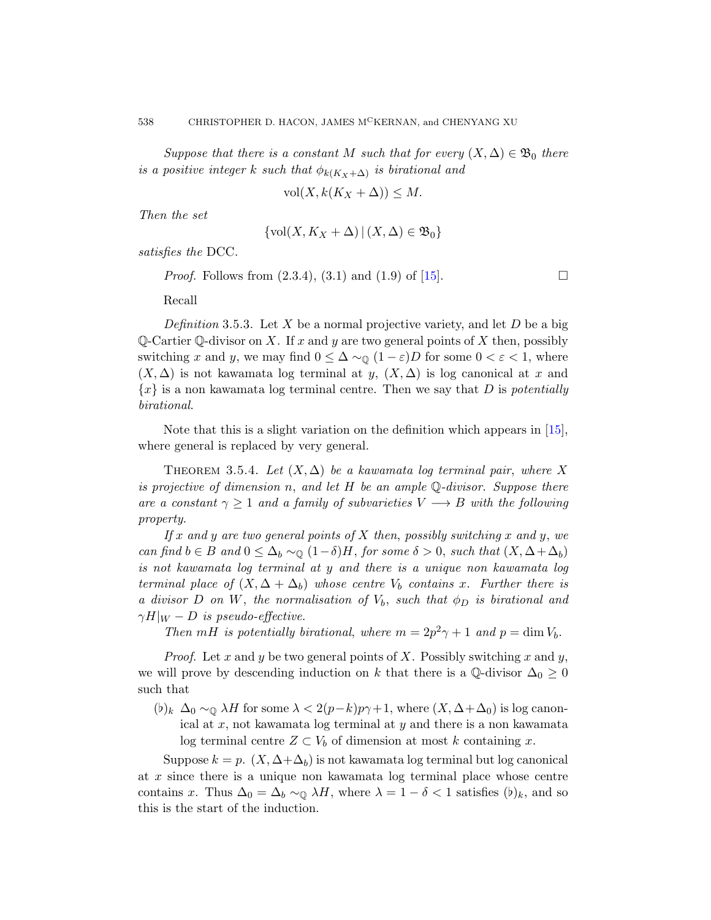*Suppose that there is a constant $M$ such that for every $(X, \Delta) \in \mathfrak{B}_0$ there is a positive integer $k$ such that $\phi_{k(K_X+\Delta)}$ is birational and*

$$\operatorname{vol}(X, k(K_X + \Delta)) \leq M.$$

*Then the set*

$$\{\operatorname{vol}(X, K_X + \Delta) \mid (X, \Delta) \in \mathfrak{B}_0\}$$

*satisfies the* DCC.

*Proof.* Follows from (2.3.4), (3.1) and (1.9) of [15]. □

Recall

*Definition* 3.5.3. Let $X$ be a normal projective variety, and let $D$ be a big $\mathbb{Q}$-Cartier $\mathbb{Q}$-divisor on $X$. If $x$ and $y$ are two general points of $X$ then, possibly switching $x$ and $y$, we may find $0 \leq \Delta \sim_{\mathbb{Q}} (1-\varepsilon)D$ for some $0 < \varepsilon < 1$, where $(X, \Delta)$ is not kawamata log terminal at $y$, $(X, \Delta)$ is log canonical at $x$ and $\{x\}$ is a non kawamata log terminal centre. Then we say that $D$ is *potentially birational*.

Note that this is a slight variation on the definition which appears in [15], where general is replaced by very general.

Theorem 3.5.4. *Let $(X, \Delta)$ be a kawamata log terminal pair, where $X$ is projective of dimension $n$, and let $H$ be an ample $\mathbb{Q}$-divisor. Suppose there are a constant $\gamma \geq 1$ and a family of subvarieties $V \longrightarrow B$ with the following property.*

*If $x$ and $y$ are two general points of $X$ then, possibly switching $x$ and $y$, we can find $b \in B$ and $0 \leq \Delta_b \sim_{\mathbb{Q}} (1-\delta)H$, for some $\delta > 0$, such that $(X, \Delta + \Delta_b)$ is not kawamata log terminal at $y$ and there is a unique non kawamata log terminal place of $(X, \Delta + \Delta_b)$ whose centre $V_b$ contains $x$. Further there is a divisor $D$ on $W$, the normalisation of $V_b$, such that $\phi_D$ is birational and $\gamma H|_W - D$ is pseudo-effective.*

*Then $mH$ is potentially birational, where $m = 2p^2\gamma + 1$ and $p = \dim V_b$.*

*Proof.* Let $x$ and $y$ be two general points of $X$. Possibly switching $x$ and $y$, we will prove by descending induction on $k$ that there is a $\mathbb{Q}$-divisor $\Delta_0 \geq 0$ such that

$(\flat)_k$ $\Delta_0 \sim_{\mathbb{Q}} \lambda H$ for some $\lambda < 2(p-k)p\gamma + 1$, where $(X, \Delta + \Delta_0)$ is log canonical at $x$, not kawamata log terminal at $y$ and there is a non kawamata log terminal centre $Z \subset V_b$ of dimension at most $k$ containing $x$.

Suppose $k = p$. $(X, \Delta + \Delta_b)$ is not kawamata log terminal but log canonical at $x$ since there is a unique non kawamata log terminal place whose centre contains $x$. Thus $\Delta_0 = \Delta_b \sim_{\mathbb{Q}} \lambda H$, where $\lambda = 1 - \delta < 1$ satisfies $(\flat)_k$, and so this is the start of the induction.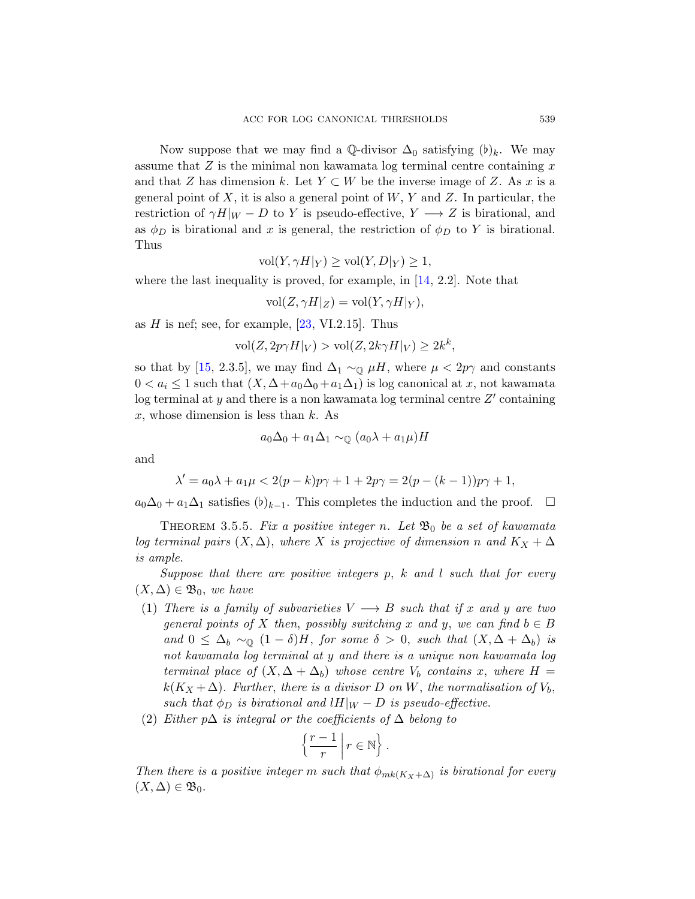Now suppose that we may find a $\mathbb{Q}$-divisor $\Delta_0$ satisfying $(\flat)_k$. We may assume that $Z$ is the minimal non kawamata log terminal centre containing $x$ and that $Z$ has dimension $k$. Let $Y \subset W$ be the inverse image of $Z$. As $x$ is a general point of $X$, it is also a general point of $W$, $Y$ and $Z$. In particular, the restriction of $\gamma H|_W - D$ to $Y$ is pseudo-effective, $Y \longrightarrow Z$ is birational, and as $\phi_D$ is birational and $x$ is general, the restriction of $\phi_D$ to $Y$ is birational. Thus

$$\operatorname{vol}(Y, \gamma H|_Y) \geq \operatorname{vol}(Y, D|_Y) \geq 1,$$

where the last inequality is proved, for example, in [14, 2.2]. Note that

$$\operatorname{vol}(Z, \gamma H|_Z) = \operatorname{vol}(Y, \gamma H|_Y),$$

as $H$ is nef; see, for example, [23, VI.2.15]. Thus

$$\operatorname{vol}(Z, 2p\gamma H|_V) > \operatorname{vol}(Z, 2k\gamma H|_V) \geq 2k^k,$$

so that by [15, 2.3.5], we may find $\Delta_1 \sim_{\mathbb{Q}} \mu H$, where $\mu < 2p\gamma$ and constants $0 < a_i \leq 1$ such that $(X, \Delta + a_0\Delta_0 + a_1\Delta_1)$ is log canonical at $x$, not kawamata log terminal at $y$ and there is a non kawamata log terminal centre $Z'$ containing $x$, whose dimension is less than $k$. As

$$a_0\Delta_0 + a_1\Delta_1 \sim_{\mathbb{Q}} (a_0\lambda + a_1\mu)H$$

and

$$\lambda' = a_0\lambda + a_1\mu < 2(p-k)p\gamma + 1 + 2p\gamma = 2(p-(k-1))p\gamma + 1,$$

$a_0\Delta_0 + a_1\Delta_1$ satisfies $(\flat)_{k-1}$. This completes the induction and the proof. $\square$

Theorem 3.5.5. *Fix a positive integer $n$. Let $\mathfrak{B}_0$ be a set of kawamata log terminal pairs $(X, \Delta)$, where $X$ is projective of dimension $n$ and $K_X + \Delta$ is ample.*

*Suppose that there are positive integers $p$, $k$ and $l$ such that for every $(X, \Delta) \in \mathfrak{B}_0$, we have*

1. *There is a family of subvarieties $V \longrightarrow B$ such that if $x$ and $y$ are two general points of $X$ then, possibly switching $x$ and $y$, we can find $b \in B$ and $0 \leq \Delta_b \sim_{\mathbb{Q}} (1-\delta)H$, for some $\delta > 0$, such that $(X, \Delta + \Delta_b)$ is not kawamata log terminal at $y$ and there is a unique non kawamata log terminal place of $(X, \Delta + \Delta_b)$ whose centre $V_b$ contains $x$, where $H = k(K_X + \Delta)$. Further, there is a divisor $D$ on $W$, the normalisation of $V_b$, such that $\phi_D$ is birational and $lH|_W - D$ is pseudo-effective.*
2. *Either $p\Delta$ is integral or the coefficients of $\Delta$ belong to*
$$\left\{ \frac{r-1}{r} \,\middle|\, r \in \mathbb{N} \right\}.$$

*Then there is a positive integer $m$ such that $\phi_{mk(K_X+\Delta)}$ is birational for every $(X, \Delta) \in \mathfrak{B}_0$.*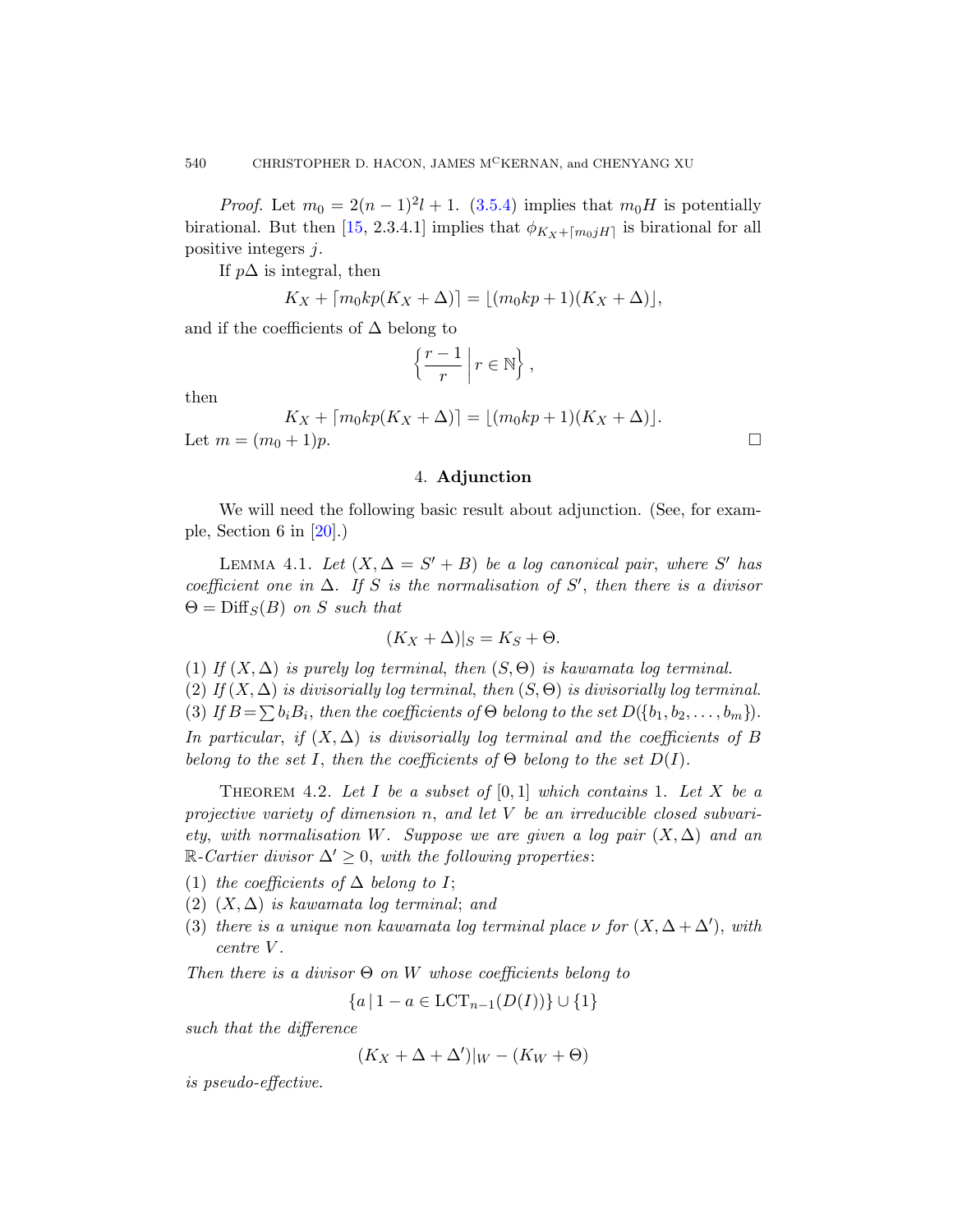*Proof.* Let $m_0 = 2(n-1)^2 l + 1$. (3.5.4) implies that $m_0 H$ is potentially birational. But then [15, 2.3.4.1] implies that $\phi_{K_X + \lceil m_0 j H \rceil}$ is birational for all positive integers $j$.

If $p\Delta$ is integral, then

$$K_X + \lceil m_0 kp(K_X + \Delta) \rceil = \lfloor (m_0 kp + 1)(K_X + \Delta) \rfloor,$$

and if the coefficients of $\Delta$ belong to

$$\left\{ \frac{r-1}{r} \,\middle|\, r \in \mathbb{N} \right\},$$

then

$$K_X + \lceil m_0 kp(K_X + \Delta) \rceil = \lfloor (m_0 kp + 1)(K_X + \Delta) \rfloor.$$

Let $m = (m_0 + 1)p$. □

## 4. Adjunction

We will need the following basic result about adjunction. (See, for example, Section 6 in [20].)

LEMMA 4.1. *Let $(X, \Delta = S' + B)$ be a log canonical pair, where $S'$ has coefficient one in $\Delta$. If $S$ is the normalisation of $S'$, then there is a divisor $\Theta = \mathrm{Diff}_S(B)$ on $S$ such that*

$$(K_X + \Delta)|_S = K_S + \Theta.$$

(1) *If $(X, \Delta)$ is purely log terminal, then $(S, \Theta)$ is kawamata log terminal.*
(2) *If $(X, \Delta)$ is divisorially log terminal, then $(S, \Theta)$ is divisorially log terminal.*
(3) *If $B = \sum b_i B_i$, then the coefficients of $\Theta$ belong to the set $D(\{b_1, b_2, \dots, b_m\})$.*

*In particular, if $(X, \Delta)$ is divisorially log terminal and the coefficients of $B$ belong to the set $I$, then the coefficients of $\Theta$ belong to the set $D(I)$.*

THEOREM 4.2. *Let $I$ be a subset of $[0, 1]$ which contains $1$. Let $X$ be a projective variety of dimension $n$, and let $V$ be an irreducible closed subvariety, with normalisation $W$. Suppose we are given a log pair $(X, \Delta)$ and an $\mathbb{R}$-Cartier divisor $\Delta' \geq 0$, with the following properties:*

(1) *the coefficients of $\Delta$ belong to $I$;*
(2) *$(X, \Delta)$ is kawamata log terminal; and*
(3) *there is a unique non kawamata log terminal place $\nu$ for $(X, \Delta + \Delta')$, with centre $V$.*

*Then there is a divisor $\Theta$ on $W$ whose coefficients belong to*

$$\{a \,|\, 1 - a \in \mathrm{LCT}_{n-1}(D(I))\} \cup \{1\}$$

*such that the difference*

$$(K_X + \Delta + \Delta')|_W - (K_W + \Theta)$$

*is pseudo-effective.*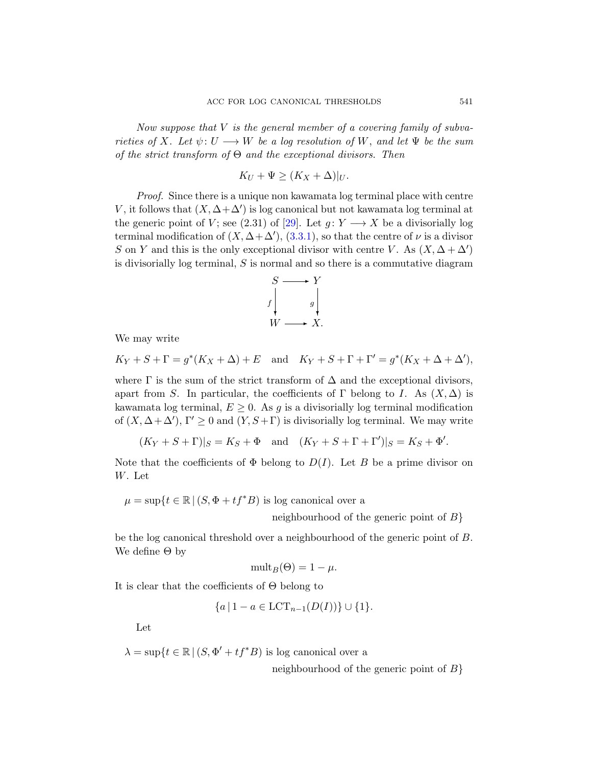*Now suppose that $V$ is the general member of a covering family of subvarieties of $X$. Let $\psi\colon U \longrightarrow W$ be a log resolution of $W$, and let $\Psi$ be the sum of the strict transform of $\Theta$ and the exceptional divisors. Then*

$$K_U + \Psi \geq (K_X + \Delta)|_U.$$

*Proof.* Since there is a unique non kawamata log terminal place with centre $V$, it follows that $(X, \Delta+\Delta')$ is log canonical but not kawamata log terminal at the generic point of $V$; see (2.31) of [29]. Let $g\colon Y \longrightarrow X$ be a divisorially log terminal modification of $(X, \Delta+\Delta')$, (3.3.1), so that the centre of $\nu$ is a divisor $S$ on $Y$ and this is the only exceptional divisor with centre $V$. As $(X, \Delta+\Delta')$ is divisorially log terminal, $S$ is normal and so there is a commutative diagram

$$\begin{array}{ccc} S & \longrightarrow & Y \\ {\scriptstyle f}\big\downarrow & & \big\downarrow{\scriptstyle g} \\ W & \longrightarrow & X. \end{array}$$

We may write

$$K_Y + S + \Gamma = g^*(K_X + \Delta) + E \quad \text{and} \quad K_Y + S + \Gamma + \Gamma' = g^*(K_X + \Delta + \Delta'),$$

where $\Gamma$ is the sum of the strict transform of $\Delta$ and the exceptional divisors, apart from $S$. In particular, the coefficients of $\Gamma$ belong to $I$. As $(X, \Delta)$ is kawamata log terminal, $E \geq 0$. As $g$ is a divisorially log terminal modification of $(X, \Delta+\Delta')$, $\Gamma' \geq 0$ and $(Y, S+\Gamma)$ is divisorially log terminal. We may write

$$(K_Y + S + \Gamma)|_S = K_S + \Phi \quad \text{and} \quad (K_Y + S + \Gamma + \Gamma')|_S = K_S + \Phi'.$$

Note that the coefficients of $\Phi$ belong to $D(I)$. Let $B$ be a prime divisor on $W$. Let

$$\mu = \sup\{t \in \mathbb{R} \,|\, (S, \Phi + tf^*B) \text{ is log canonical over a neighbourhood of the generic point of } B\}$$

be the log canonical threshold over a neighbourhood of the generic point of $B$. We define $\Theta$ by

$$\operatorname{mult}_B(\Theta) = 1 - \mu.$$

It is clear that the coefficients of $\Theta$ belong to

$$\{a \,|\, 1 - a \in \operatorname{LCT}_{n-1}(D(I))\} \cup \{1\}.$$

Let

$$\lambda = \sup\{t \in \mathbb{R} \,|\, (S, \Phi' + tf^*B) \text{ is log canonical over a neighbourhood of the generic point of } B\}$$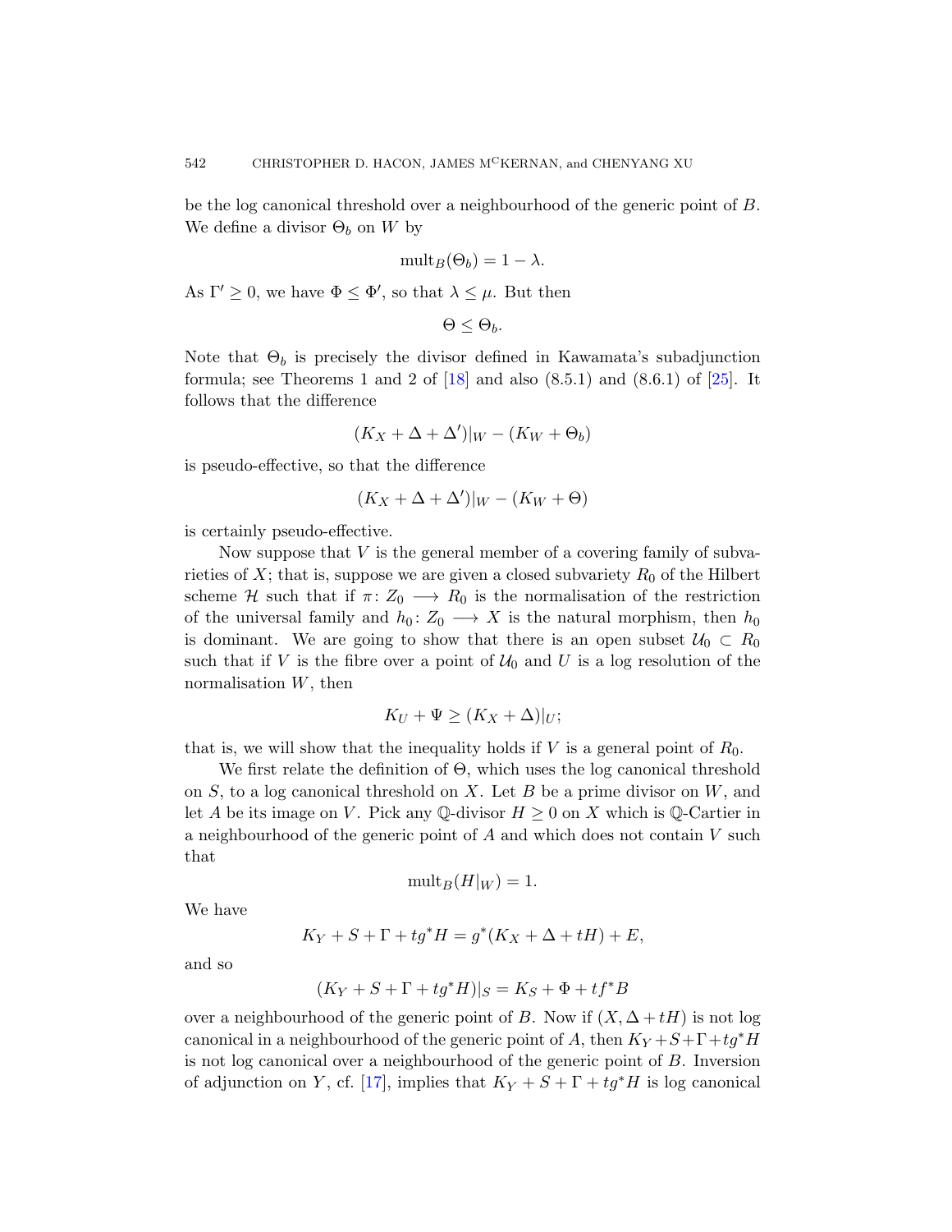be the log canonical threshold over a neighbourhood of the generic point of $B$. We define a divisor $\Theta_b$ on $W$ by

$$\operatorname{mult}_B(\Theta_b) = 1 - \lambda.$$

As $\Gamma' \geq 0$, we have $\Phi \leq \Phi'$, so that $\lambda \leq \mu$. But then

$$\Theta \leq \Theta_b.$$

Note that $\Theta_b$ is precisely the divisor defined in Kawamata's subadjunction formula; see Theorems 1 and 2 of [18] and also (8.5.1) and (8.6.1) of [25]. It follows that the difference

$$(K_X + \Delta + \Delta')|_W - (K_W + \Theta_b)$$

is pseudo-effective, so that the difference

$$(K_X + \Delta + \Delta')|_W - (K_W + \Theta)$$

is certainly pseudo-effective.

Now suppose that $V$ is the general member of a covering family of subvarieties of $X$; that is, suppose we are given a closed subvariety $R_0$ of the Hilbert scheme $\mathcal{H}$ such that if $\pi\colon Z_0 \longrightarrow R_0$ is the normalisation of the restriction of the universal family and $h_0\colon Z_0 \longrightarrow X$ is the natural morphism, then $h_0$ is dominant. We are going to show that there is an open subset $\mathcal{U}_0 \subset R_0$ such that if $V$ is the fibre over a point of $\mathcal{U}_0$ and $U$ is a log resolution of the normalisation $W$, then

$$K_U + \Psi \geq (K_X + \Delta)|_U;$$

that is, we will show that the inequality holds if $V$ is a general point of $R_0$.

We first relate the definition of $\Theta$, which uses the log canonical threshold on $S$, to a log canonical threshold on $X$. Let $B$ be a prime divisor on $W$, and let $A$ be its image on $V$. Pick any $\mathbb{Q}$-divisor $H \geq 0$ on $X$ which is $\mathbb{Q}$-Cartier in a neighbourhood of the generic point of $A$ and which does not contain $V$ such that

$$\operatorname{mult}_B(H|_W) = 1.$$

We have

$$K_Y + S + \Gamma + tg^*H = g^*(K_X + \Delta + tH) + E,$$

and so

$$(K_Y + S + \Gamma + tg^*H)|_S = K_S + \Phi + tf^*B$$

over a neighbourhood of the generic point of $B$. Now if $(X, \Delta + tH)$ is not log canonical in a neighbourhood of the generic point of $A$, then $K_Y + S + \Gamma + tg^*H$ is not log canonical over a neighbourhood of the generic point of $B$. Inversion of adjunction on $Y$, cf. [17], implies that $K_Y + S + \Gamma + tg^*H$ is log canonical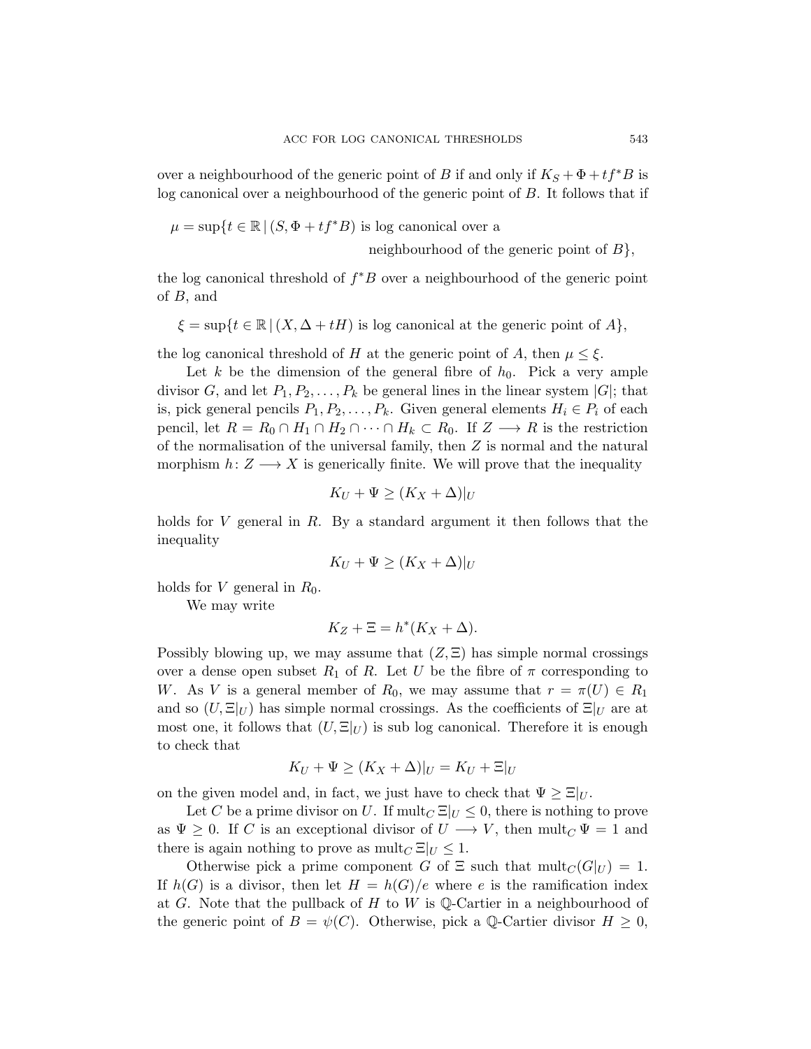over a neighbourhood of the generic point of $B$ if and only if $K_S + \Phi + tf^*B$ is log canonical over a neighbourhood of the generic point of $B$. It follows that if

$$\mu = \sup\{t \in \mathbb{R} \,|\, (S, \Phi + tf^*B) \text{ is log canonical over a neighbourhood of the generic point of } B\},$$

the log canonical threshold of $f^*B$ over a neighbourhood of the generic point of $B$, and

$$\xi = \sup\{t \in \mathbb{R} \,|\, (X, \Delta + tH) \text{ is log canonical at the generic point of } A\},$$

the log canonical threshold of $H$ at the generic point of $A$, then $\mu \leq \xi$.

Let $k$ be the dimension of the general fibre of $h_0$. Pick a very ample divisor $G$, and let $P_1, P_2, \dots, P_k$ be general lines in the linear system $|G|$; that is, pick general pencils $P_1, P_2, \dots, P_k$. Given general elements $H_i \in P_i$ of each pencil, let $R = R_0 \cap H_1 \cap H_2 \cap \cdots \cap H_k \subset R_0$. If $Z \longrightarrow R$ is the restriction of the normalisation of the universal family, then $Z$ is normal and the natural morphism $h\colon Z \longrightarrow X$ is generically finite. We will prove that the inequality

$$K_U + \Psi \geq (K_X + \Delta)|_U$$

holds for $V$ general in $R$. By a standard argument it then follows that the inequality

$$K_U + \Psi \geq (K_X + \Delta)|_U$$

holds for $V$ general in $R_0$.

We may write

$$K_Z + \Xi = h^*(K_X + \Delta).$$

Possibly blowing up, we may assume that $(Z, \Xi)$ has simple normal crossings over a dense open subset $R_1$ of $R$. Let $U$ be the fibre of $\pi$ corresponding to $W$. As $V$ is a general member of $R_0$, we may assume that $r = \pi(U) \in R_1$ and so $(U, \Xi|_U)$ has simple normal crossings. As the coefficients of $\Xi|_U$ are at most one, it follows that $(U, \Xi|_U)$ is sub log canonical. Therefore it is enough to check that

$$K_U + \Psi \geq (K_X + \Delta)|_U = K_U + \Xi|_U$$

on the given model and, in fact, we just have to check that $\Psi \geq \Xi|_U$.

Let $C$ be a prime divisor on $U$. If $\operatorname{mult}_C \Xi|_U \leq 0$, there is nothing to prove as $\Psi \geq 0$. If $C$ is an exceptional divisor of $U \longrightarrow V$, then $\operatorname{mult}_C \Psi = 1$ and there is again nothing to prove as $\operatorname{mult}_C \Xi|_U \leq 1$.

Otherwise pick a prime component $G$ of $\Xi$ such that $\operatorname{mult}_C(G|_U) = 1$. If $h(G)$ is a divisor, then let $H = h(G)/e$ where $e$ is the ramification index at $G$. Note that the pullback of $H$ to $W$ is $\mathbb{Q}$-Cartier in a neighbourhood of the generic point of $B = \psi(C)$. Otherwise, pick a $\mathbb{Q}$-Cartier divisor $H \geq 0$,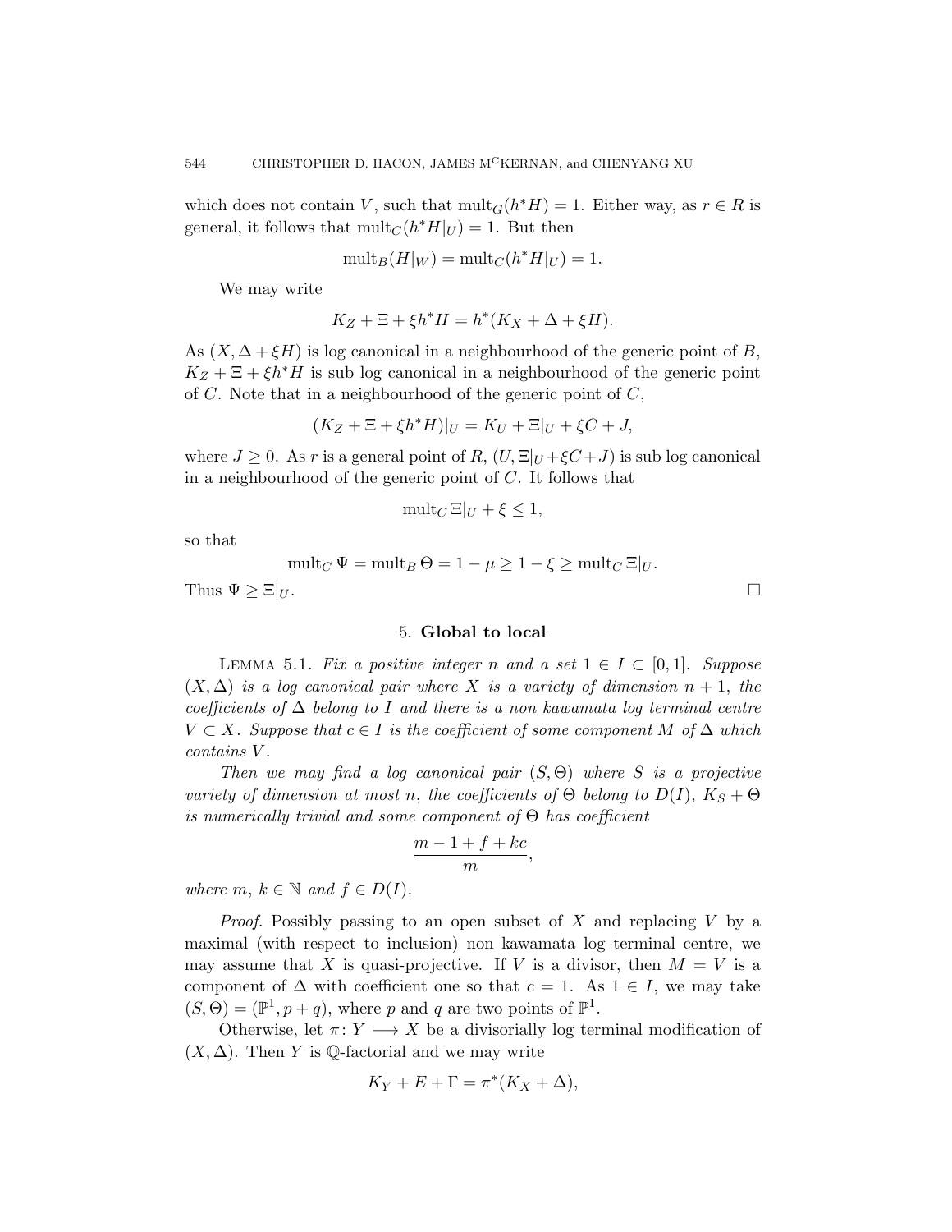which does not contain $V$, such that $\operatorname{mult}_G(h^*H) = 1$. Either way, as $r \in R$ is general, it follows that $\operatorname{mult}_C(h^*H|_U) = 1$. But then

$$\operatorname{mult}_B(H|_W) = \operatorname{mult}_C(h^*H|_U) = 1.$$

We may write

$$K_Z + \Xi + \xi h^*H = h^*(K_X + \Delta + \xi H).$$

As $(X, \Delta + \xi H)$ is log canonical in a neighbourhood of the generic point of $B$, $K_Z + \Xi + \xi h^*H$ is sub log canonical in a neighbourhood of the generic point of $C$. Note that in a neighbourhood of the generic point of $C$,

$$(K_Z + \Xi + \xi h^*H)|_U = K_U + \Xi|_U + \xi C + J,$$

where $J \geq 0$. As $r$ is a general point of $R$, $(U, \Xi|_U + \xi C + J)$ is sub log canonical in a neighbourhood of the generic point of $C$. It follows that

$$\operatorname{mult}_C \Xi|_U + \xi \leq 1,$$

so that

$$\operatorname{mult}_C \Psi = \operatorname{mult}_B \Theta = 1 - \mu \geq 1 - \xi \geq \operatorname{mult}_C \Xi|_U.$$

Thus $\Psi \geq \Xi|_U$. □

## 5. Global to local

Lemma 5.1. *Fix a positive integer $n$ and a set $1 \in I \subset [0, 1]$. Suppose $(X, \Delta)$ is a log canonical pair where $X$ is a variety of dimension $n + 1$, the coefficients of $\Delta$ belong to $I$ and there is a non kawamata log terminal centre $V \subset X$. Suppose that $c \in I$ is the coefficient of some component $M$ of $\Delta$ which contains $V$.*

*Then we may find a log canonical pair $(S, \Theta)$ where $S$ is a projective variety of dimension at most $n$, the coefficients of $\Theta$ belong to $D(I)$, $K_S + \Theta$ is numerically trivial and some component of $\Theta$ has coefficient*

$$\frac{m - 1 + f + kc}{m},$$

*where $m$, $k \in \mathbb{N}$ and $f \in D(I)$.*

*Proof.* Possibly passing to an open subset of $X$ and replacing $V$ by a maximal (with respect to inclusion) non kawamata log terminal centre, we may assume that $X$ is quasi-projective. If $V$ is a divisor, then $M = V$ is a component of $\Delta$ with coefficient one so that $c = 1$. As $1 \in I$, we may take $(S, \Theta) = (\mathbb{P}^1, p + q)$, where $p$ and $q$ are two points of $\mathbb{P}^1$.

Otherwise, let $\pi \colon Y \longrightarrow X$ be a divisorially log terminal modification of $(X, \Delta)$. Then $Y$ is $\mathbb{Q}$-factorial and we may write

$$K_Y + E + \Gamma = \pi^*(K_X + \Delta),$$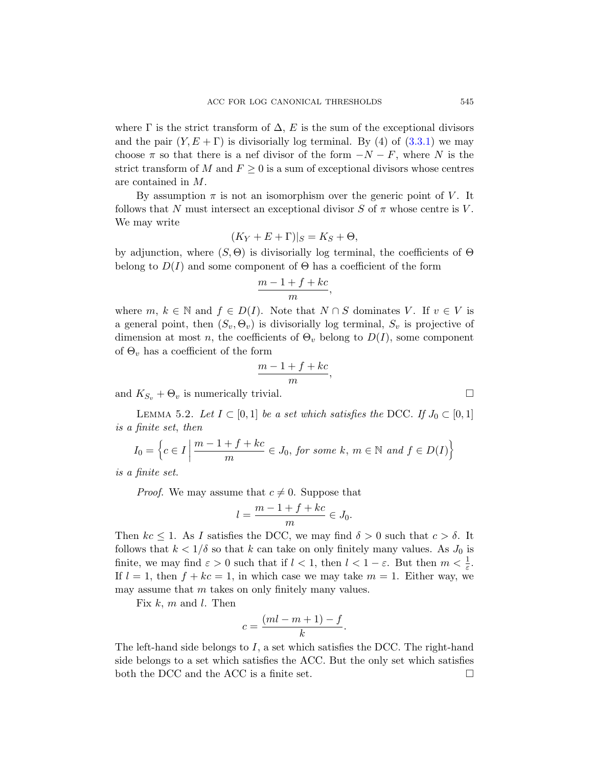where $\Gamma$ is the strict transform of $\Delta$, $E$ is the sum of the exceptional divisors and the pair $(Y, E + \Gamma)$ is divisorially log terminal. By (4) of (3.3.1) we may choose $\pi$ so that there is a nef divisor of the form $-N - F$, where $N$ is the strict transform of $M$ and $F \geq 0$ is a sum of exceptional divisors whose centres are contained in $M$.

By assumption $\pi$ is not an isomorphism over the generic point of $V$. It follows that $N$ must intersect an exceptional divisor $S$ of $\pi$ whose centre is $V$. We may write

$$(K_Y + E + \Gamma)|_S = K_S + \Theta,$$

by adjunction, where $(S, \Theta)$ is divisorially log terminal, the coefficients of $\Theta$ belong to $D(I)$ and some component of $\Theta$ has a coefficient of the form

$$\frac{m - 1 + f + kc}{m},$$

where $m$, $k \in \mathbb{N}$ and $f \in D(I)$. Note that $N \cap S$ dominates $V$. If $v \in V$ is a general point, then $(S_v, \Theta_v)$ is divisorially log terminal, $S_v$ is projective of dimension at most $n$, the coefficients of $\Theta_v$ belong to $D(I)$, some component of $\Theta_v$ has a coefficient of the form

$$\frac{m - 1 + f + kc}{m},$$

and $K_{S_v} + \Theta_v$ is numerically trivial. □

Lemma 5.2. *Let $I \subset [0, 1]$ be a set which satisfies the* DCC. *If $J_0 \subset [0, 1]$ is a finite set, then*

$$I_0 = \left\{ c \in I \,\middle|\, \frac{m - 1 + f + kc}{m} \in J_0, \text{ for some } k,\ m \in \mathbb{N} \text{ and } f \in D(I) \right\}$$

*is a finite set.*

*Proof.* We may assume that $c \neq 0$. Suppose that

$$l = \frac{m - 1 + f + kc}{m} \in J_0.$$

Then $kc \leq 1$. As $I$ satisfies the DCC, we may find $\delta > 0$ such that $c > \delta$. It follows that $k < 1/\delta$ so that $k$ can take on only finitely many values. As $J_0$ is finite, we may find $\varepsilon > 0$ such that if $l < 1$, then $l < 1 - \varepsilon$. But then $m < \frac{1}{\varepsilon}$. If $l = 1$, then $f + kc = 1$, in which case we may take $m = 1$. Either way, we may assume that $m$ takes on only finitely many values.

Fix $k$, $m$ and $l$. Then

$$c = \frac{(ml - m + 1) - f}{k}.$$

The left-hand side belongs to $I$, a set which satisfies the DCC. The right-hand side belongs to a set which satisfies the ACC. But the only set which satisfies both the DCC and the ACC is a finite set. □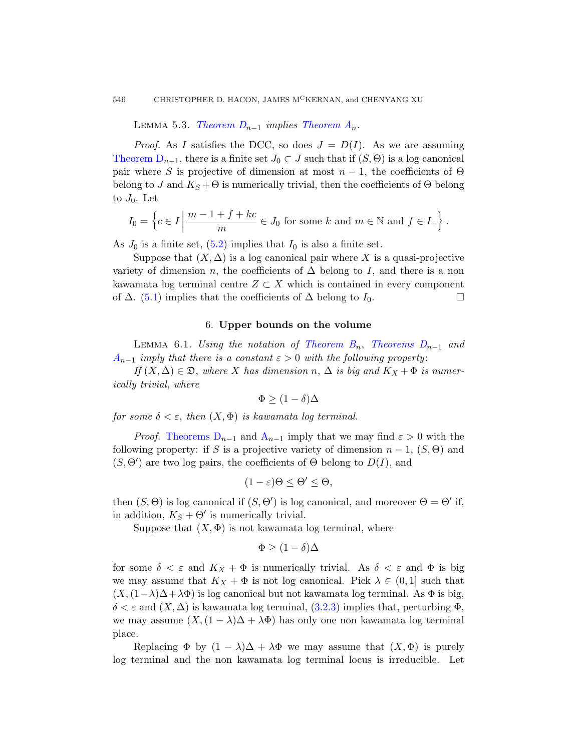Lemma 5.3. *Theorem $D_{n-1}$ implies Theorem $A_n$.*

*Proof.* As $I$ satisfies the DCC, so does $J = D(I)$. As we are assuming Theorem $D_{n-1}$, there is a finite set $J_0 \subset J$ such that if $(S, \Theta)$ is a log canonical pair where $S$ is projective of dimension at most $n-1$, the coefficients of $\Theta$ belong to $J$ and $K_S + \Theta$ is numerically trivial, then the coefficients of $\Theta$ belong to $J_0$. Let

$$I_0 = \left\{ c \in I \,\middle|\, \frac{m - 1 + f + kc}{m} \in J_0 \text{ for some } k \text{ and } m \in \mathbb{N} \text{ and } f \in I_+ \right\}.$$

As $J_0$ is a finite set, (5.2) implies that $I_0$ is also a finite set.

Suppose that $(X, \Delta)$ is a log canonical pair where $X$ is a quasi-projective variety of dimension $n$, the coefficients of $\Delta$ belong to $I$, and there is a non kawamata log terminal centre $Z \subset X$ which is contained in every component of $\Delta$. (5.1) implies that the coefficients of $\Delta$ belong to $I_0$. $\square$

## 6. Upper bounds on the volume

Lemma 6.1. *Using the notation of Theorem $B_n$, Theorems $D_{n-1}$ and $A_{n-1}$ imply that there is a constant $\varepsilon > 0$ with the following property:*

*If $(X, \Delta) \in \mathfrak{D}$, where $X$ has dimension $n$, $\Delta$ is big and $K_X + \Phi$ is numerically trivial, where*

$$\Phi \geq (1 - \delta)\Delta$$

*for some $\delta < \varepsilon$, then $(X, \Phi)$ is kawamata log terminal.*

*Proof.* Theorems $D_{n-1}$ and $A_{n-1}$ imply that we may find $\varepsilon > 0$ with the following property: if $S$ is a projective variety of dimension $n-1$, $(S, \Theta)$ and $(S, \Theta')$ are two log pairs, the coefficients of $\Theta$ belong to $D(I)$, and

$$(1 - \varepsilon)\Theta \leq \Theta' \leq \Theta,$$

then $(S, \Theta)$ is log canonical if $(S, \Theta')$ is log canonical, and moreover $\Theta = \Theta'$ if, in addition, $K_S + \Theta'$ is numerically trivial.

Suppose that $(X, \Phi)$ is not kawamata log terminal, where

$$\Phi \geq (1 - \delta)\Delta$$

for some $\delta < \varepsilon$ and $K_X + \Phi$ is numerically trivial. As $\delta < \varepsilon$ and $\Phi$ is big we may assume that $K_X + \Phi$ is not log canonical. Pick $\lambda \in (0, 1]$ such that $(X, (1-\lambda)\Delta + \lambda\Phi)$ is log canonical but not kawamata log terminal. As $\Phi$ is big, $\delta < \varepsilon$ and $(X, \Delta)$ is kawamata log terminal, (3.2.3) implies that, perturbing $\Phi$, we may assume $(X, (1 - \lambda)\Delta + \lambda\Phi)$ has only one non kawamata log terminal place.

Replacing $\Phi$ by $(1 - \lambda)\Delta + \lambda\Phi$ we may assume that $(X, \Phi)$ is purely log terminal and the non kawamata log terminal locus is irreducible. Let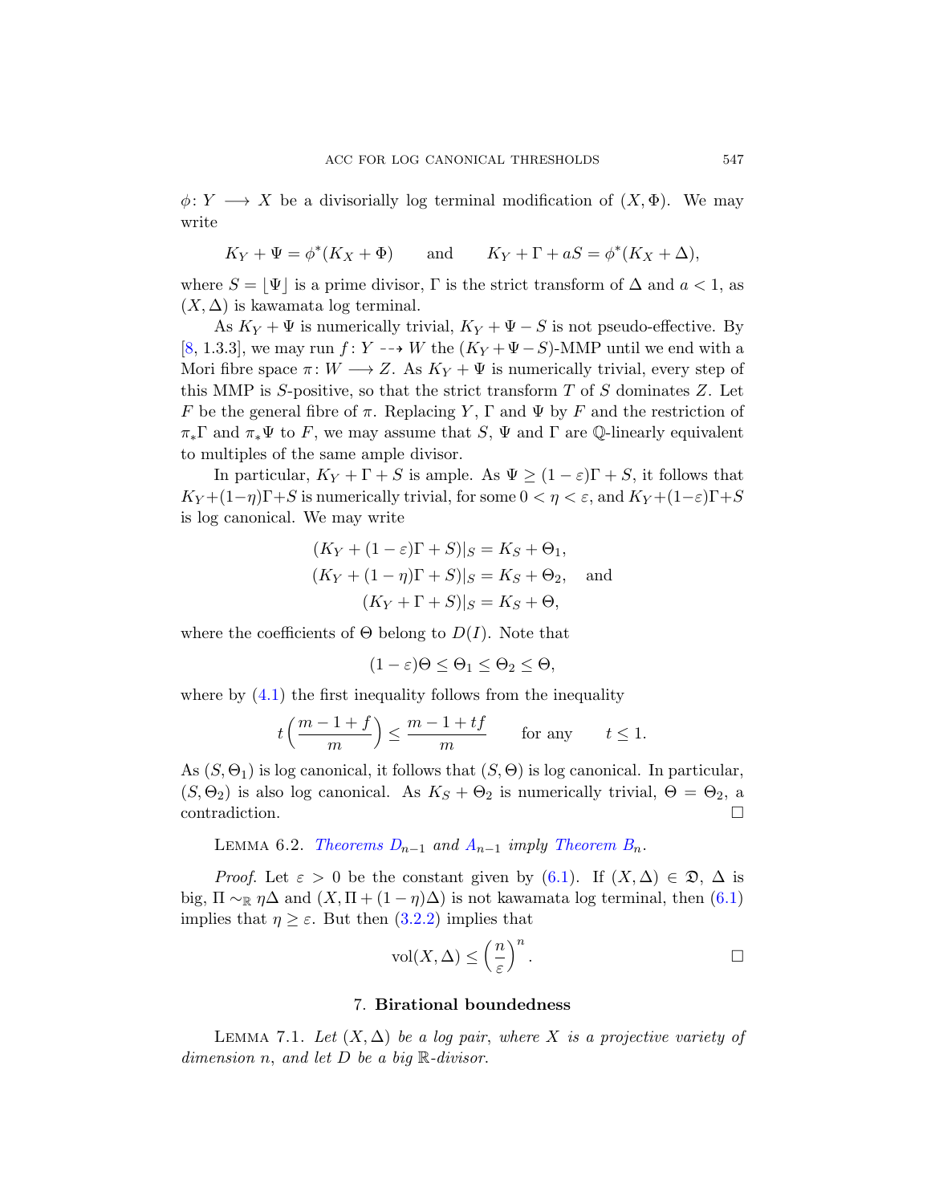$\phi\colon Y \longrightarrow X$ be a divisorially log terminal modification of $(X, \Phi)$. We may write

$$K_Y + \Psi = \phi^*(K_X + \Phi) \qquad \text{and} \qquad K_Y + \Gamma + aS = \phi^*(K_X + \Delta),$$

where $S = \lfloor \Psi \rfloor$ is a prime divisor, $\Gamma$ is the strict transform of $\Delta$ and $a < 1$, as $(X, \Delta)$ is kawamata log terminal.

As $K_Y + \Psi$ is numerically trivial, $K_Y + \Psi - S$ is not pseudo-effective. By [8, 1.3.3], we may run $f\colon Y \dashrightarrow W$ the $(K_Y + \Psi - S)$-MMP until we end with a Mori fibre space $\pi\colon W \longrightarrow Z$. As $K_Y + \Psi$ is numerically trivial, every step of this MMP is $S$-positive, so that the strict transform $T$ of $S$ dominates $Z$. Let $F$ be the general fibre of $\pi$. Replacing $Y$, $\Gamma$ and $\Psi$ by $F$ and the restriction of $\pi_*\Gamma$ and $\pi_*\Psi$ to $F$, we may assume that $S$, $\Psi$ and $\Gamma$ are $\mathbb{Q}$-linearly equivalent to multiples of the same ample divisor.

In particular, $K_Y + \Gamma + S$ is ample. As $\Psi \geq (1-\varepsilon)\Gamma + S$, it follows that $K_Y + (1-\eta)\Gamma + S$ is numerically trivial, for some $0 < \eta < \varepsilon$, and $K_Y + (1-\varepsilon)\Gamma + S$ is log canonical. We may write

$$\begin{aligned}
(K_Y + (1-\varepsilon)\Gamma + S)|_S &= K_S + \Theta_1, \\
(K_Y + (1-\eta)\Gamma + S)|_S &= K_S + \Theta_2, \quad \text{and} \\
(K_Y + \Gamma + S)|_S &= K_S + \Theta,
\end{aligned}$$

where the coefficients of $\Theta$ belong to $D(I)$. Note that

$$(1-\varepsilon)\Theta \leq \Theta_1 \leq \Theta_2 \leq \Theta,$$

where by (4.1) the first inequality follows from the inequality

$$t\left(\frac{m-1+f}{m}\right) \leq \frac{m-1+tf}{m} \qquad \text{for any} \qquad t \leq 1.$$

As $(S, \Theta_1)$ is log canonical, it follows that $(S, \Theta)$ is log canonical. In particular, $(S, \Theta_2)$ is also log canonical. As $K_S + \Theta_2$ is numerically trivial, $\Theta = \Theta_2$, a contradiction. $\square$

Lemma 6.2. *Theorems $D_{n-1}$ and $A_{n-1}$ imply Theorem $B_n$.*

*Proof.* Let $\varepsilon > 0$ be the constant given by (6.1). If $(X, \Delta) \in \mathfrak{D}$, $\Delta$ is big, $\Pi \sim_{\mathbb{R}} \eta\Delta$ and $(X, \Pi + (1-\eta)\Delta)$ is not kawamata log terminal, then (6.1) implies that $\eta \geq \varepsilon$. But then (3.2.2) implies that

$$\operatorname{vol}(X, \Delta) \leq \left(\frac{n}{\varepsilon}\right)^n. \qquad \square$$

## 7. Birational boundedness

Lemma 7.1. *Let $(X, \Delta)$ be a log pair, where $X$ is a projective variety of dimension $n$, and let $D$ be a big $\mathbb{R}$-divisor.*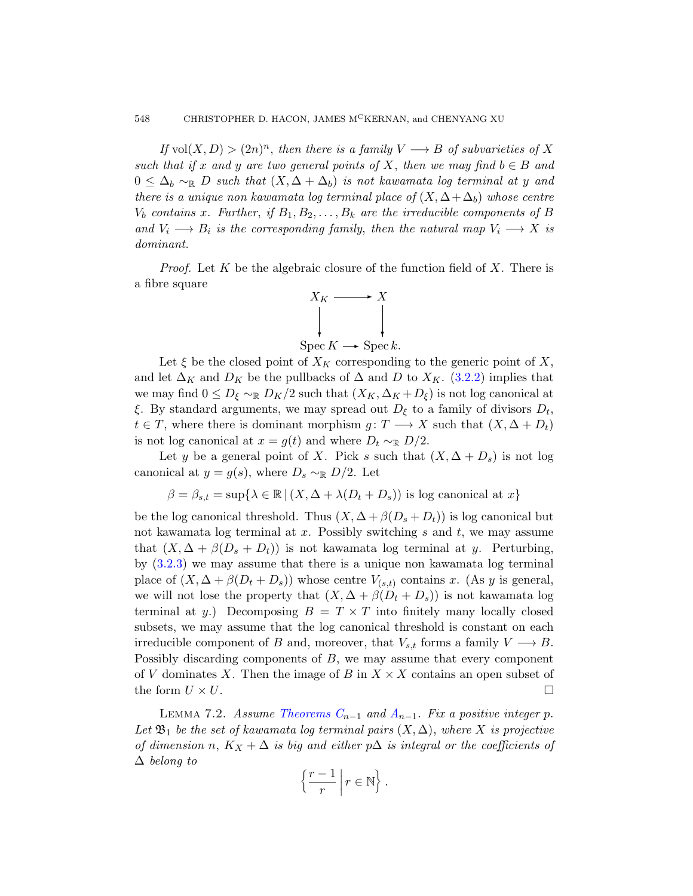*If $\operatorname{vol}(X, D) > (2n)^n$, then there is a family $V \longrightarrow B$ of subvarieties of $X$ such that if $x$ and $y$ are two general points of $X$, then we may find $b \in B$ and $0 \leq \Delta_b \sim_{\mathbb{R}} D$ such that $(X, \Delta + \Delta_b)$ is not kawamata log terminal at $y$ and there is a unique non kawamata log terminal place of $(X, \Delta + \Delta_b)$ whose centre $V_b$ contains $x$. Further, if $B_1, B_2, \dots, B_k$ are the irreducible components of $B$ and $V_i \longrightarrow B_i$ is the corresponding family, then the natural map $V_i \longrightarrow X$ is dominant.*

*Proof.* Let $K$ be the algebraic closure of the function field of $X$. There is a fibre square

$$\begin{array}{ccc} X_K & \longrightarrow & X \\ \downarrow & & \downarrow \\ \operatorname{Spec} K & \longrightarrow & \operatorname{Spec} k. \end{array}$$

Let $\xi$ be the closed point of $X_K$ corresponding to the generic point of $X$, and let $\Delta_K$ and $D_K$ be the pullbacks of $\Delta$ and $D$ to $X_K$. (3.2.2) implies that we may find $0 \leq D_\xi \sim_{\mathbb{R}} D_K/2$ such that $(X_K, \Delta_K + D_\xi)$ is not log canonical at $\xi$. By standard arguments, we may spread out $D_\xi$ to a family of divisors $D_t$, $t \in T$, where there is dominant morphism $g \colon T \longrightarrow X$ such that $(X, \Delta + D_t)$ is not log canonical at $x = g(t)$ and where $D_t \sim_{\mathbb{R}} D/2$.

Let $y$ be a general point of $X$. Pick $s$ such that $(X, \Delta + D_s)$ is not log canonical at $y = g(s)$, where $D_s \sim_{\mathbb{R}} D/2$. Let

$$\beta = \beta_{s,t} = \sup\{\lambda \in \mathbb{R} \,|\, (X, \Delta + \lambda(D_t + D_s)) \text{ is log canonical at } x\}$$

be the log canonical threshold. Thus $(X, \Delta + \beta(D_s + D_t))$ is log canonical but not kawamata log terminal at $x$. Possibly switching $s$ and $t$, we may assume that $(X, \Delta + \beta(D_s + D_t))$ is not kawamata log terminal at $y$. Perturbing, by (3.2.3) we may assume that there is a unique non kawamata log terminal place of $(X, \Delta + \beta(D_t + D_s))$ whose centre $V_{(s,t)}$ contains $x$. (As $y$ is general, we will not lose the property that $(X, \Delta + \beta(D_t + D_s))$ is not kawamata log terminal at $y$.) Decomposing $B = T \times T$ into finitely many locally closed subsets, we may assume that the log canonical threshold is constant on each irreducible component of $B$ and, moreover, that $V_{s,t}$ forms a family $V \longrightarrow B$. Possibly discarding components of $B$, we may assume that every component of $V$ dominates $X$. Then the image of $B$ in $X \times X$ contains an open subset of the form $U \times U$. □

LEMMA 7.2. *Assume Theorems $C_{n-1}$ and $A_{n-1}$. Fix a positive integer $p$. Let $\mathfrak{B}_1$ be the set of kawamata log terminal pairs $(X, \Delta)$, where $X$ is projective of dimension $n$, $K_X + \Delta$ is big and either $p\Delta$ is integral or the coefficients of $\Delta$ belong to*

$$\left\{ \frac{r-1}{r} \,\middle|\, r \in \mathbb{N} \right\}.$$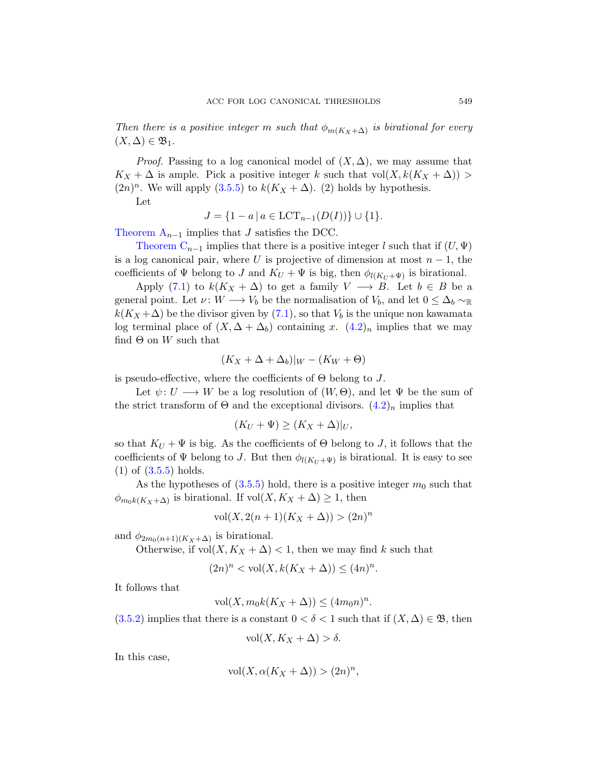*Then there is a positive integer $m$ such that $\phi_{m(K_X+\Delta)}$ is birational for every $(X,\Delta) \in \mathfrak{B}_1$.*

*Proof.* Passing to a log canonical model of $(X,\Delta)$, we may assume that $K_X + \Delta$ is ample. Pick a positive integer $k$ such that $\operatorname{vol}(X, k(K_X+\Delta)) > (2n)^n$. We will apply (3.5.5) to $k(K_X+\Delta)$. (2) holds by hypothesis.

Let

$$J = \{1 - a \,|\, a \in \operatorname{LCT}_{n-1}(D(I))\} \cup \{1\}.$$

Theorem $A_{n-1}$ implies that $J$ satisfies the DCC.

Theorem $C_{n-1}$ implies that there is a positive integer $l$ such that if $(U,\Psi)$ is a log canonical pair, where $U$ is projective of dimension at most $n-1$, the coefficients of $\Psi$ belong to $J$ and $K_U + \Psi$ is big, then $\phi_{l(K_U+\Psi)}$ is birational.

Apply (7.1) to $k(K_X+\Delta)$ to get a family $V \longrightarrow B$. Let $b \in B$ be a general point. Let $\nu\colon W \longrightarrow V_b$ be the normalisation of $V_b$, and let $0 \leq \Delta_b \sim_{\mathbb{R}} k(K_X+\Delta)$ be the divisor given by (7.1), so that $V_b$ is the unique non kawamata log terminal place of $(X, \Delta+\Delta_b)$ containing $x$. $(4.2)_n$ implies that we may find $\Theta$ on $W$ such that

$$(K_X + \Delta + \Delta_b)|_W - (K_W + \Theta)$$

is pseudo-effective, where the coefficients of $\Theta$ belong to $J$.

Let $\psi\colon U \longrightarrow W$ be a log resolution of $(W,\Theta)$, and let $\Psi$ be the sum of the strict transform of $\Theta$ and the exceptional divisors. $(4.2)_n$ implies that

$$(K_U + \Psi) \geq (K_X + \Delta)|_U,$$

so that $K_U + \Psi$ is big. As the coefficients of $\Theta$ belong to $J$, it follows that the coefficients of $\Psi$ belong to $J$. But then $\phi_{l(K_U+\Psi)}$ is birational. It is easy to see (1) of (3.5.5) holds.

As the hypotheses of (3.5.5) hold, there is a positive integer $m_0$ such that $\phi_{m_0k(K_X+\Delta)}$ is birational. If $\operatorname{vol}(X, K_X+\Delta) \geq 1$, then

$$\operatorname{vol}(X, 2(n+1)(K_X+\Delta)) > (2n)^n$$

and $\phi_{2m_0(n+1)(K_X+\Delta)}$ is birational.

Otherwise, if $\operatorname{vol}(X, K_X+\Delta) < 1$, then we may find $k$ such that

$$(2n)^n < \operatorname{vol}(X, k(K_X+\Delta)) \leq (4n)^n.$$

It follows that

$$\operatorname{vol}(X, m_0k(K_X+\Delta)) \leq (4m_0n)^n.$$

(3.5.2) implies that there is a constant $0 < \delta < 1$ such that if $(X,\Delta) \in \mathfrak{B}$, then

$$\operatorname{vol}(X, K_X+\Delta) > \delta.$$

In this case,

$$\operatorname{vol}(X, \alpha(K_X+\Delta)) > (2n)^n,$$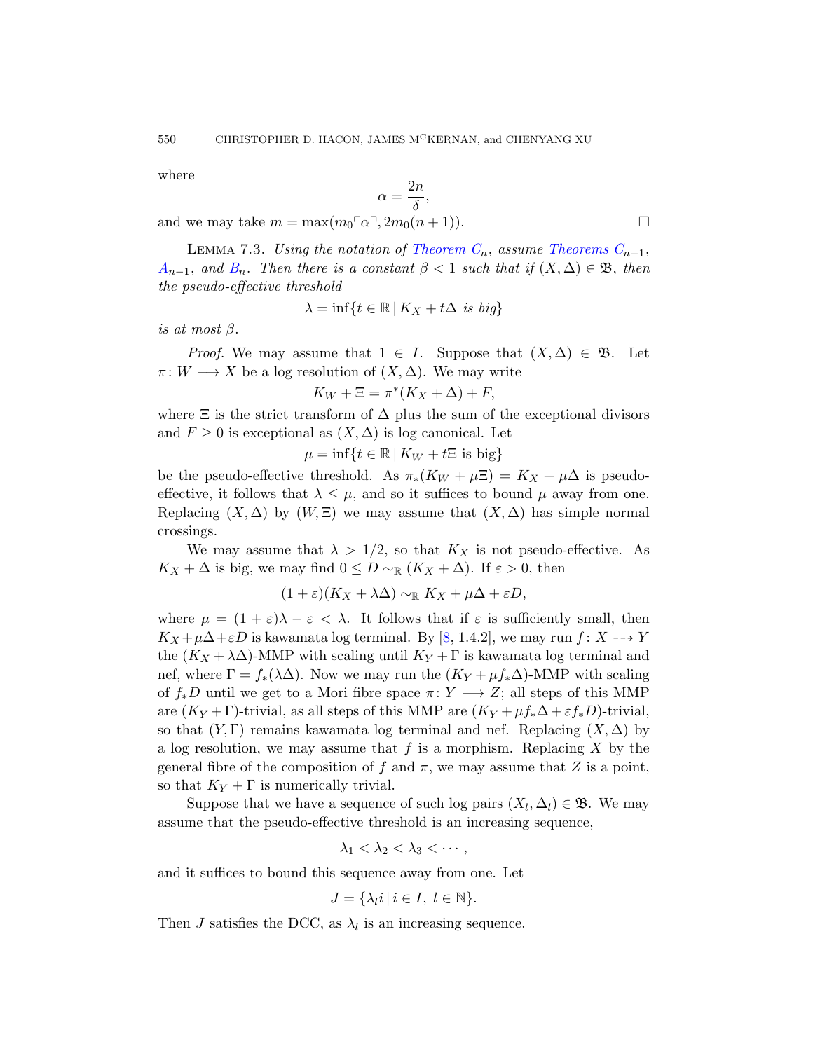where

$$\alpha = \frac{2n}{\delta},$$

and we may take $m = \max(m_0\ulcorner\alpha\urcorner, 2m_0(n+1))$. $\square$

LEMMA 7.3. *Using the notation of Theorem $C_n$, assume Theorems $C_{n-1}$, $A_{n-1}$, and $B_n$. Then there is a constant $\beta < 1$ such that if $(X, \Delta) \in \mathfrak{B}$, then the pseudo-effective threshold*

$$\lambda = \inf\{t \in \mathbb{R} \mid K_X + t\Delta \text{ is big}\}$$

*is at most $\beta$.*

*Proof.* We may assume that $1 \in I$. Suppose that $(X, \Delta) \in \mathfrak{B}$. Let $\pi \colon W \longrightarrow X$ be a log resolution of $(X, \Delta)$. We may write

$$K_W + \Xi = \pi^*(K_X + \Delta) + F,$$

where $\Xi$ is the strict transform of $\Delta$ plus the sum of the exceptional divisors and $F \geq 0$ is exceptional as $(X, \Delta)$ is log canonical. Let

$$\mu = \inf\{t \in \mathbb{R} \mid K_W + t\Xi \text{ is big}\}$$

be the pseudo-effective threshold. As $\pi_*(K_W + \mu\Xi) = K_X + \mu\Delta$ is pseudo-effective, it follows that $\lambda \leq \mu$, and so it suffices to bound $\mu$ away from one. Replacing $(X, \Delta)$ by $(W, \Xi)$ we may assume that $(X, \Delta)$ has simple normal crossings.

We may assume that $\lambda > 1/2$, so that $K_X$ is not pseudo-effective. As $K_X + \Delta$ is big, we may find $0 \leq D \sim_{\mathbb{R}} (K_X + \Delta)$. If $\varepsilon > 0$, then

$$(1+\varepsilon)(K_X + \lambda\Delta) \sim_{\mathbb{R}} K_X + \mu\Delta + \varepsilon D,$$

where $\mu = (1+\varepsilon)\lambda - \varepsilon < \lambda$. It follows that if $\varepsilon$ is sufficiently small, then $K_X + \mu\Delta + \varepsilon D$ is kawamata log terminal. By [8, 1.4.2], we may run $f \colon X \dashrightarrow Y$ the $(K_X + \lambda\Delta)$-MMP with scaling until $K_Y + \Gamma$ is kawamata log terminal and nef, where $\Gamma = f_*(\lambda\Delta)$. Now we may run the $(K_Y + \mu f_*\Delta)$-MMP with scaling of $f_*D$ until we get to a Mori fibre space $\pi \colon Y \longrightarrow Z$; all steps of this MMP are $(K_Y + \Gamma)$-trivial, as all steps of this MMP are $(K_Y + \mu f_*\Delta + \varepsilon f_*D)$-trivial, so that $(Y, \Gamma)$ remains kawamata log terminal and nef. Replacing $(X, \Delta)$ by a log resolution, we may assume that $f$ is a morphism. Replacing $X$ by the general fibre of the composition of $f$ and $\pi$, we may assume that $Z$ is a point, so that $K_Y + \Gamma$ is numerically trivial.

Suppose that we have a sequence of such log pairs $(X_l, \Delta_l) \in \mathfrak{B}$. We may assume that the pseudo-effective threshold is an increasing sequence,

$$\lambda_1 < \lambda_2 < \lambda_3 < \cdots,$$

and it suffices to bound this sequence away from one. Let

$$J = \{\lambda_l i \mid i \in I,\ l \in \mathbb{N}\}.$$

Then $J$ satisfies the DCC, as $\lambda_l$ is an increasing sequence.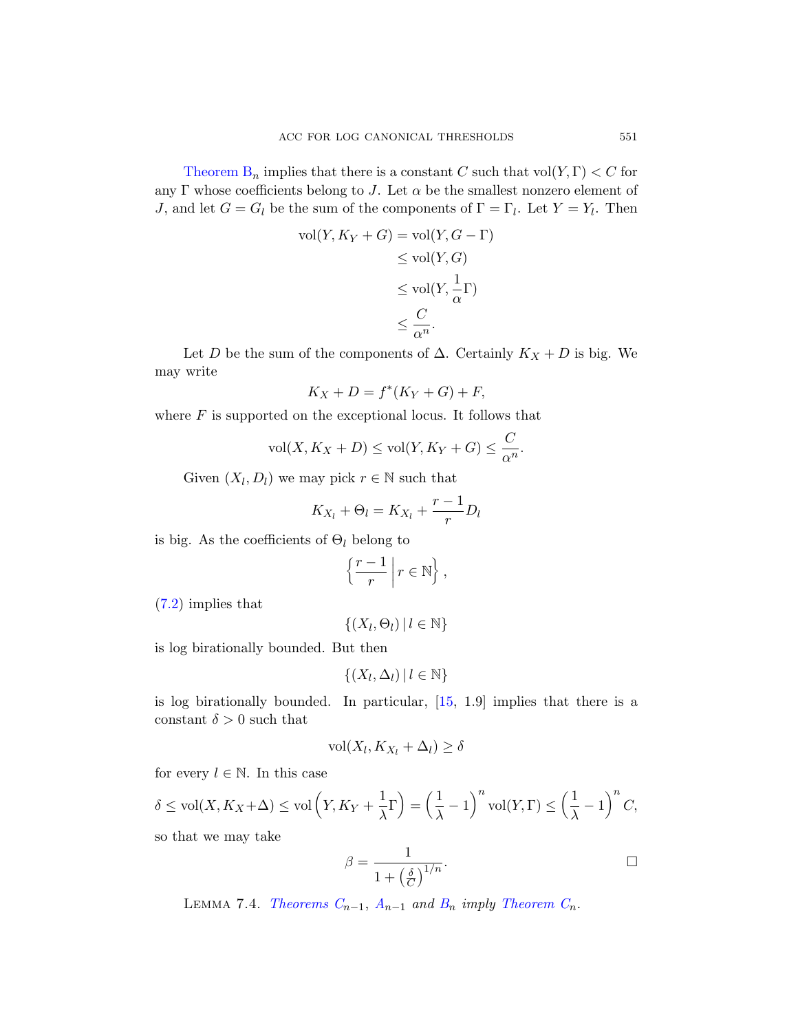Theorem $\text{B}_n$ implies that there is a constant $C$ such that $\text{vol}(Y,\Gamma) < C$ for any $\Gamma$ whose coefficients belong to $J$. Let $\alpha$ be the smallest nonzero element of $J$, and let $G = G_l$ be the sum of the components of $\Gamma = \Gamma_l$. Let $Y = Y_l$. Then

$$
\begin{aligned}
\text{vol}(Y, K_Y + G) &= \text{vol}(Y, G - \Gamma) \\
&\leq \text{vol}(Y, G) \\
&\leq \text{vol}(Y, \frac{1}{\alpha}\Gamma) \\
&\leq \frac{C}{\alpha^n}.
\end{aligned}
$$

Let $D$ be the sum of the components of $\Delta$. Certainly $K_X + D$ is big. We may write

$$
K_X + D = f^*(K_Y + G) + F,
$$

where $F$ is supported on the exceptional locus. It follows that

$$
\text{vol}(X, K_X + D) \leq \text{vol}(Y, K_Y + G) \leq \frac{C}{\alpha^n}.
$$

Given $(X_l, D_l)$ we may pick $r \in \mathbb{N}$ such that

$$
K_{X_l} + \Theta_l = K_{X_l} + \frac{r-1}{r} D_l
$$

is big. As the coefficients of $\Theta_l$ belong to

$$
\left\{ \frac{r-1}{r} \,\middle|\, r \in \mathbb{N} \right\},
$$

(7.2) implies that

$$
\{(X_l, \Theta_l) \,|\, l \in \mathbb{N}\}
$$

is log birationally bounded. But then

$$
\{(X_l, \Delta_l) \,|\, l \in \mathbb{N}\}
$$

is log birationally bounded. In particular, [15, 1.9] implies that there is a constant $\delta > 0$ such that

$$
\text{vol}(X_l, K_{X_l} + \Delta_l) \geq \delta
$$

for every $l \in \mathbb{N}$. In this case

$$
\delta \leq \text{vol}(X, K_X + \Delta) \leq \text{vol}\left(Y, K_Y + \frac{1}{\lambda}\Gamma\right) = \left(\frac{1}{\lambda} - 1\right)^n \text{vol}(Y, \Gamma) \leq \left(\frac{1}{\lambda} - 1\right)^n C,
$$

so that we may take

$$
\beta = \frac{1}{1 + \left(\frac{\delta}{C}\right)^{1/n}}. \qquad \square
$$

Lemma 7.4. *Theorems $C_{n-1}$, $A_{n-1}$ and $B_n$ imply Theorem $C_n$.*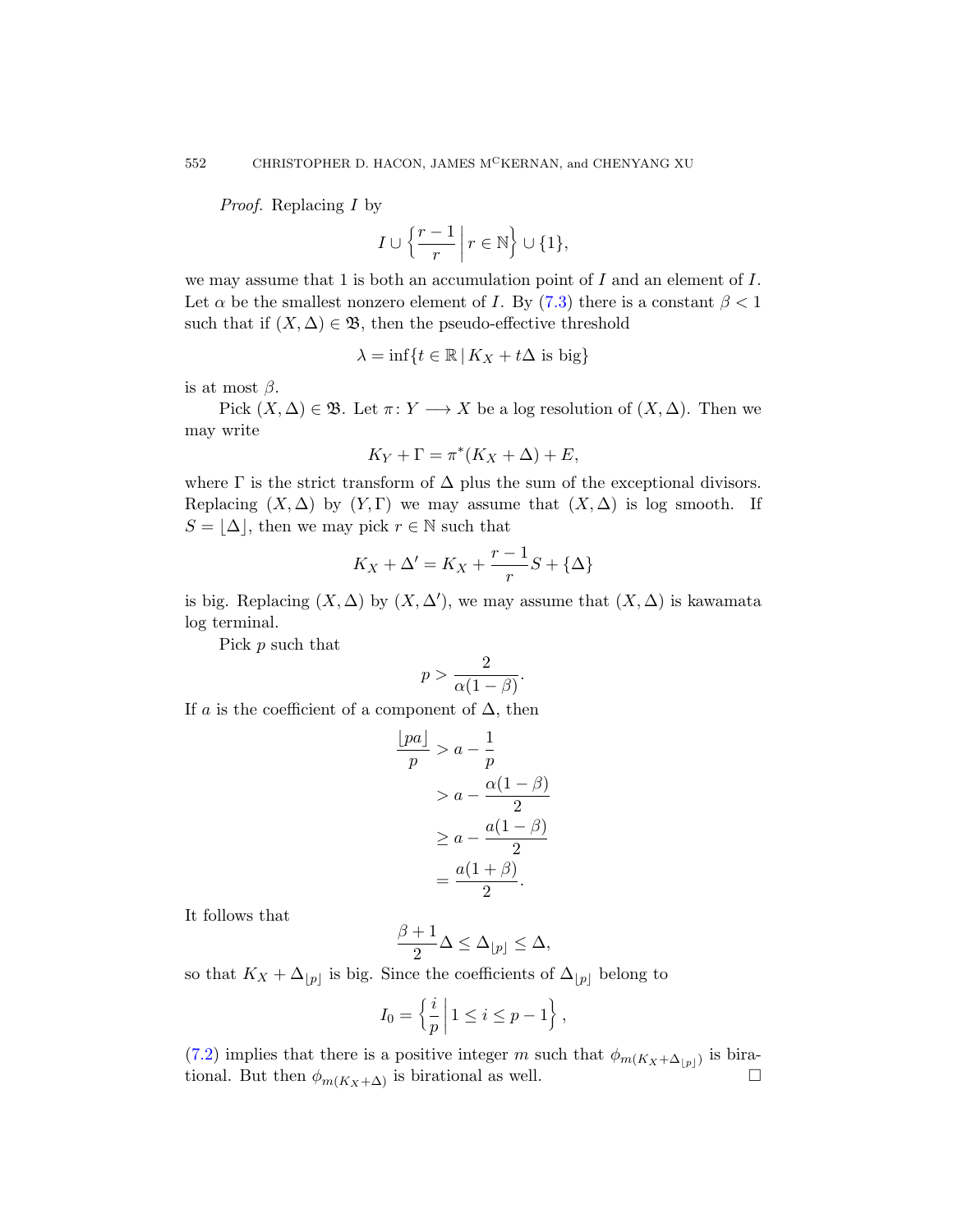*Proof.* Replacing $I$ by

$$I \cup \left\{ \frac{r-1}{r} \,\middle|\, r \in \mathbb{N} \right\} \cup \{1\},$$

we may assume that 1 is both an accumulation point of $I$ and an element of $I$. Let $\alpha$ be the smallest nonzero element of $I$. By (7.3) there is a constant $\beta < 1$ such that if $(X, \Delta) \in \mathfrak{B}$, then the pseudo-effective threshold

$$\lambda = \inf\{t \in \mathbb{R} \,|\, K_X + t\Delta \text{ is big}\}$$

is at most $\beta$.

Pick $(X, \Delta) \in \mathfrak{B}$. Let $\pi \colon Y \longrightarrow X$ be a log resolution of $(X, \Delta)$. Then we may write

$$K_Y + \Gamma = \pi^*(K_X + \Delta) + E,$$

where $\Gamma$ is the strict transform of $\Delta$ plus the sum of the exceptional divisors. Replacing $(X, \Delta)$ by $(Y, \Gamma)$ we may assume that $(X, \Delta)$ is log smooth. If $S = \lfloor \Delta \rfloor$, then we may pick $r \in \mathbb{N}$ such that

$$K_X + \Delta' = K_X + \frac{r-1}{r} S + \{\Delta\}$$

is big. Replacing $(X, \Delta)$ by $(X, \Delta')$, we may assume that $(X, \Delta)$ is kawamata log terminal.

Pick $p$ such that

$$p > \frac{2}{\alpha(1-\beta)}.$$

If $a$ is the coefficient of a component of $\Delta$, then

$$\begin{aligned}
\frac{\lfloor pa \rfloor}{p} &> a - \frac{1}{p} \\
&> a - \frac{\alpha(1-\beta)}{2} \\
&\geq a - \frac{a(1-\beta)}{2} \\
&= \frac{a(1+\beta)}{2}.
\end{aligned}$$

It follows that

$$\frac{\beta+1}{2} \Delta \leq \Delta_{\lfloor p \rfloor} \leq \Delta,$$

so that $K_X + \Delta_{\lfloor p \rfloor}$ is big. Since the coefficients of $\Delta_{\lfloor p \rfloor}$ belong to

$$I_0 = \left\{ \frac{i}{p} \,\middle|\, 1 \leq i \leq p-1 \right\},$$

(7.2) implies that there is a positive integer $m$ such that $\phi_{m(K_X + \Delta_{\lfloor p \rfloor})}$ is birational. But then $\phi_{m(K_X+\Delta)}$ is birational as well. □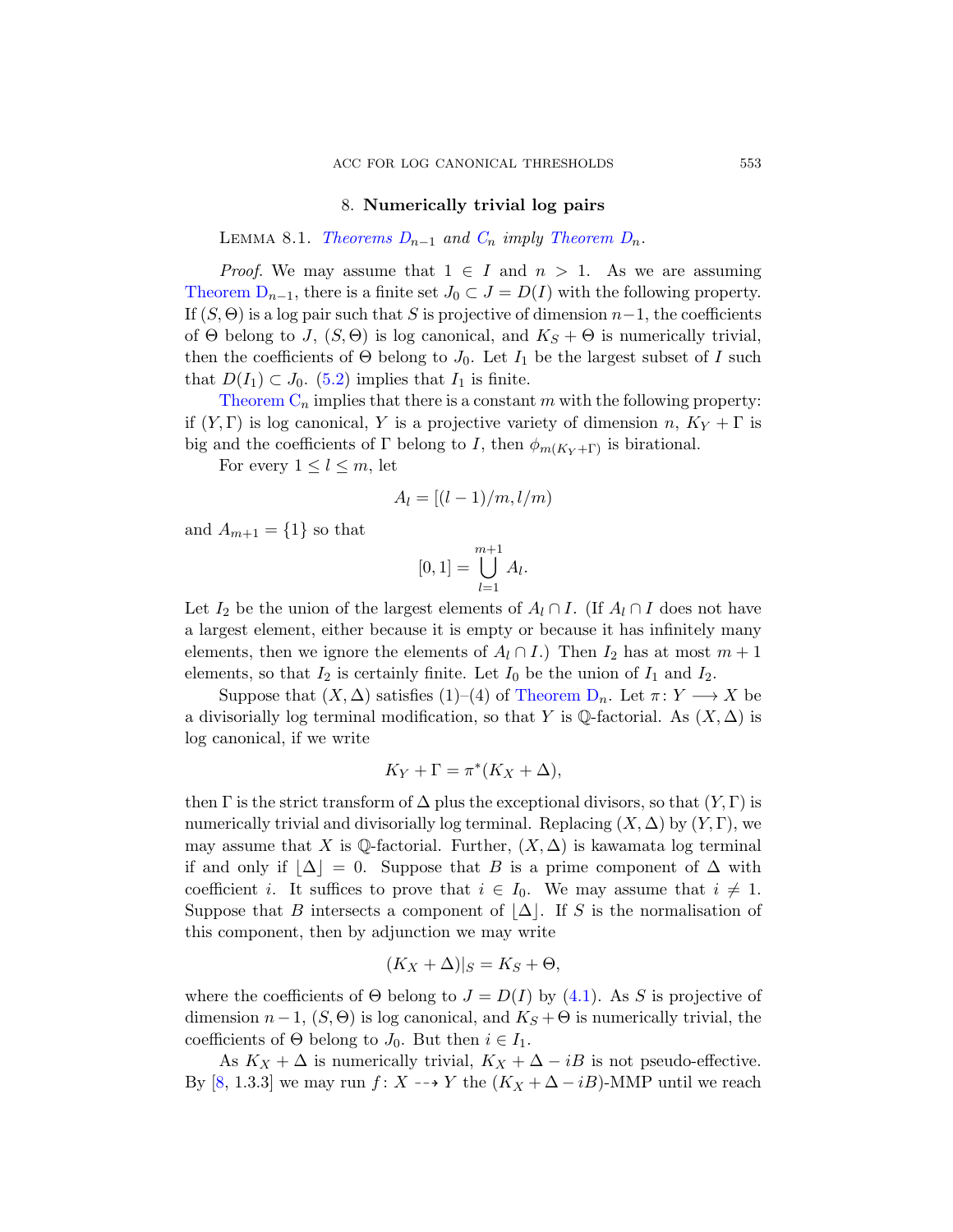## 8. Numerically trivial log pairs

LEMMA 8.1. *Theorems $D_{n-1}$ and $C_n$ imply Theorem $D_n$.*

*Proof.* We may assume that $1 \in I$ and $n > 1$. As we are assuming Theorem $D_{n-1}$, there is a finite set $J_0 \subset J = D(I)$ with the following property. If $(S, \Theta)$ is a log pair such that $S$ is projective of dimension $n-1$, the coefficients of $\Theta$ belong to $J$, $(S, \Theta)$ is log canonical, and $K_S + \Theta$ is numerically trivial, then the coefficients of $\Theta$ belong to $J_0$. Let $I_1$ be the largest subset of $I$ such that $D(I_1) \subset J_0$. (5.2) implies that $I_1$ is finite.

Theorem $C_n$ implies that there is a constant $m$ with the following property: if $(Y, \Gamma)$ is log canonical, $Y$ is a projective variety of dimension $n$, $K_Y + \Gamma$ is big and the coefficients of $\Gamma$ belong to $I$, then $\phi_{m(K_Y+\Gamma)}$ is birational.

For every $1 \leq l \leq m$, let

$$A_l = [(l-1)/m, l/m)$$

and $A_{m+1} = \{1\}$ so that

$$[0, 1] = \bigcup_{l=1}^{m+1} A_l.$$

Let $I_2$ be the union of the largest elements of $A_l \cap I$. (If $A_l \cap I$ does not have a largest element, either because it is empty or because it has infinitely many elements, then we ignore the elements of $A_l \cap I$.) Then $I_2$ has at most $m+1$ elements, so that $I_2$ is certainly finite. Let $I_0$ be the union of $I_1$ and $I_2$.

Suppose that $(X, \Delta)$ satisfies (1)–(4) of Theorem $D_n$. Let $\pi \colon Y \longrightarrow X$ be a divisorially log terminal modification, so that $Y$ is $\mathbb{Q}$-factorial. As $(X, \Delta)$ is log canonical, if we write

$$K_Y + \Gamma = \pi^*(K_X + \Delta),$$

then $\Gamma$ is the strict transform of $\Delta$ plus the exceptional divisors, so that $(Y, \Gamma)$ is numerically trivial and divisorially log terminal. Replacing $(X, \Delta)$ by $(Y, \Gamma)$, we may assume that $X$ is $\mathbb{Q}$-factorial. Further, $(X, \Delta)$ is kawamata log terminal if and only if $\lfloor \Delta \rfloor = 0$. Suppose that $B$ is a prime component of $\Delta$ with coefficient $i$. It suffices to prove that $i \in I_0$. We may assume that $i \neq 1$. Suppose that $B$ intersects a component of $\lfloor \Delta \rfloor$. If $S$ is the normalisation of this component, then by adjunction we may write

$$(K_X + \Delta)|_S = K_S + \Theta,$$

where the coefficients of $\Theta$ belong to $J = D(I)$ by (4.1). As $S$ is projective of dimension $n-1$, $(S, \Theta)$ is log canonical, and $K_S + \Theta$ is numerically trivial, the coefficients of $\Theta$ belong to $J_0$. But then $i \in I_1$.

As $K_X + \Delta$ is numerically trivial, $K_X + \Delta - iB$ is not pseudo-effective. By [8, 1.3.3] we may run $f \colon X \dashrightarrow Y$ the $(K_X + \Delta - iB)$-MMP until we reach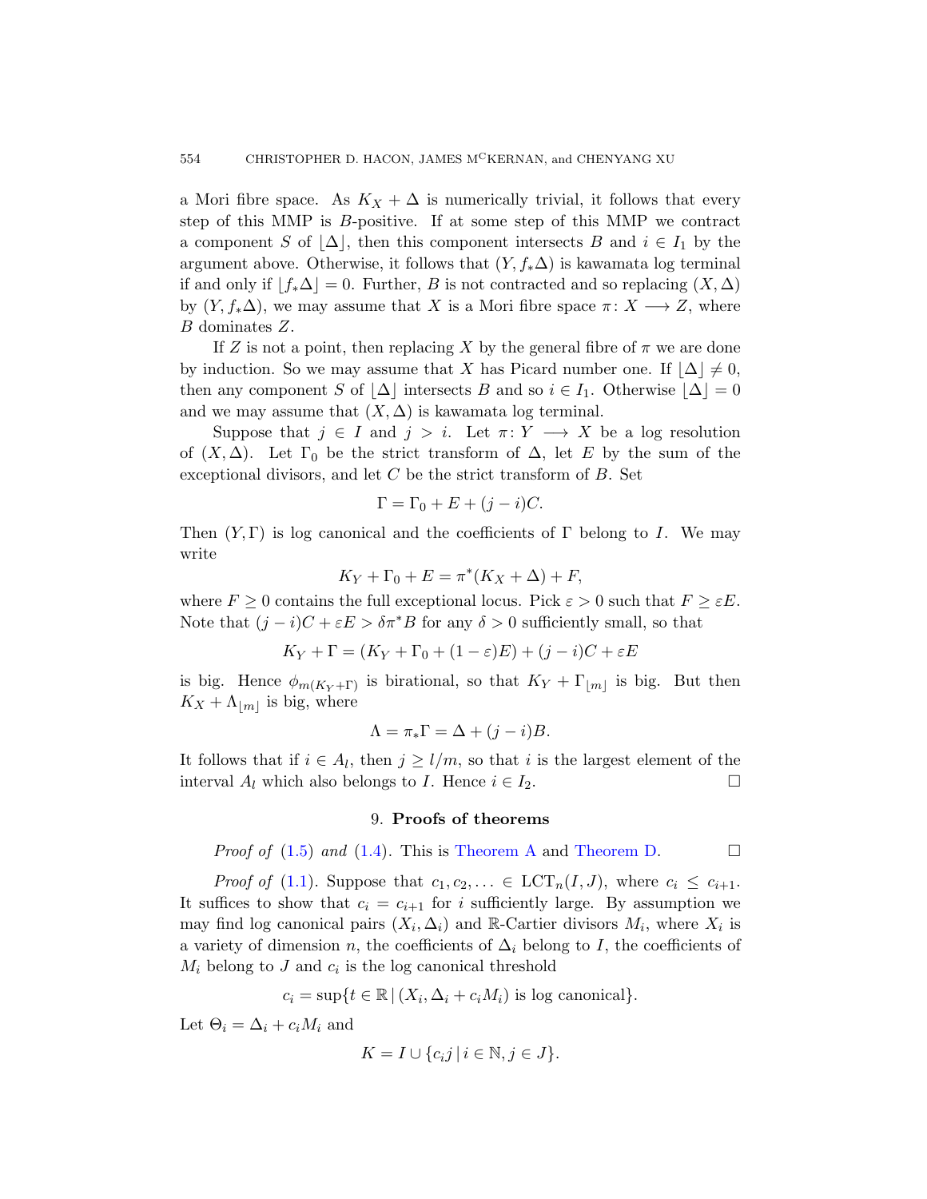a Mori fibre space. As $K_X + \Delta$ is numerically trivial, it follows that every step of this MMP is $B$-positive. If at some step of this MMP we contract a component $S$ of $\lfloor \Delta \rfloor$, then this component intersects $B$ and $i \in I_1$ by the argument above. Otherwise, it follows that $(Y, f_*\Delta)$ is kawamata log terminal if and only if $\lfloor f_*\Delta \rfloor = 0$. Further, $B$ is not contracted and so replacing $(X, \Delta)$ by $(Y, f_*\Delta)$, we may assume that $X$ is a Mori fibre space $\pi\colon X \longrightarrow Z$, where $B$ dominates $Z$.

If $Z$ is not a point, then replacing $X$ by the general fibre of $\pi$ we are done by induction. So we may assume that $X$ has Picard number one. If $\lfloor \Delta \rfloor \neq 0$, then any component $S$ of $\lfloor \Delta \rfloor$ intersects $B$ and so $i \in I_1$. Otherwise $\lfloor \Delta \rfloor = 0$ and we may assume that $(X, \Delta)$ is kawamata log terminal.

Suppose that $j \in I$ and $j > i$. Let $\pi\colon Y \longrightarrow X$ be a log resolution of $(X, \Delta)$. Let $\Gamma_0$ be the strict transform of $\Delta$, let $E$ by the sum of the exceptional divisors, and let $C$ be the strict transform of $B$. Set

$$\Gamma = \Gamma_0 + E + (j - i)C.$$

Then $(Y, \Gamma)$ is log canonical and the coefficients of $\Gamma$ belong to $I$. We may write

$$K_Y + \Gamma_0 + E = \pi^*(K_X + \Delta) + F,$$

where $F \geq 0$ contains the full exceptional locus. Pick $\varepsilon > 0$ such that $F \geq \varepsilon E$. Note that $(j - i)C + \varepsilon E > \delta \pi^* B$ for any $\delta > 0$ sufficiently small, so that

$$K_Y + \Gamma = (K_Y + \Gamma_0 + (1 - \varepsilon)E) + (j - i)C + \varepsilon E$$

is big. Hence $\phi_{m(K_Y + \Gamma)}$ is birational, so that $K_Y + \Gamma_{\lfloor m \rfloor}$ is big. But then $K_X + \Lambda_{\lfloor m \rfloor}$ is big, where

$$\Lambda = \pi_* \Gamma = \Delta + (j - i)B.$$

It follows that if $i \in A_l$, then $j \geq l/m$, so that $i$ is the largest element of the interval $A_l$ which also belongs to $I$. Hence $i \in I_2$. □

## 9. Proofs of theorems

*Proof of* (1.5) *and* (1.4). This is Theorem A and Theorem D. □

*Proof of* (1.1). Suppose that $c_1, c_2, \dots \in \mathrm{LCT}_n(I, J)$, where $c_i \leq c_{i+1}$. It suffices to show that $c_i = c_{i+1}$ for $i$ sufficiently large. By assumption we may find log canonical pairs $(X_i, \Delta_i)$ and $\mathbb{R}$-Cartier divisors $M_i$, where $X_i$ is a variety of dimension $n$, the coefficients of $\Delta_i$ belong to $I$, the coefficients of $M_i$ belong to $J$ and $c_i$ is the log canonical threshold

$$c_i = \sup\{t \in \mathbb{R} \,|\, (X_i, \Delta_i + c_i M_i) \text{ is log canonical}\}.$$

Let $\Theta_i = \Delta_i + c_i M_i$ and

$$K = I \cup \{c_i j \,|\, i \in \mathbb{N}, j \in J\}.$$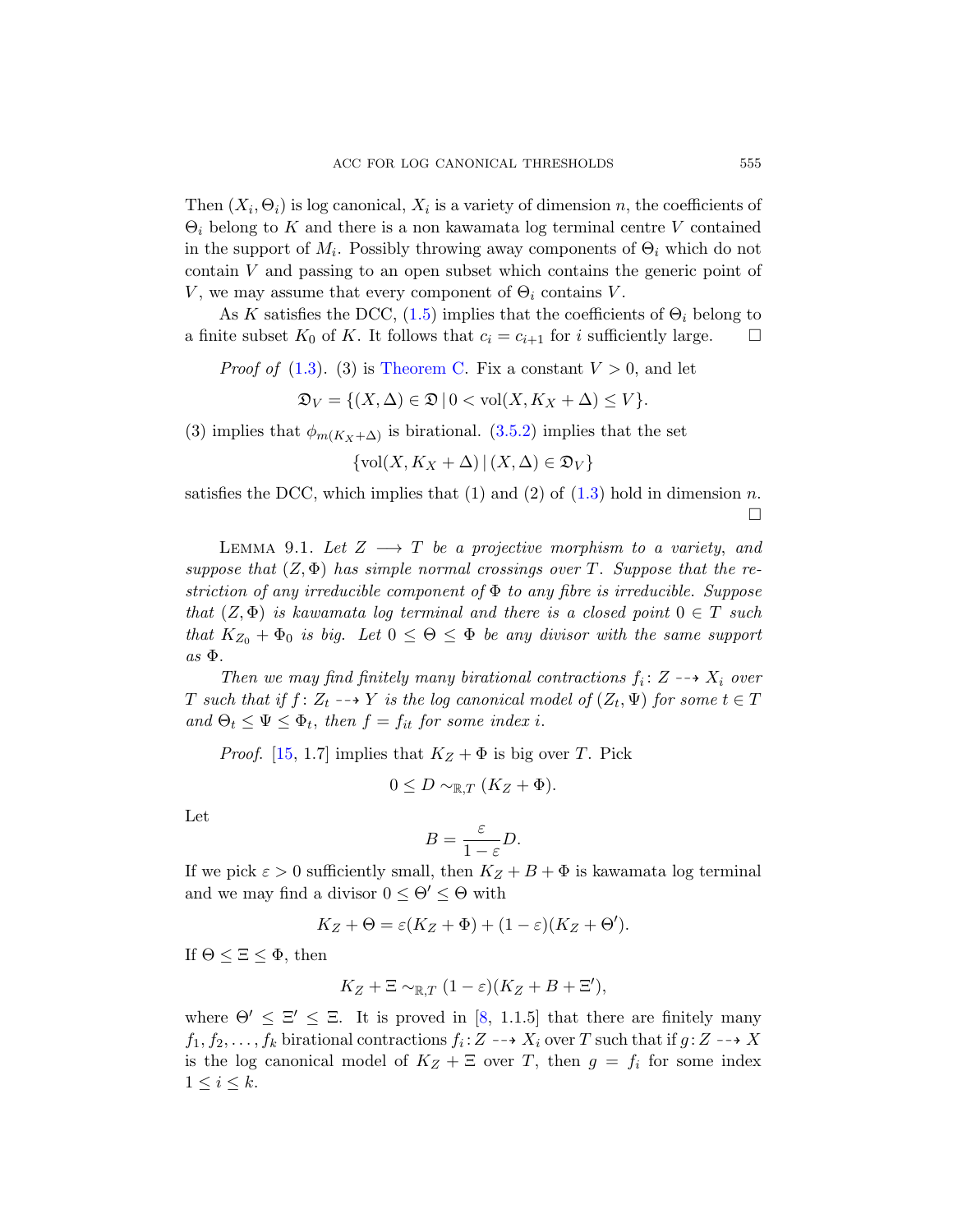Then $(X_i, \Theta_i)$ is log canonical, $X_i$ is a variety of dimension $n$, the coefficients of $\Theta_i$ belong to $K$ and there is a non kawamata log terminal centre $V$ contained in the support of $M_i$. Possibly throwing away components of $\Theta_i$ which do not contain $V$ and passing to an open subset which contains the generic point of $V$, we may assume that every component of $\Theta_i$ contains $V$.

As $K$ satisfies the DCC, (1.5) implies that the coefficients of $\Theta_i$ belong to a finite subset $K_0$ of $K$. It follows that $c_i = c_{i+1}$ for $i$ sufficiently large. □

*Proof of* (1.3). (3) is Theorem C. Fix a constant $V > 0$, and let

$$\mathfrak{D}_V = \{(X, \Delta) \in \mathfrak{D} \,|\, 0 < \operatorname{vol}(X, K_X + \Delta) \leq V\}.$$

(3) implies that $\phi_{m(K_X+\Delta)}$ is birational. (3.5.2) implies that the set

$$\{\operatorname{vol}(X, K_X + \Delta) \,|\, (X, \Delta) \in \mathfrak{D}_V\}$$

satisfies the DCC, which implies that (1) and (2) of (1.3) hold in dimension $n$. □

Lemma 9.1. *Let $Z \longrightarrow T$ be a projective morphism to a variety, and suppose that $(Z, \Phi)$ has simple normal crossings over $T$. Suppose that the restriction of any irreducible component of $\Phi$ to any fibre is irreducible. Suppose that $(Z, \Phi)$ is kawamata log terminal and there is a closed point $0 \in T$ such that $K_{Z_0} + \Phi_0$ is big. Let $0 \leq \Theta \leq \Phi$ be any divisor with the same support as $\Phi$.*

*Then we may find finitely many birational contractions $f_i \colon Z \dashrightarrow X_i$ over $T$ such that if $f \colon Z_t \dashrightarrow Y$ is the log canonical model of $(Z_t, \Psi)$ for some $t \in T$ and $\Theta_t \leq \Psi \leq \Phi_t$, then $f = f_{it}$ for some index $i$.*

*Proof.* [15, 1.7] implies that $K_Z + \Phi$ is big over $T$. Pick

$$0 \leq D \sim_{\mathbb{R},T} (K_Z + \Phi).$$

Let

$$B = \frac{\varepsilon}{1-\varepsilon} D.$$

If we pick $\varepsilon > 0$ sufficiently small, then $K_Z + B + \Phi$ is kawamata log terminal and we may find a divisor $0 \leq \Theta' \leq \Theta$ with

$$K_Z + \Theta = \varepsilon(K_Z + \Phi) + (1-\varepsilon)(K_Z + \Theta').$$

If $\Theta \leq \Xi \leq \Phi$, then

$$K_Z + \Xi \sim_{\mathbb{R},T} (1-\varepsilon)(K_Z + B + \Xi'),$$

where $\Theta' \leq \Xi' \leq \Xi$. It is proved in [8, 1.1.5] that there are finitely many $f_1, f_2, \ldots, f_k$ birational contractions $f_i \colon Z \dashrightarrow X_i$ over $T$ such that if $g \colon Z \dashrightarrow X$ is the log canonical model of $K_Z + \Xi$ over $T$, then $g = f_i$ for some index $1 \leq i \leq k$.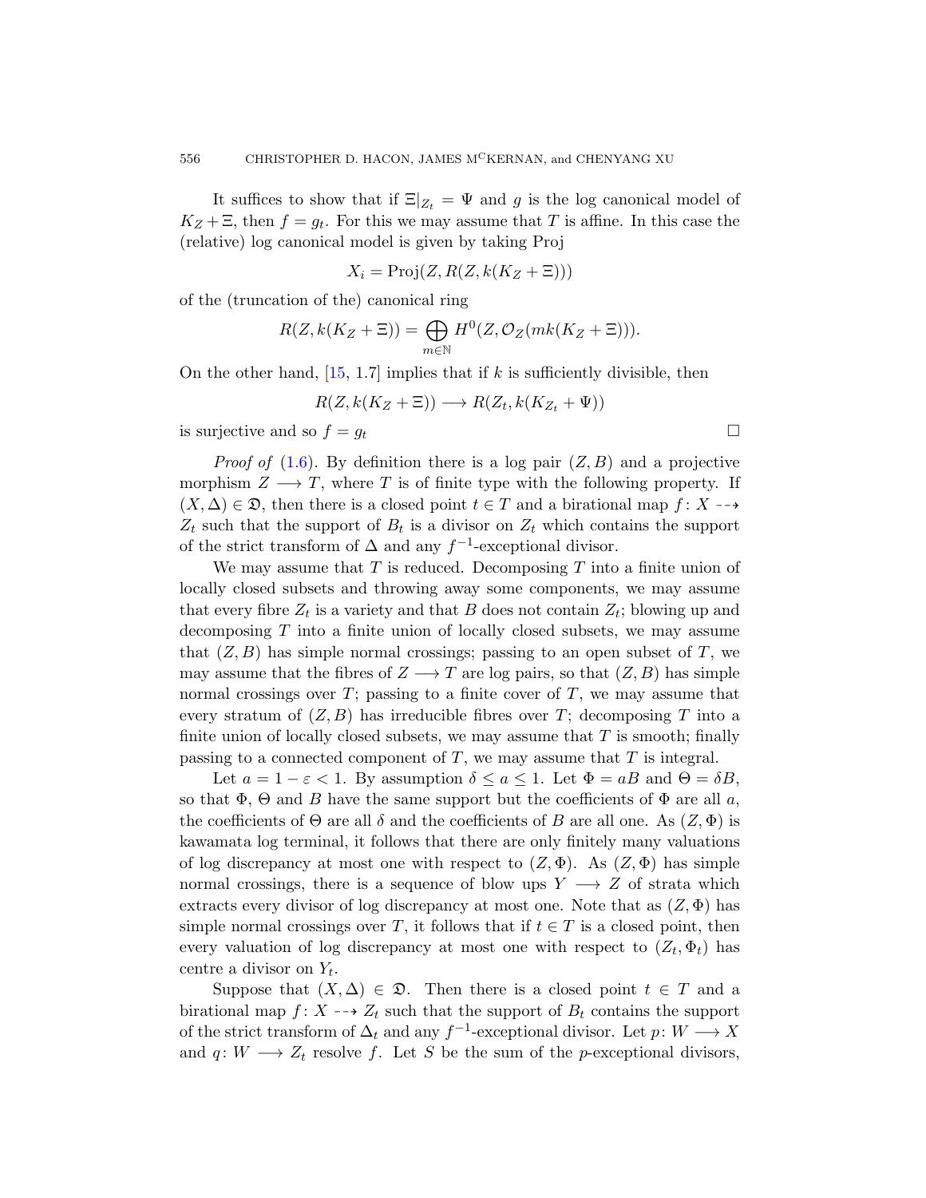It suffices to show that if $\Xi|_{Z_t} = \Psi$ and $g$ is the log canonical model of $K_Z + \Xi$, then $f = g_t$. For this we may assume that $T$ is affine. In this case the (relative) log canonical model is given by taking Proj

$$X_i = \operatorname{Proj}(Z, R(Z, k(K_Z + \Xi)))$$

of the (truncation of the) canonical ring

$$R(Z, k(K_Z + \Xi)) = \bigoplus_{m \in \mathbb{N}} H^0(Z, \mathcal{O}_Z(mk(K_Z + \Xi))).$$

On the other hand, [15, 1.7] implies that if $k$ is sufficiently divisible, then

$$R(Z, k(K_Z + \Xi)) \longrightarrow R(Z_t, k(K_{Z_t} + \Psi))$$

is surjective and so $f = g_t$ □

*Proof of* (1.6). By definition there is a log pair $(Z, B)$ and a projective morphism $Z \longrightarrow T$, where $T$ is of finite type with the following property. If $(X, \Delta) \in \mathfrak{D}$, then there is a closed point $t \in T$ and a birational map $f \colon X \dashrightarrow Z_t$ such that the support of $B_t$ is a divisor on $Z_t$ which contains the support of the strict transform of $\Delta$ and any $f^{-1}$-exceptional divisor.

We may assume that $T$ is reduced. Decomposing $T$ into a finite union of locally closed subsets and throwing away some components, we may assume that every fibre $Z_t$ is a variety and that $B$ does not contain $Z_t$; blowing up and decomposing $T$ into a finite union of locally closed subsets, we may assume that $(Z, B)$ has simple normal crossings; passing to an open subset of $T$, we may assume that the fibres of $Z \longrightarrow T$ are log pairs, so that $(Z, B)$ has simple normal crossings over $T$; passing to a finite cover of $T$, we may assume that every stratum of $(Z, B)$ has irreducible fibres over $T$; decomposing $T$ into a finite union of locally closed subsets, we may assume that $T$ is smooth; finally passing to a connected component of $T$, we may assume that $T$ is integral.

Let $a = 1 - \varepsilon < 1$. By assumption $\delta \leq a \leq 1$. Let $\Phi = aB$ and $\Theta = \delta B$, so that $\Phi$, $\Theta$ and $B$ have the same support but the coefficients of $\Phi$ are all $a$, the coefficients of $\Theta$ are all $\delta$ and the coefficients of $B$ are all one. As $(Z, \Phi)$ is kawamata log terminal, it follows that there are only finitely many valuations of log discrepancy at most one with respect to $(Z, \Phi)$. As $(Z, \Phi)$ has simple normal crossings, there is a sequence of blow ups $Y \longrightarrow Z$ of strata which extracts every divisor of log discrepancy at most one. Note that as $(Z, \Phi)$ has simple normal crossings over $T$, it follows that if $t \in T$ is a closed point, then every valuation of log discrepancy at most one with respect to $(Z_t, \Phi_t)$ has centre a divisor on $Y_t$.

Suppose that $(X, \Delta) \in \mathfrak{D}$. Then there is a closed point $t \in T$ and a birational map $f \colon X \dashrightarrow Z_t$ such that the support of $B_t$ contains the support of the strict transform of $\Delta_t$ and any $f^{-1}$-exceptional divisor. Let $p \colon W \longrightarrow X$ and $q \colon W \longrightarrow Z_t$ resolve $f$. Let $S$ be the sum of the $p$-exceptional divisors,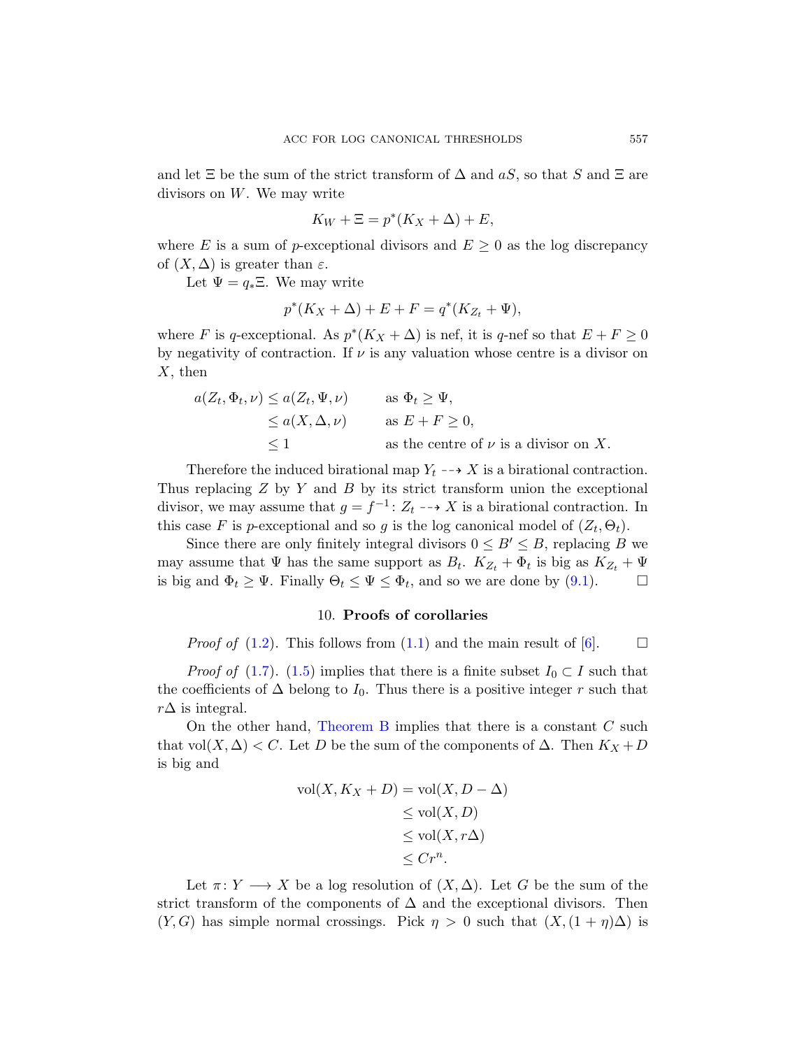and let $\Xi$ be the sum of the strict transform of $\Delta$ and $aS$, so that $S$ and $\Xi$ are divisors on $W$. We may write

$$K_W + \Xi = p^*(K_X + \Delta) + E,$$

where $E$ is a sum of $p$-exceptional divisors and $E \geq 0$ as the log discrepancy of $(X, \Delta)$ is greater than $\varepsilon$.

Let $\Psi = q_*\Xi$. We may write

$$p^*(K_X + \Delta) + E + F = q^*(K_{Z_t} + \Psi),$$

where $F$ is $q$-exceptional. As $p^*(K_X + \Delta)$ is nef, it is $q$-nef so that $E + F \geq 0$ by negativity of contraction. If $\nu$ is any valuation whose centre is a divisor on $X$, then

$$\begin{aligned}
a(Z_t, \Phi_t, \nu) &\leq a(Z_t, \Psi, \nu) && \text{as } \Phi_t \geq \Psi, \\
&\leq a(X, \Delta, \nu) && \text{as } E + F \geq 0, \\
&\leq 1 && \text{as the centre of } \nu \text{ is a divisor on } X.
\end{aligned}$$

Therefore the induced birational map $Y_t \dashrightarrow X$ is a birational contraction. Thus replacing $Z$ by $Y$ and $B$ by its strict transform union the exceptional divisor, we may assume that $g = f^{-1} \colon Z_t \dashrightarrow X$ is a birational contraction. In this case $F$ is $p$-exceptional and so $g$ is the log canonical model of $(Z_t, \Theta_t)$.

Since there are only finitely integral divisors $0 \leq B' \leq B$, replacing $B$ we may assume that $\Psi$ has the same support as $B_t$. $K_{Z_t} + \Phi_t$ is big as $K_{Z_t} + \Psi$ is big and $\Phi_t \geq \Psi$. Finally $\Theta_t \leq \Psi \leq \Phi_t$, and so we are done by (9.1). $\square$

## 10. **Proofs of corollaries**

*Proof of* (1.2). This follows from (1.1) and the main result of [6]. $\square$

*Proof of* (1.7). (1.5) implies that there is a finite subset $I_0 \subset I$ such that the coefficients of $\Delta$ belong to $I_0$. Thus there is a positive integer $r$ such that $r\Delta$ is integral.

On the other hand, Theorem B implies that there is a constant $C$ such that $\operatorname{vol}(X, \Delta) < C$. Let $D$ be the sum of the components of $\Delta$. Then $K_X + D$ is big and

$$\begin{aligned}
\operatorname{vol}(X, K_X + D) &= \operatorname{vol}(X, D - \Delta) \\
&\leq \operatorname{vol}(X, D) \\
&\leq \operatorname{vol}(X, r\Delta) \\
&\leq Cr^n.
\end{aligned}$$

Let $\pi \colon Y \longrightarrow X$ be a log resolution of $(X, \Delta)$. Let $G$ be the sum of the strict transform of the components of $\Delta$ and the exceptional divisors. Then $(Y, G)$ has simple normal crossings. Pick $\eta > 0$ such that $(X, (1 + \eta)\Delta)$ is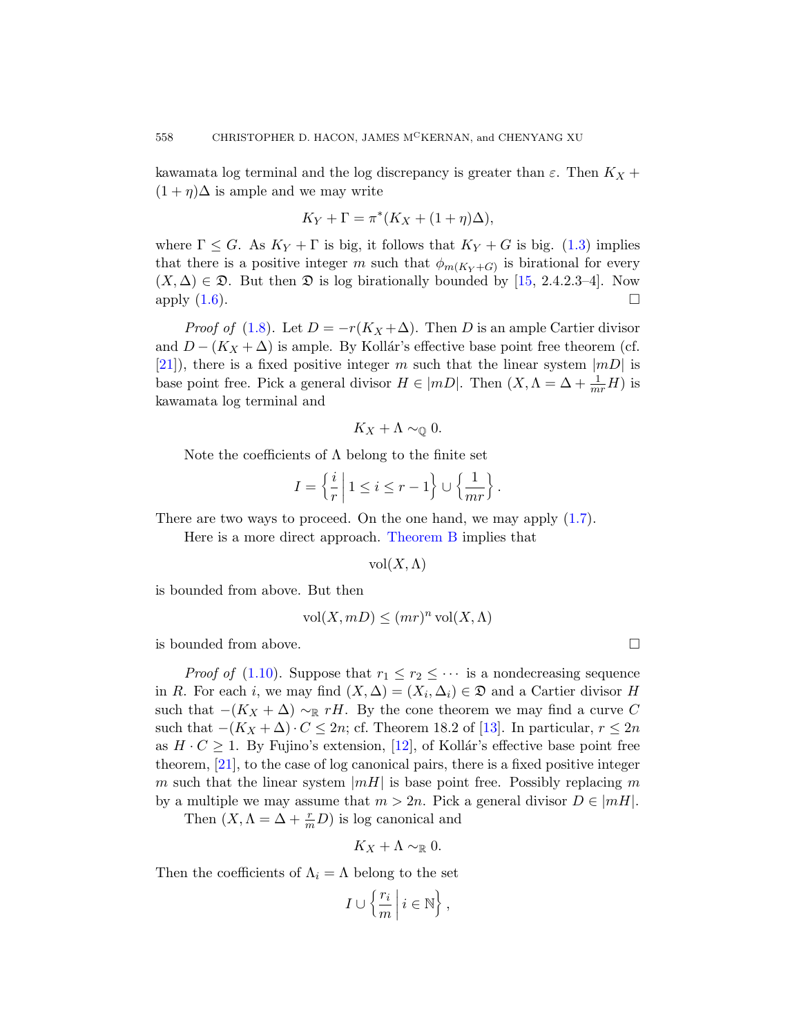kawamata log terminal and the log discrepancy is greater than $\varepsilon$. Then $K_X + (1+\eta)\Delta$ is ample and we may write

$$K_Y + \Gamma = \pi^*(K_X + (1+\eta)\Delta),$$

where $\Gamma \leq G$. As $K_Y + \Gamma$ is big, it follows that $K_Y + G$ is big. (1.3) implies that there is a positive integer $m$ such that $\phi_{m(K_Y+G)}$ is birational for every $(X,\Delta) \in \mathfrak{D}$. But then $\mathfrak{D}$ is log birationally bounded by [15, 2.4.2.3–4]. Now apply (1.6). □

*Proof of* (1.8). Let $D = -r(K_X+\Delta)$. Then $D$ is an ample Cartier divisor and $D - (K_X + \Delta)$ is ample. By Kollár's effective base point free theorem (cf. [21]), there is a fixed positive integer $m$ such that the linear system $|mD|$ is base point free. Pick a general divisor $H \in |mD|$. Then $(X, \Lambda = \Delta + \frac{1}{mr}H)$ is kawamata log terminal and

$$K_X + \Lambda \sim_{\mathbb{Q}} 0.$$

Note the coefficients of $\Lambda$ belong to the finite set

$$I = \left\{ \frac{i}{r} \,\middle|\, 1 \leq i \leq r-1 \right\} \cup \left\{ \frac{1}{mr} \right\}.$$

There are two ways to proceed. On the one hand, we may apply (1.7).

Here is a more direct approach. Theorem B implies that

$$\operatorname{vol}(X, \Lambda)$$

is bounded from above. But then

$$\operatorname{vol}(X, mD) \leq (mr)^n \operatorname{vol}(X, \Lambda)$$

is bounded from above. □

*Proof of* (1.10). Suppose that $r_1 \leq r_2 \leq \cdots$ is a nondecreasing sequence in $R$. For each $i$, we may find $(X,\Delta) = (X_i, \Delta_i) \in \mathfrak{D}$ and a Cartier divisor $H$ such that $-(K_X + \Delta) \sim_{\mathbb{R}} rH$. By the cone theorem we may find a curve $C$ such that $-(K_X + \Delta) \cdot C \leq 2n$; cf. Theorem 18.2 of [13]. In particular, $r \leq 2n$ as $H \cdot C \geq 1$. By Fujino's extension, [12], of Kollár's effective base point free theorem, [21], to the case of log canonical pairs, there is a fixed positive integer $m$ such that the linear system $|mH|$ is base point free. Possibly replacing $m$ by a multiple we may assume that $m > 2n$. Pick a general divisor $D \in |mH|$.

Then $(X, \Lambda = \Delta + \frac{r}{m}D)$ is log canonical and

$$K_X + \Lambda \sim_{\mathbb{R}} 0.$$

Then the coefficients of $\Lambda_i = \Lambda$ belong to the set

$$I \cup \left\{ \frac{r_i}{m} \,\middle|\, i \in \mathbb{N} \right\},$$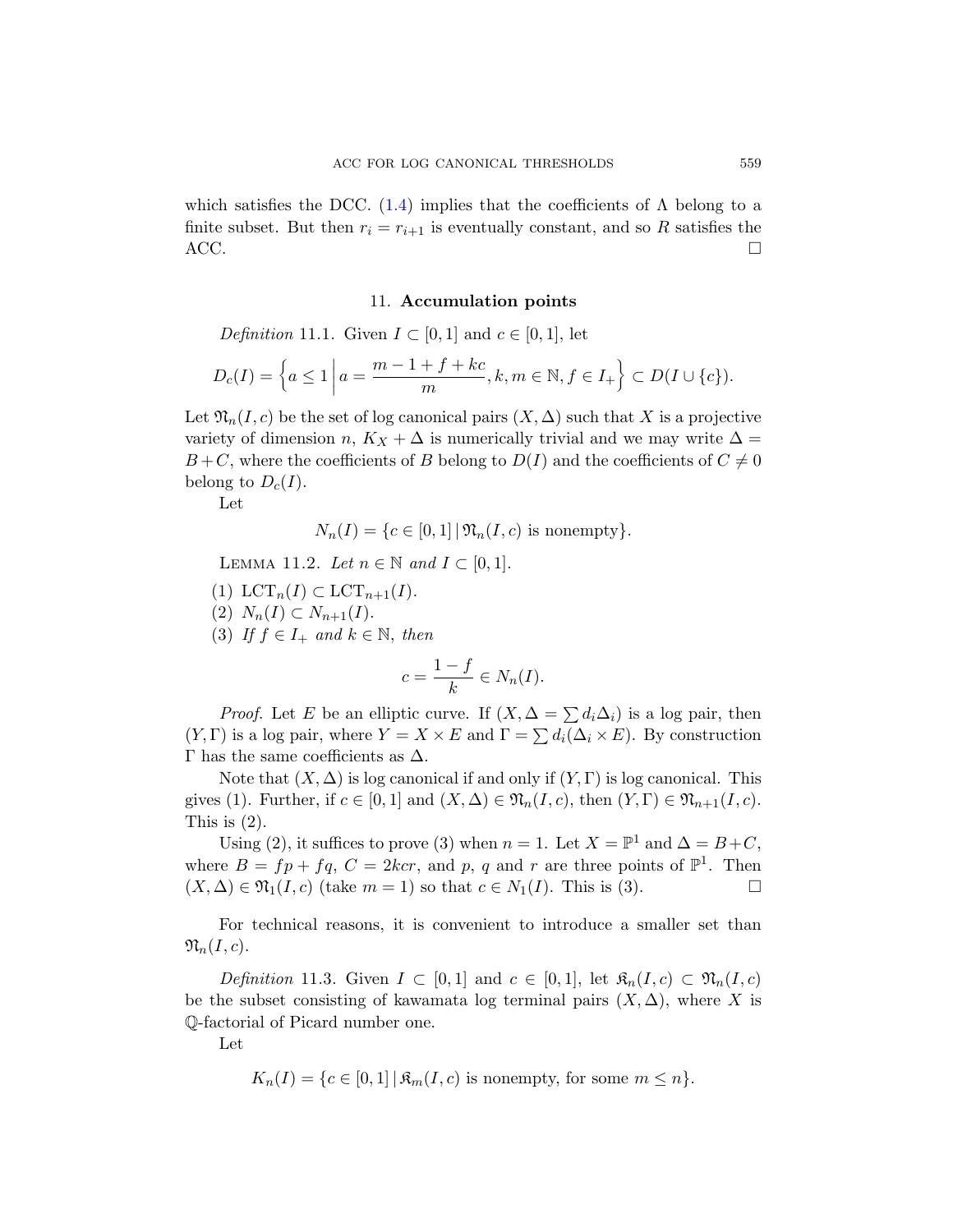which satisfies the DCC. (1.4) implies that the coefficients of $\Lambda$ belong to a finite subset. But then $r_i = r_{i+1}$ is eventually constant, and so $R$ satisfies the ACC. $\square$

## 11. Accumulation points

*Definition* 11.1. Given $I \subset [0,1]$ and $c \in [0,1]$, let

$$D_c(I) = \left\{ a \leq 1 \,\middle|\, a = \frac{m-1+f+kc}{m}, k, m \in \mathbb{N}, f \in I_+ \right\} \subset D(I \cup \{c\}).$$

Let $\mathfrak{N}_n(I,c)$ be the set of log canonical pairs $(X, \Delta)$ such that $X$ is a projective variety of dimension $n$, $K_X + \Delta$ is numerically trivial and we may write $\Delta = B + C$, where the coefficients of $B$ belong to $D(I)$ and the coefficients of $C \neq 0$ belong to $D_c(I)$.

Let

$$N_n(I) = \{c \in [0,1] \,|\, \mathfrak{N}_n(I,c) \text{ is nonempty}\}.$$

LEMMA 11.2. *Let $n \in \mathbb{N}$ and $I \subset [0,1]$.*

(1) $\mathrm{LCT}_n(I) \subset \mathrm{LCT}_{n+1}(I)$.
(2) $N_n(I) \subset N_{n+1}(I)$.
(3) *If $f \in I_+$ and $k \in \mathbb{N}$, then*

$$c = \frac{1-f}{k} \in N_n(I).$$

*Proof.* Let $E$ be an elliptic curve. If $(X, \Delta = \sum d_i \Delta_i)$ is a log pair, then $(Y, \Gamma)$ is a log pair, where $Y = X \times E$ and $\Gamma = \sum d_i(\Delta_i \times E)$. By construction $\Gamma$ has the same coefficients as $\Delta$.

Note that $(X, \Delta)$ is log canonical if and only if $(Y, \Gamma)$ is log canonical. This gives (1). Further, if $c \in [0,1]$ and $(X, \Delta) \in \mathfrak{N}_n(I,c)$, then $(Y, \Gamma) \in \mathfrak{N}_{n+1}(I,c)$. This is (2).

Using (2), it suffices to prove (3) when $n = 1$. Let $X = \mathbb{P}^1$ and $\Delta = B + C$, where $B = fp + fq$, $C = 2kcr$, and $p$, $q$ and $r$ are three points of $\mathbb{P}^1$. Then $(X, \Delta) \in \mathfrak{N}_1(I,c)$ (take $m = 1$) so that $c \in N_1(I)$. This is (3). $\square$

For technical reasons, it is convenient to introduce a smaller set than $\mathfrak{N}_n(I,c)$.

*Definition* 11.3. Given $I \subset [0,1]$ and $c \in [0,1]$, let $\mathfrak{K}_n(I,c) \subset \mathfrak{N}_n(I,c)$ be the subset consisting of kawamata log terminal pairs $(X, \Delta)$, where $X$ is $\mathbb{Q}$-factorial of Picard number one.

Let

$$K_n(I) = \{c \in [0,1] \,|\, \mathfrak{K}_m(I,c) \text{ is nonempty, for some } m \leq n\}.$$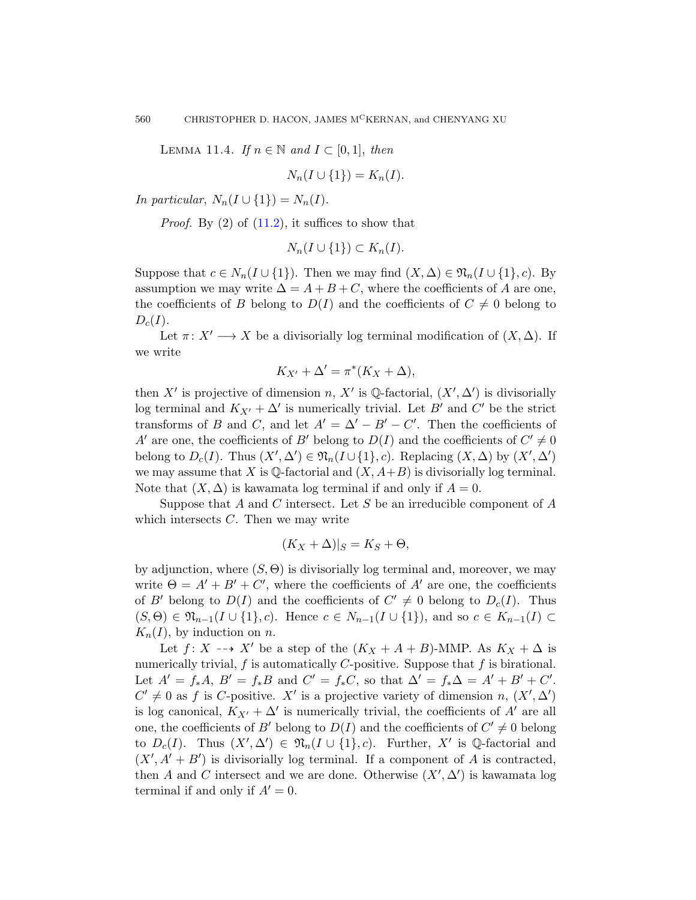Lemma 11.4. *If $n \in \mathbb{N}$ and $I \subset [0,1]$, then*

$$N_n(I \cup \{1\}) = K_n(I).$$

*In particular, $N_n(I \cup \{1\}) = N_n(I)$.*

*Proof.* By (2) of (11.2), it suffices to show that

$$N_n(I \cup \{1\}) \subset K_n(I).$$

Suppose that $c \in N_n(I \cup \{1\})$. Then we may find $(X, \Delta) \in \mathfrak{N}_n(I \cup \{1\}, c)$. By assumption we may write $\Delta = A + B + C$, where the coefficients of $A$ are one, the coefficients of $B$ belong to $D(I)$ and the coefficients of $C \neq 0$ belong to $D_c(I)$.

Let $\pi\colon X' \longrightarrow X$ be a divisorially log terminal modification of $(X, \Delta)$. If we write

$$K_{X'} + \Delta' = \pi^*(K_X + \Delta),$$

then $X'$ is projective of dimension $n$, $X'$ is $\mathbb{Q}$-factorial, $(X', \Delta')$ is divisorially log terminal and $K_{X'} + \Delta'$ is numerically trivial. Let $B'$ and $C'$ be the strict transforms of $B$ and $C$, and let $A' = \Delta' - B' - C'$. Then the coefficients of $A'$ are one, the coefficients of $B'$ belong to $D(I)$ and the coefficients of $C' \neq 0$ belong to $D_c(I)$. Thus $(X', \Delta') \in \mathfrak{N}_n(I \cup \{1\}, c)$. Replacing $(X, \Delta)$ by $(X', \Delta')$ we may assume that $X$ is $\mathbb{Q}$-factorial and $(X, A+B)$ is divisorially log terminal. Note that $(X, \Delta)$ is kawamata log terminal if and only if $A = 0$.

Suppose that $A$ and $C$ intersect. Let $S$ be an irreducible component of $A$ which intersects $C$. Then we may write

$$(K_X + \Delta)|_S = K_S + \Theta,$$

by adjunction, where $(S, \Theta)$ is divisorially log terminal and, moreover, we may write $\Theta = A' + B' + C'$, where the coefficients of $A'$ are one, the coefficients of $B'$ belong to $D(I)$ and the coefficients of $C' \neq 0$ belong to $D_c(I)$. Thus $(S, \Theta) \in \mathfrak{N}_{n-1}(I \cup \{1\}, c)$. Hence $c \in N_{n-1}(I \cup \{1\})$, and so $c \in K_{n-1}(I) \subset K_n(I)$, by induction on $n$.

Let $f\colon X \dashrightarrow X'$ be a step of the $(K_X + A + B)$-MMP. As $K_X + \Delta$ is numerically trivial, $f$ is automatically $C$-positive. Suppose that $f$ is birational. Let $A' = f_*A$, $B' = f_*B$ and $C' = f_*C$, so that $\Delta' = f_*\Delta = A' + B' + C'$. $C' \neq 0$ as $f$ is $C$-positive. $X'$ is a projective variety of dimension $n$, $(X', \Delta')$ is log canonical, $K_{X'} + \Delta'$ is numerically trivial, the coefficients of $A'$ are all one, the coefficients of $B'$ belong to $D(I)$ and the coefficients of $C' \neq 0$ belong to $D_c(I)$. Thus $(X', \Delta') \in \mathfrak{N}_n(I \cup \{1\}, c)$. Further, $X'$ is $\mathbb{Q}$-factorial and $(X', A' + B')$ is divisorially log terminal. If a component of $A$ is contracted, then $A$ and $C$ intersect and we are done. Otherwise $(X', \Delta')$ is kawamata log terminal if and only if $A' = 0$.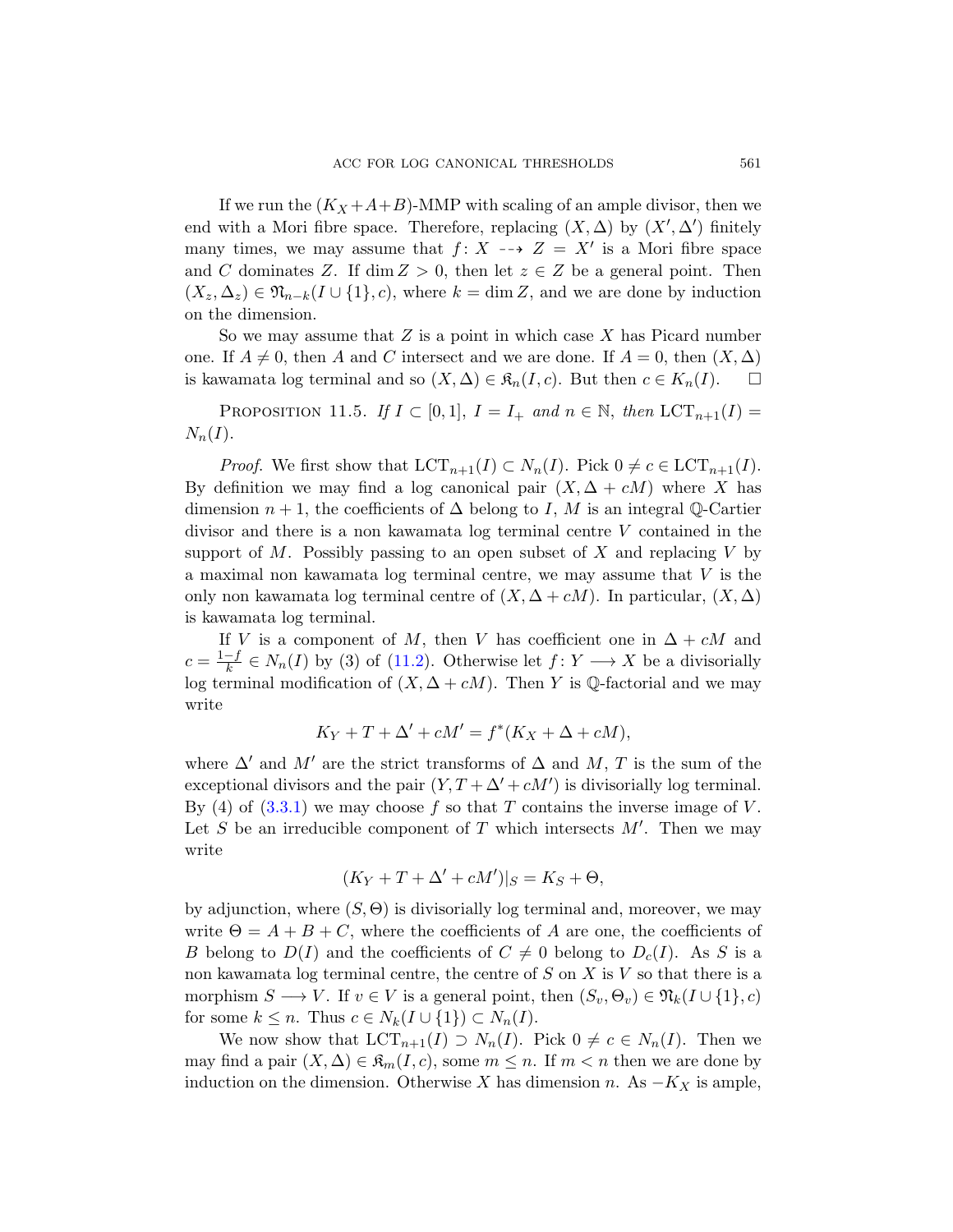If we run the $(K_X+A+B)$-MMP with scaling of an ample divisor, then we end with a Mori fibre space. Therefore, replacing $(X,\Delta)$ by $(X',\Delta')$ finitely many times, we may assume that $f\colon X \dashrightarrow Z = X'$ is a Mori fibre space and $C$ dominates $Z$. If $\dim Z > 0$, then let $z \in Z$ be a general point. Then $(X_z, \Delta_z) \in \mathfrak{N}_{n-k}(I \cup \{1\}, c)$, where $k = \dim Z$, and we are done by induction on the dimension.

So we may assume that $Z$ is a point in which case $X$ has Picard number one. If $A \neq 0$, then $A$ and $C$ intersect and we are done. If $A = 0$, then $(X,\Delta)$ is kawamata log terminal and so $(X,\Delta) \in \mathfrak{K}_n(I,c)$. But then $c \in K_n(I)$. $\square$

Proposition 11.5. *If $I \subset [0,1]$, $I = I_+$ and $n \in \mathbb{N}$, then* $\mathrm{LCT}_{n+1}(I) = N_n(I)$.

*Proof.* We first show that $\mathrm{LCT}_{n+1}(I) \subset N_n(I)$. Pick $0 \neq c \in \mathrm{LCT}_{n+1}(I)$. By definition we may find a log canonical pair $(X, \Delta + cM)$ where $X$ has dimension $n+1$, the coefficients of $\Delta$ belong to $I$, $M$ is an integral $\mathbb{Q}$-Cartier divisor and there is a non kawamata log terminal centre $V$ contained in the support of $M$. Possibly passing to an open subset of $X$ and replacing $V$ by a maximal non kawamata log terminal centre, we may assume that $V$ is the only non kawamata log terminal centre of $(X, \Delta + cM)$. In particular, $(X,\Delta)$ is kawamata log terminal.

If $V$ is a component of $M$, then $V$ has coefficient one in $\Delta + cM$ and $c = \frac{1-f}{k} \in N_n(I)$ by (3) of (11.2). Otherwise let $f\colon Y \longrightarrow X$ be a divisorially log terminal modification of $(X, \Delta + cM)$. Then $Y$ is $\mathbb{Q}$-factorial and we may write

$$K_Y + T + \Delta' + cM' = f^*(K_X + \Delta + cM),$$

where $\Delta'$ and $M'$ are the strict transforms of $\Delta$ and $M$, $T$ is the sum of the exceptional divisors and the pair $(Y, T + \Delta' + cM')$ is divisorially log terminal. By (4) of (3.3.1) we may choose $f$ so that $T$ contains the inverse image of $V$. Let $S$ be an irreducible component of $T$ which intersects $M'$. Then we may write

$$(K_Y + T + \Delta' + cM')|_S = K_S + \Theta,$$

by adjunction, where $(S,\Theta)$ is divisorially log terminal and, moreover, we may write $\Theta = A + B + C$, where the coefficients of $A$ are one, the coefficients of $B$ belong to $D(I)$ and the coefficients of $C \neq 0$ belong to $D_c(I)$. As $S$ is a non kawamata log terminal centre, the centre of $S$ on $X$ is $V$ so that there is a morphism $S \longrightarrow V$. If $v \in V$ is a general point, then $(S_v, \Theta_v) \in \mathfrak{N}_k(I \cup \{1\}, c)$ for some $k \leq n$. Thus $c \in N_k(I \cup \{1\}) \subset N_n(I)$.

We now show that $\mathrm{LCT}_{n+1}(I) \supset N_n(I)$. Pick $0 \neq c \in N_n(I)$. Then we may find a pair $(X,\Delta) \in \mathfrak{K}_m(I,c)$, some $m \leq n$. If $m < n$ then we are done by induction on the dimension. Otherwise $X$ has dimension $n$. As $-K_X$ is ample,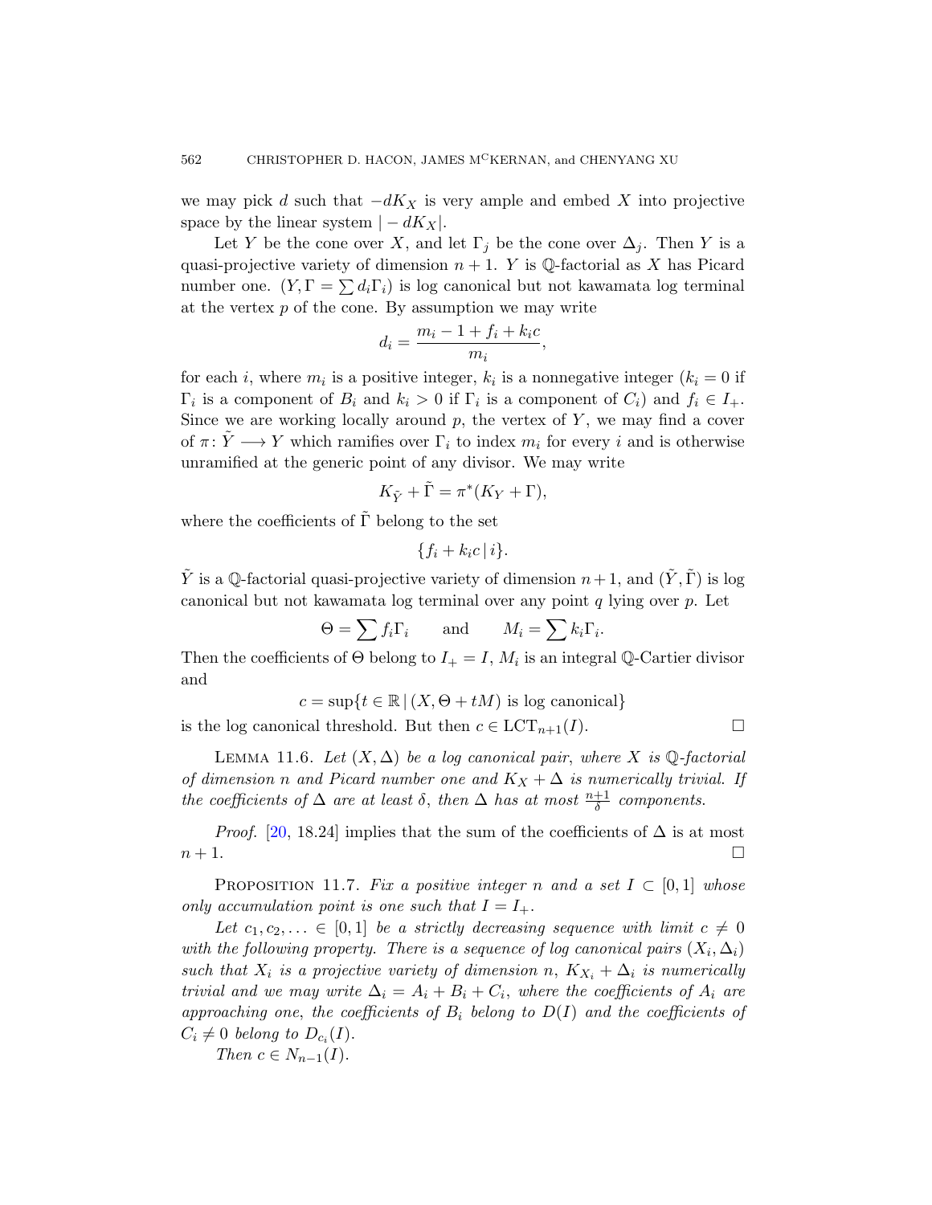we may pick $d$ such that $-dK_X$ is very ample and embed $X$ into projective space by the linear system $|-dK_X|$.

Let $Y$ be the cone over $X$, and let $\Gamma_j$ be the cone over $\Delta_j$. Then $Y$ is a quasi-projective variety of dimension $n+1$. $Y$ is $\mathbb{Q}$-factorial as $X$ has Picard number one. $(Y, \Gamma = \sum d_i \Gamma_i)$ is log canonical but not kawamata log terminal at the vertex $p$ of the cone. By assumption we may write

$$d_i = \frac{m_i - 1 + f_i + k_i c}{m_i},$$

for each $i$, where $m_i$ is a positive integer, $k_i$ is a nonnegative integer ($k_i = 0$ if $\Gamma_i$ is a component of $B_i$ and $k_i > 0$ if $\Gamma_i$ is a component of $C_i$) and $f_i \in I_+$. Since we are working locally around $p$, the vertex of $Y$, we may find a cover of $\pi\colon \tilde{Y} \longrightarrow Y$ which ramifies over $\Gamma_i$ to index $m_i$ for every $i$ and is otherwise unramified at the generic point of any divisor. We may write

$$K_{\tilde{Y}} + \tilde{\Gamma} = \pi^*(K_Y + \Gamma),$$

where the coefficients of $\tilde{\Gamma}$ belong to the set

$$\{f_i + k_i c \,|\, i\}.$$

$\tilde{Y}$ is a $\mathbb{Q}$-factorial quasi-projective variety of dimension $n+1$, and $(\tilde{Y}, \tilde{\Gamma})$ is log canonical but not kawamata log terminal over any point $q$ lying over $p$. Let

$$\Theta = \sum f_i \Gamma_i \qquad \text{and} \qquad M_i = \sum k_i \Gamma_i.$$

Then the coefficients of $\Theta$ belong to $I_+ = I$, $M_i$ is an integral $\mathbb{Q}$-Cartier divisor and

$$c = \sup\{t \in \mathbb{R} \,|\, (X, \Theta + tM) \text{ is log canonical}\}$$

is the log canonical threshold. But then $c \in \operatorname{LCT}_{n+1}(I)$. $\square$

LEMMA 11.6. *Let $(X, \Delta)$ be a log canonical pair, where $X$ is $\mathbb{Q}$-factorial of dimension $n$ and Picard number one and $K_X + \Delta$ is numerically trivial. If the coefficients of $\Delta$ are at least $\delta$, then $\Delta$ has at most $\frac{n+1}{\delta}$ components.*

*Proof.* [20, 18.24] implies that the sum of the coefficients of $\Delta$ is at most $n+1$. $\square$

PROPOSITION 11.7. *Fix a positive integer $n$ and a set $I \subset [0,1]$ whose only accumulation point is one such that $I = I_+$.*

*Let $c_1, c_2, \dots \in [0,1]$ be a strictly decreasing sequence with limit $c \neq 0$ with the following property. There is a sequence of log canonical pairs $(X_i, \Delta_i)$ such that $X_i$ is a projective variety of dimension $n$, $K_{X_i} + \Delta_i$ is numerically trivial and we may write $\Delta_i = A_i + B_i + C_i$, where the coefficients of $A_i$ are approaching one, the coefficients of $B_i$ belong to $D(I)$ and the coefficients of $C_i \neq 0$ belong to $D_{c_i}(I)$.*

*Then $c \in N_{n-1}(I)$.*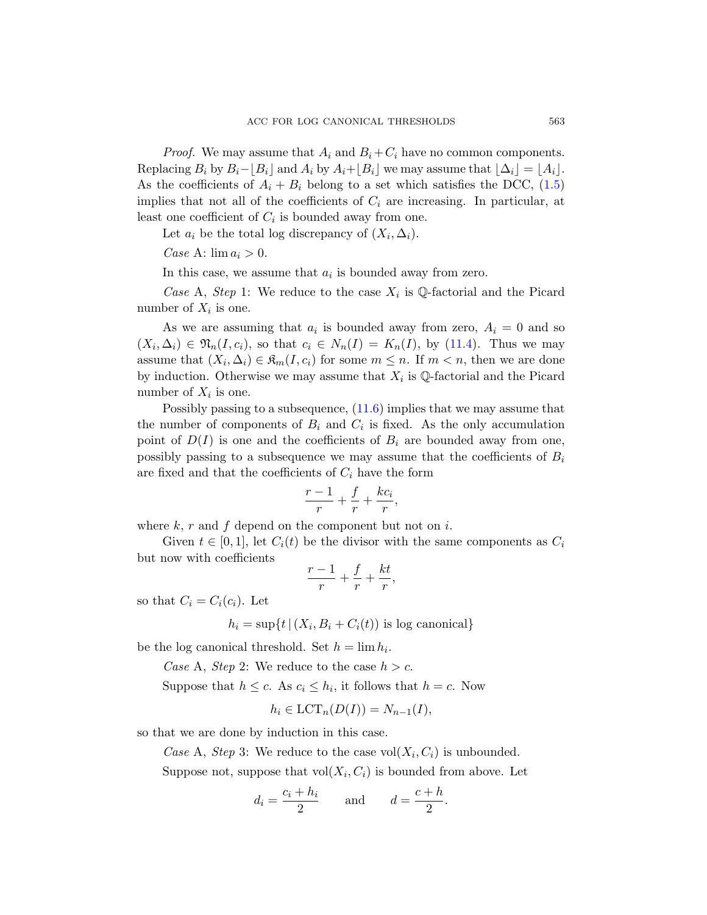*Proof.* We may assume that $A_i$ and $B_i + C_i$ have no common components. Replacing $B_i$ by $B_i - \lfloor B_i \rfloor$ and $A_i$ by $A_i + \lfloor B_i \rfloor$ we may assume that $\lfloor \Delta_i \rfloor = \lfloor A_i \rfloor$. As the coefficients of $A_i + B_i$ belong to a set which satisfies the DCC, (1.5) implies that not all of the coefficients of $C_i$ are increasing. In particular, at least one coefficient of $C_i$ is bounded away from one.

Let $a_i$ be the total log discrepancy of $(X_i, \Delta_i)$.

*Case* A: $\lim a_i > 0$.

In this case, we assume that $a_i$ is bounded away from zero.

*Case* A, *Step* 1: We reduce to the case $X_i$ is $\mathbb{Q}$-factorial and the Picard number of $X_i$ is one.

As we are assuming that $a_i$ is bounded away from zero, $A_i = 0$ and so $(X_i, \Delta_i) \in \mathfrak{N}_n(I, c_i)$, so that $c_i \in N_n(I) = K_n(I)$, by (11.4). Thus we may assume that $(X_i, \Delta_i) \in \mathfrak{K}_m(I, c_i)$ for some $m \leq n$. If $m < n$, then we are done by induction. Otherwise we may assume that $X_i$ is $\mathbb{Q}$-factorial and the Picard number of $X_i$ is one.

Possibly passing to a subsequence, (11.6) implies that we may assume that the number of components of $B_i$ and $C_i$ is fixed. As the only accumulation point of $D(I)$ is one and the coefficients of $B_i$ are bounded away from one, possibly passing to a subsequence we may assume that the coefficients of $B_i$ are fixed and that the coefficients of $C_i$ have the form

$$\frac{r-1}{r} + \frac{f}{r} + \frac{kc_i}{r},$$

where $k$, $r$ and $f$ depend on the component but not on $i$.

Given $t \in [0, 1]$, let $C_i(t)$ be the divisor with the same components as $C_i$ but now with coefficients

$$\frac{r-1}{r} + \frac{f}{r} + \frac{kt}{r},$$

so that $C_i = C_i(c_i)$. Let

$$h_i = \sup\{t \,|\, (X_i, B_i + C_i(t)) \text{ is log canonical}\}$$

be the log canonical threshold. Set $h = \lim h_i$.

*Case* A, *Step* 2: We reduce to the case $h > c$.

Suppose that $h \leq c$. As $c_i \leq h_i$, it follows that $h = c$. Now

$$h_i \in \mathrm{LCT}_n(D(I)) = N_{n-1}(I),$$

so that we are done by induction in this case.

*Case* A, *Step* 3: We reduce to the case $\mathrm{vol}(X_i, C_i)$ is unbounded.

Suppose not, suppose that $\mathrm{vol}(X_i, C_i)$ is bounded from above. Let

$$d_i = \frac{c_i + h_i}{2} \qquad \text{and} \qquad d = \frac{c + h}{2}.$$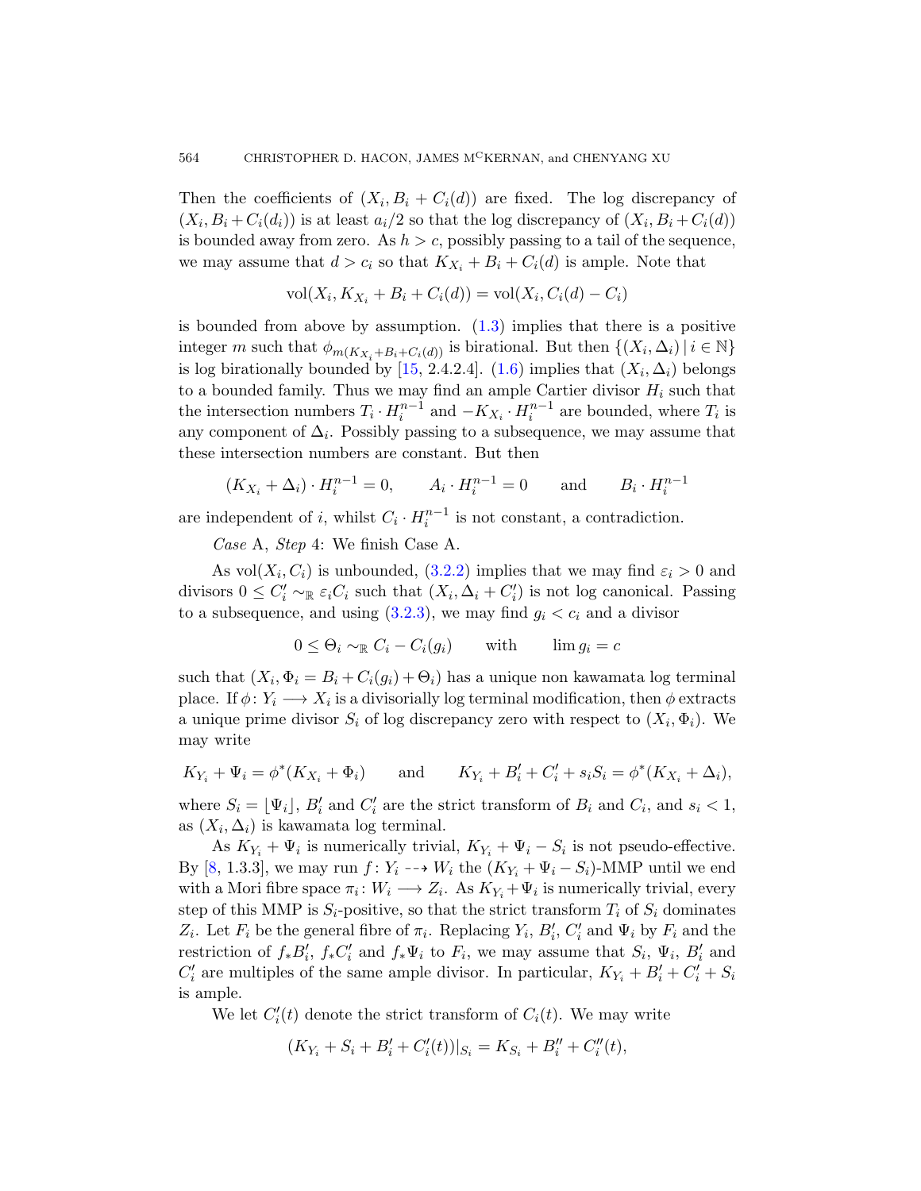Then the coefficients of $(X_i, B_i + C_i(d))$ are fixed. The log discrepancy of $(X_i, B_i + C_i(d_i))$ is at least $a_i/2$ so that the log discrepancy of $(X_i, B_i + C_i(d))$ is bounded away from zero. As $h > c$, possibly passing to a tail of the sequence, we may assume that $d > c_i$ so that $K_{X_i} + B_i + C_i(d)$ is ample. Note that

$$\operatorname{vol}(X_i, K_{X_i} + B_i + C_i(d)) = \operatorname{vol}(X_i, C_i(d) - C_i)$$

is bounded from above by assumption. (1.3) implies that there is a positive integer $m$ such that $\phi_{m(K_{X_i}+B_i+C_i(d))}$ is birational. But then $\{(X_i, \Delta_i) \,|\, i \in \mathbb{N}\}$ is log birationally bounded by [15, 2.4.2.4]. (1.6) implies that $(X_i, \Delta_i)$ belongs to a bounded family. Thus we may find an ample Cartier divisor $H_i$ such that the intersection numbers $T_i \cdot H_i^{n-1}$ and $-K_{X_i} \cdot H_i^{n-1}$ are bounded, where $T_i$ is any component of $\Delta_i$. Possibly passing to a subsequence, we may assume that these intersection numbers are constant. But then

$$(K_{X_i} + \Delta_i) \cdot H_i^{n-1} = 0, \qquad A_i \cdot H_i^{n-1} = 0 \qquad \text{and} \qquad B_i \cdot H_i^{n-1}$$

are independent of $i$, whilst $C_i \cdot H_i^{n-1}$ is not constant, a contradiction.

*Case* A, *Step* 4: We finish Case A.

As $\operatorname{vol}(X_i, C_i)$ is unbounded, (3.2.2) implies that we may find $\varepsilon_i > 0$ and divisors $0 \leq C_i' \sim_{\mathbb{R}} \varepsilon_i C_i$ such that $(X_i, \Delta_i + C_i')$ is not log canonical. Passing to a subsequence, and using (3.2.3), we may find $g_i < c_i$ and a divisor

$$0 \leq \Theta_i \sim_{\mathbb{R}} C_i - C_i(g_i) \qquad \text{with} \qquad \lim g_i = c$$

such that $(X_i, \Phi_i = B_i + C_i(g_i) + \Theta_i)$ has a unique non kawamata log terminal place. If $\phi\colon Y_i \longrightarrow X_i$ is a divisorially log terminal modification, then $\phi$ extracts a unique prime divisor $S_i$ of log discrepancy zero with respect to $(X_i, \Phi_i)$. We may write

$$K_{Y_i} + \Psi_i = \phi^*(K_{X_i} + \Phi_i) \qquad \text{and} \qquad K_{Y_i} + B_i' + C_i' + s_i S_i = \phi^*(K_{X_i} + \Delta_i),$$

where $S_i = \lfloor \Psi_i \rfloor$, $B_i'$ and $C_i'$ are the strict transform of $B_i$ and $C_i$, and $s_i < 1$, as $(X_i, \Delta_i)$ is kawamata log terminal.

As $K_{Y_i} + \Psi_i$ is numerically trivial, $K_{Y_i} + \Psi_i - S_i$ is not pseudo-effective. By [8, 1.3.3], we may run $f\colon Y_i \dashrightarrow W_i$ the $(K_{Y_i} + \Psi_i - S_i)$-MMP until we end with a Mori fibre space $\pi_i\colon W_i \longrightarrow Z_i$. As $K_{Y_i} + \Psi_i$ is numerically trivial, every step of this MMP is $S_i$-positive, so that the strict transform $T_i$ of $S_i$ dominates $Z_i$. Let $F_i$ be the general fibre of $\pi_i$. Replacing $Y_i$, $B_i'$, $C_i'$ and $\Psi_i$ by $F_i$ and the restriction of $f_*B_i'$, $f_*C_i'$ and $f_*\Psi_i$ to $F_i$, we may assume that $S_i$, $\Psi_i$, $B_i'$ and $C_i'$ are multiples of the same ample divisor. In particular, $K_{Y_i} + B_i' + C_i' + S_i$ is ample.

We let $C_i'(t)$ denote the strict transform of $C_i(t)$. We may write

$$(K_{Y_i} + S_i + B_i' + C_i'(t))|_{S_i} = K_{S_i} + B_i'' + C_i''(t),$$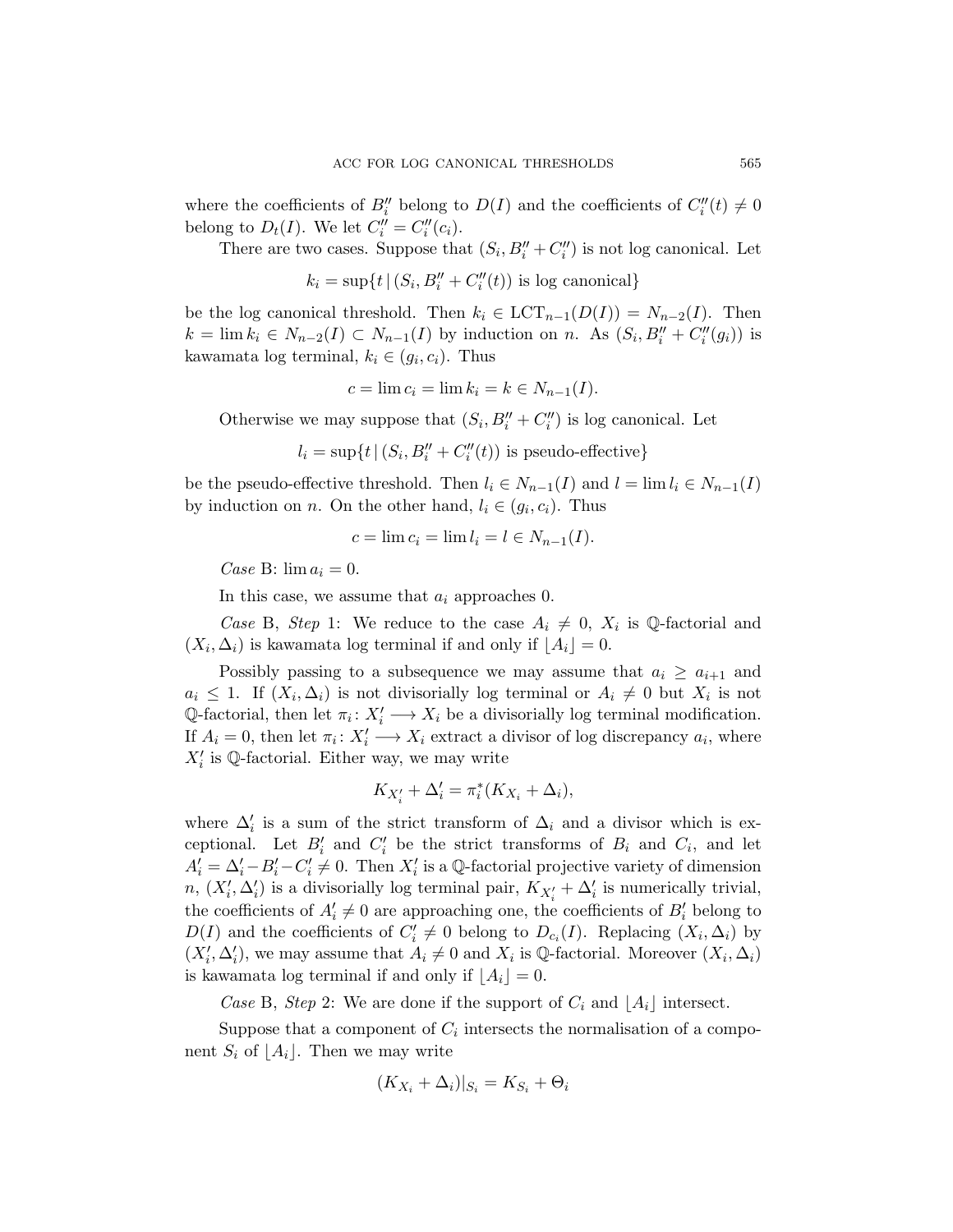where the coefficients of $B''_i$ belong to $D(I)$ and the coefficients of $C''_i(t) \neq 0$ belong to $D_t(I)$. We let $C''_i = C''_i(c_i)$.

There are two cases. Suppose that $(S_i, B''_i + C''_i)$ is not log canonical. Let

$$k_i = \sup\{t \,|\, (S_i, B''_i + C''_i(t)) \text{ is log canonical}\}$$

be the log canonical threshold. Then $k_i \in \mathrm{LCT}_{n-1}(D(I)) = N_{n-2}(I)$. Then $k = \lim k_i \in N_{n-2}(I) \subset N_{n-1}(I)$ by induction on $n$. As $(S_i, B''_i + C''_i(g_i))$ is kawamata log terminal, $k_i \in (g_i, c_i)$. Thus

$$c = \lim c_i = \lim k_i = k \in N_{n-1}(I).$$

Otherwise we may suppose that $(S_i, B''_i + C''_i)$ is log canonical. Let

$$l_i = \sup\{t \,|\, (S_i, B''_i + C''_i(t)) \text{ is pseudo-effective}\}$$

be the pseudo-effective threshold. Then $l_i \in N_{n-1}(I)$ and $l = \lim l_i \in N_{n-1}(I)$ by induction on $n$. On the other hand, $l_i \in (g_i, c_i)$. Thus

$$c = \lim c_i = \lim l_i = l \in N_{n-1}(I).$$

*Case* B: $\lim a_i = 0$.

In this case, we assume that $a_i$ approaches 0.

*Case* B, *Step* 1: We reduce to the case $A_i \neq 0$, $X_i$ is $\mathbb{Q}$-factorial and $(X_i, \Delta_i)$ is kawamata log terminal if and only if $\lfloor A_i \rfloor = 0$.

Possibly passing to a subsequence we may assume that $a_i \geq a_{i+1}$ and $a_i \leq 1$. If $(X_i, \Delta_i)$ is not divisorially log terminal or $A_i \neq 0$ but $X_i$ is not $\mathbb{Q}$-factorial, then let $\pi_i \colon X'_i \longrightarrow X_i$ be a divisorially log terminal modification. If $A_i = 0$, then let $\pi_i \colon X'_i \longrightarrow X_i$ extract a divisor of log discrepancy $a_i$, where $X'_i$ is $\mathbb{Q}$-factorial. Either way, we may write

$$K_{X'_i} + \Delta'_i = \pi_i^*(K_{X_i} + \Delta_i),$$

where $\Delta'_i$ is a sum of the strict transform of $\Delta_i$ and a divisor which is exceptional. Let $B'_i$ and $C'_i$ be the strict transforms of $B_i$ and $C_i$, and let $A'_i = \Delta'_i - B'_i - C'_i \neq 0$. Then $X'_i$ is a $\mathbb{Q}$-factorial projective variety of dimension $n$, $(X'_i, \Delta'_i)$ is a divisorially log terminal pair, $K_{X'_i} + \Delta'_i$ is numerically trivial, the coefficients of $A'_i \neq 0$ are approaching one, the coefficients of $B'_i$ belong to $D(I)$ and the coefficients of $C'_i \neq 0$ belong to $D_{c_i}(I)$. Replacing $(X_i, \Delta_i)$ by $(X'_i, \Delta'_i)$, we may assume that $A_i \neq 0$ and $X_i$ is $\mathbb{Q}$-factorial. Moreover $(X_i, \Delta_i)$ is kawamata log terminal if and only if $\lfloor A_i \rfloor = 0$.

*Case* B, *Step* 2: We are done if the support of $C_i$ and $\lfloor A_i \rfloor$ intersect.

Suppose that a component of $C_i$ intersects the normalisation of a component $S_i$ of $\lfloor A_i \rfloor$. Then we may write

$$(K_{X_i} + \Delta_i)|_{S_i} = K_{S_i} + \Theta_i$$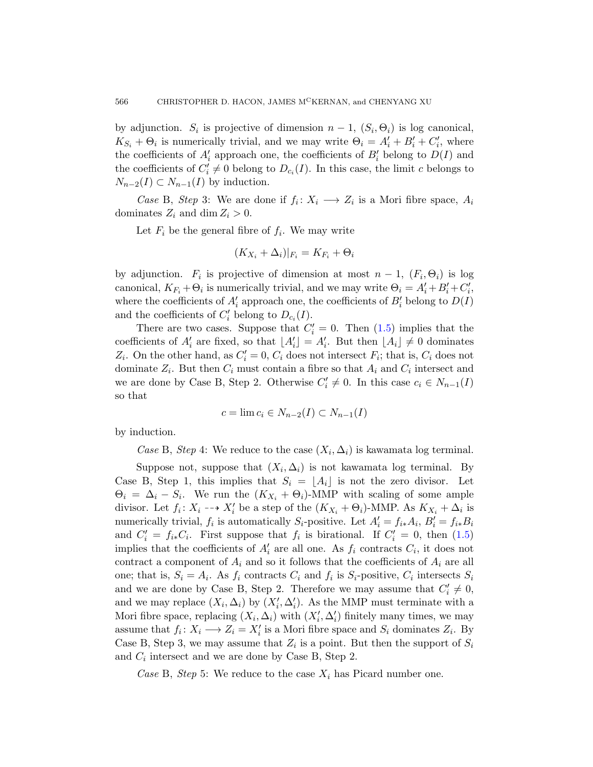by adjunction. $S_i$ is projective of dimension $n-1$, $(S_i, \Theta_i)$ is log canonical, $K_{S_i} + \Theta_i$ is numerically trivial, and we may write $\Theta_i = A'_i + B'_i + C'_i$, where the coefficients of $A'_i$ approach one, the coefficients of $B'_i$ belong to $D(I)$ and the coefficients of $C'_i \neq 0$ belong to $D_{c_i}(I)$. In this case, the limit $c$ belongs to $N_{n-2}(I) \subset N_{n-1}(I)$ by induction.

*Case* B, *Step* 3: We are done if $f_i \colon X_i \longrightarrow Z_i$ is a Mori fibre space, $A_i$ dominates $Z_i$ and $\dim Z_i > 0$.

Let $F_i$ be the general fibre of $f_i$. We may write

$$(K_{X_i} + \Delta_i)|_{F_i} = K_{F_i} + \Theta_i$$

by adjunction. $F_i$ is projective of dimension at most $n-1$, $(F_i, \Theta_i)$ is log canonical, $K_{F_i} + \Theta_i$ is numerically trivial, and we may write $\Theta_i = A'_i + B'_i + C'_i$, where the coefficients of $A'_i$ approach one, the coefficients of $B'_i$ belong to $D(I)$ and the coefficients of $C'_i$ belong to $D_{c_i}(I)$.

There are two cases. Suppose that $C'_i = 0$. Then (1.5) implies that the coefficients of $A'_i$ are fixed, so that $\lfloor A'_i \rfloor = A'_i$. But then $\lfloor A_i \rfloor \neq 0$ dominates $Z_i$. On the other hand, as $C'_i = 0$, $C_i$ does not intersect $F_i$; that is, $C_i$ does not dominate $Z_i$. But then $C_i$ must contain a fibre so that $A_i$ and $C_i$ intersect and we are done by Case B, Step 2. Otherwise $C'_i \neq 0$. In this case $c_i \in N_{n-1}(I)$ so that

$$c = \lim c_i \in N_{n-2}(I) \subset N_{n-1}(I)$$

by induction.

*Case* B, *Step* 4: We reduce to the case $(X_i, \Delta_i)$ is kawamata log terminal.

Suppose not, suppose that $(X_i, \Delta_i)$ is not kawamata log terminal. By Case B, Step 1, this implies that $S_i = \lfloor A_i \rfloor$ is not the zero divisor. Let $\Theta_i = \Delta_i - S_i$. We run the $(K_{X_i} + \Theta_i)$-MMP with scaling of some ample divisor. Let $f_i \colon X_i \dashrightarrow X'_i$ be a step of the $(K_{X_i} + \Theta_i)$-MMP. As $K_{X_i} + \Delta_i$ is numerically trivial, $f_i$ is automatically $S_i$-positive. Let $A'_i = f_{i*}A_i$, $B'_i = f_{i*}B_i$ and $C'_i = f_{i*}C_i$. First suppose that $f_i$ is birational. If $C'_i = 0$, then (1.5) implies that the coefficients of $A'_i$ are all one. As $f_i$ contracts $C_i$, it does not contract a component of $A_i$ and so it follows that the coefficients of $A_i$ are all one; that is, $S_i = A_i$. As $f_i$ contracts $C_i$ and $f_i$ is $S_i$-positive, $C_i$ intersects $S_i$ and we are done by Case B, Step 2. Therefore we may assume that $C'_i \neq 0$, and we may replace $(X_i, \Delta_i)$ by $(X'_i, \Delta'_i)$. As the MMP must terminate with a Mori fibre space, replacing $(X_i, \Delta_i)$ with $(X'_i, \Delta'_i)$ finitely many times, we may assume that $f_i \colon X_i \longrightarrow Z_i = X'_i$ is a Mori fibre space and $S_i$ dominates $Z_i$. By Case B, Step 3, we may assume that $Z_i$ is a point. But then the support of $S_i$ and $C_i$ intersect and we are done by Case B, Step 2.

*Case* B, *Step* 5: We reduce to the case $X_i$ has Picard number one.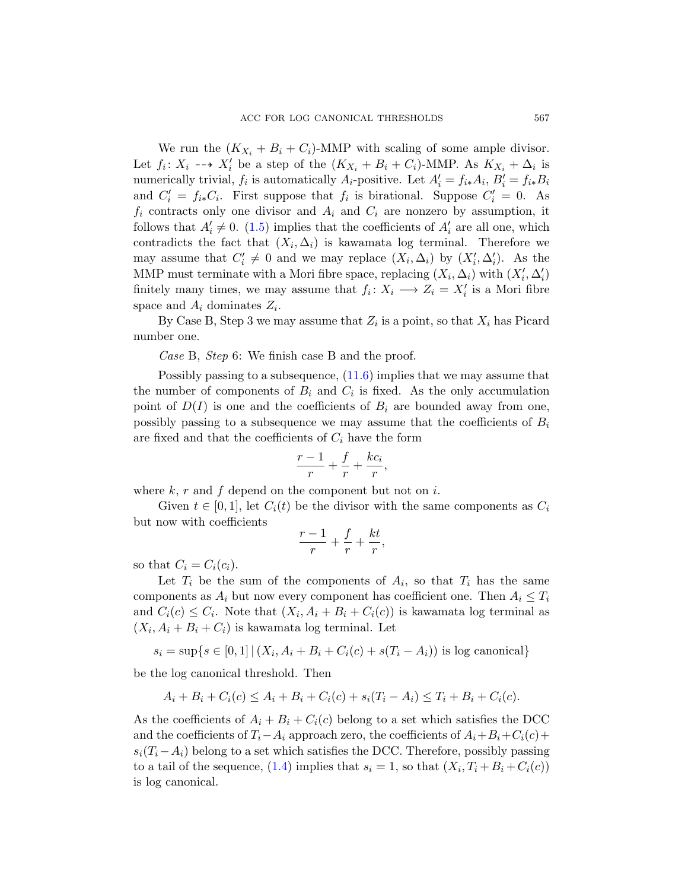We run the $(K_{X_i} + B_i + C_i)$-MMP with scaling of some ample divisor. Let $f_i\colon X_i \dashrightarrow X_i'$ be a step of the $(K_{X_i} + B_i + C_i)$-MMP. As $K_{X_i} + \Delta_i$ is numerically trivial, $f_i$ is automatically $A_i$-positive. Let $A_i' = f_{i*}A_i$, $B_i' = f_{i*}B_i$ and $C_i' = f_{i*}C_i$. First suppose that $f_i$ is birational. Suppose $C_i' = 0$. As $f_i$ contracts only one divisor and $A_i$ and $C_i$ are nonzero by assumption, it follows that $A_i' \neq 0$. (1.5) implies that the coefficients of $A_i'$ are all one, which contradicts the fact that $(X_i, \Delta_i)$ is kawamata log terminal. Therefore we may assume that $C_i' \neq 0$ and we may replace $(X_i, \Delta_i)$ by $(X_i', \Delta_i')$. As the MMP must terminate with a Mori fibre space, replacing $(X_i, \Delta_i)$ with $(X_i', \Delta_i')$ finitely many times, we may assume that $f_i\colon X_i \longrightarrow Z_i = X_i'$ is a Mori fibre space and $A_i$ dominates $Z_i$.

By Case B, Step 3 we may assume that $Z_i$ is a point, so that $X_i$ has Picard number one.

*Case* B, *Step* 6: We finish case B and the proof.

Possibly passing to a subsequence, (11.6) implies that we may assume that the number of components of $B_i$ and $C_i$ is fixed. As the only accumulation point of $D(I)$ is one and the coefficients of $B_i$ are bounded away from one, possibly passing to a subsequence we may assume that the coefficients of $B_i$ are fixed and that the coefficients of $C_i$ have the form

$$\frac{r-1}{r} + \frac{f}{r} + \frac{kc_i}{r},$$

where $k$, $r$ and $f$ depend on the component but not on $i$.

Given $t \in [0,1]$, let $C_i(t)$ be the divisor with the same components as $C_i$ but now with coefficients

$$\frac{r-1}{r} + \frac{f}{r} + \frac{kt}{r},$$

so that $C_i = C_i(c_i)$.

Let $T_i$ be the sum of the components of $A_i$, so that $T_i$ has the same components as $A_i$ but now every component has coefficient one. Then $A_i \leq T_i$ and $C_i(c) \leq C_i$. Note that $(X_i, A_i + B_i + C_i(c))$ is kawamata log terminal as $(X_i, A_i + B_i + C_i)$ is kawamata log terminal. Let

$$s_i = \sup\{s \in [0,1] \,|\, (X_i, A_i + B_i + C_i(c) + s(T_i - A_i)) \text{ is log canonical}\}$$

be the log canonical threshold. Then

$$A_i + B_i + C_i(c) \leq A_i + B_i + C_i(c) + s_i(T_i - A_i) \leq T_i + B_i + C_i(c).$$

As the coefficients of $A_i + B_i + C_i(c)$ belong to a set which satisfies the DCC and the coefficients of $T_i - A_i$ approach zero, the coefficients of $A_i + B_i + C_i(c) + s_i(T_i - A_i)$ belong to a set which satisfies the DCC. Therefore, possibly passing to a tail of the sequence, (1.4) implies that $s_i = 1$, so that $(X_i, T_i + B_i + C_i(c))$ is log canonical.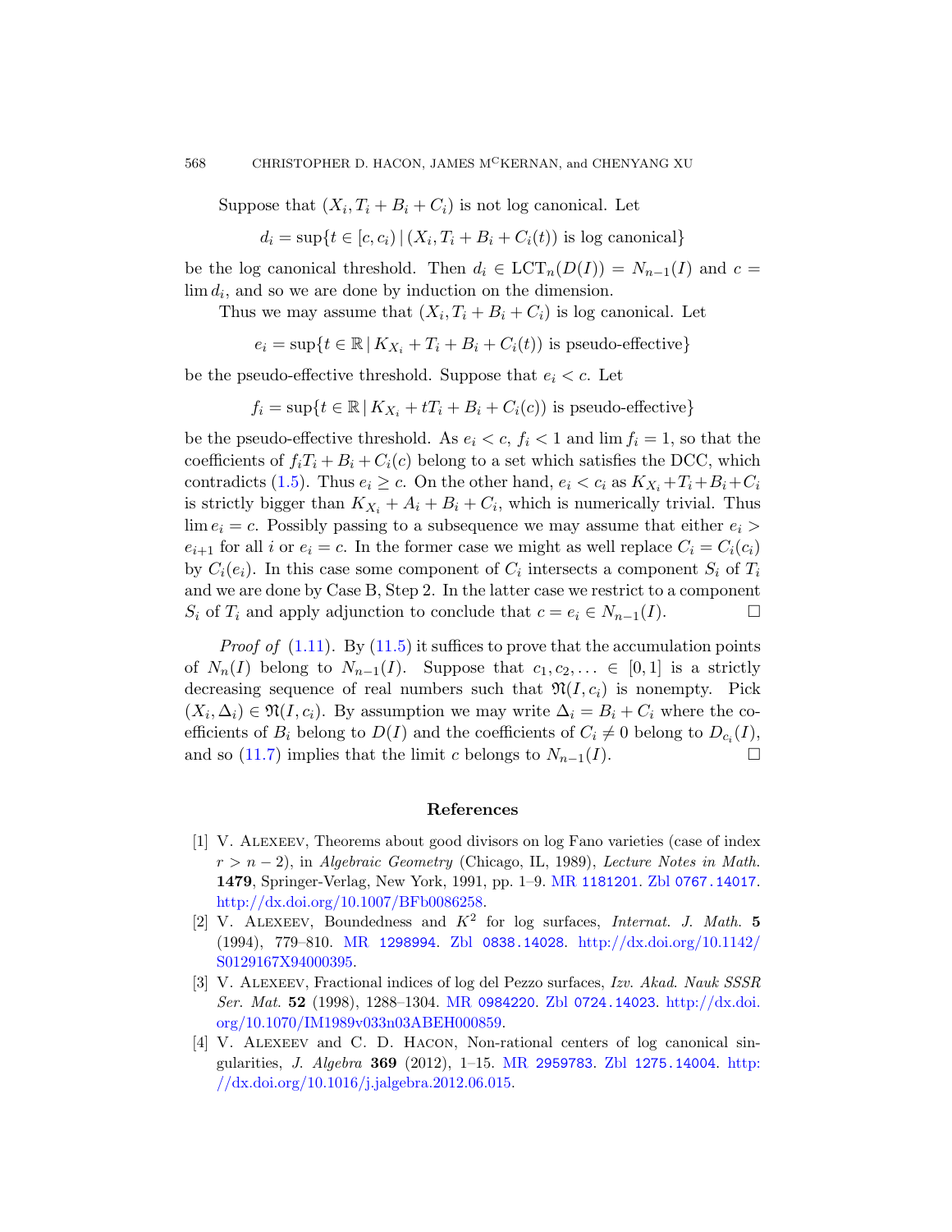Suppose that $(X_i, T_i + B_i + C_i)$ is not log canonical. Let

$$d_i = \sup\{t \in [c, c_i) \,|\, (X_i, T_i + B_i + C_i(t)) \text{ is log canonical}\}$$

be the log canonical threshold. Then $d_i \in \mathrm{LCT}_n(D(I)) = N_{n-1}(I)$ and $c = \lim d_i$, and so we are done by induction on the dimension.

Thus we may assume that $(X_i, T_i + B_i + C_i)$ is log canonical. Let

$$e_i = \sup\{t \in \mathbb{R} \,|\, K_{X_i} + T_i + B_i + C_i(t)) \text{ is pseudo-effective}\}$$

be the pseudo-effective threshold. Suppose that $e_i < c$. Let

$$f_i = \sup\{t \in \mathbb{R} \,|\, K_{X_i} + tT_i + B_i + C_i(c)) \text{ is pseudo-effective}\}$$

be the pseudo-effective threshold. As $e_i < c$, $f_i < 1$ and $\lim f_i = 1$, so that the coefficients of $f_i T_i + B_i + C_i(c)$ belong to a set which satisfies the DCC, which contradicts (1.5). Thus $e_i \geq c$. On the other hand, $e_i < c_i$ as $K_{X_i} + T_i + B_i + C_i$ is strictly bigger than $K_{X_i} + A_i + B_i + C_i$, which is numerically trivial. Thus $\lim e_i = c$. Possibly passing to a subsequence we may assume that either $e_i > e_{i+1}$ for all $i$ or $e_i = c$. In the former case we might as well replace $C_i = C_i(c_i)$ by $C_i(e_i)$. In this case some component of $C_i$ intersects a component $S_i$ of $T_i$ and we are done by Case B, Step 2. In the latter case we restrict to a component $S_i$ of $T_i$ and apply adjunction to conclude that $c = e_i \in N_{n-1}(I)$. □

*Proof of* (1.11). By (11.5) it suffices to prove that the accumulation points of $N_n(I)$ belong to $N_{n-1}(I)$. Suppose that $c_1, c_2, \ldots \in [0, 1]$ is a strictly decreasing sequence of real numbers such that $\mathfrak{N}(I, c_i)$ is nonempty. Pick $(X_i, \Delta_i) \in \mathfrak{N}(I, c_i)$. By assumption we may write $\Delta_i = B_i + C_i$ where the coefficients of $B_i$ belong to $D(I)$ and the coefficients of $C_i \neq 0$ belong to $D_{c_i}(I)$, and so (11.7) implies that the limit $c$ belongs to $N_{n-1}(I)$. □

## References

[1] V. Alexeev, Theorems about good divisors on log Fano varieties (case of index $r > n - 2$), in *Algebraic Geometry* (Chicago, IL, 1989), *Lecture Notes in Math.* **1479**, Springer-Verlag, New York, 1991, pp. 1–9. MR 1181201. Zbl 0767.14017. http://dx.doi.org/10.1007/BFb0086258.

[2] V. Alexeev, Boundedness and $K^2$ for log surfaces, *Internat. J. Math.* **5** (1994), 779–810. MR 1298994. Zbl 0838.14028. http://dx.doi.org/10.1142/S0129167X94000395.

[3] V. Alexeev, Fractional indices of log del Pezzo surfaces, *Izv. Akad. Nauk SSSR Ser. Mat.* **52** (1998), 1288–1304. MR 0984220. Zbl 0724.14023. http://dx.doi.org/10.1070/IM1989v033n03ABEH000859.

[4] V. Alexeev and C. D. Hacon, Non-rational centers of log canonical singularities, *J. Algebra* **369** (2012), 1–15. MR 2959783. Zbl 1275.14004. http://dx.doi.org/10.1016/j.jalgebra.2012.06.015.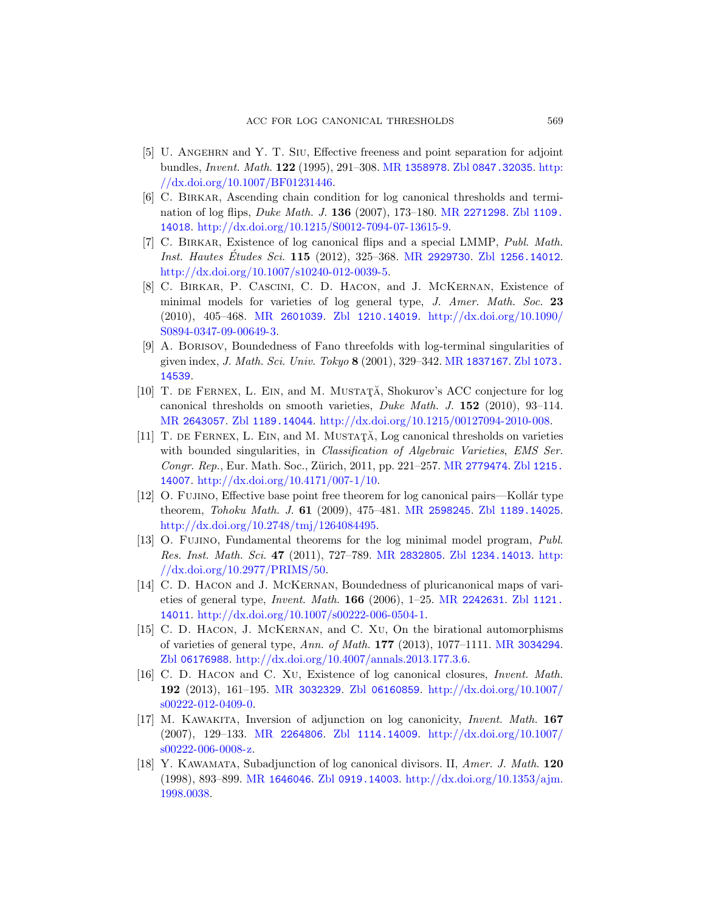[5] U. Angehrn and Y. T. Siu, Effective freeness and point separation for adjoint bundles, *Invent. Math.* **122** (1995), 291–308. MR 1358978. Zbl 0847.32035. http://dx.doi.org/10.1007/BF01231446.

[6] C. Birkar, Ascending chain condition for log canonical thresholds and termination of log flips, *Duke Math. J.* **136** (2007), 173–180. MR 2271298. Zbl 1109.14018. http://dx.doi.org/10.1215/S0012-7094-07-13615-9.

[7] C. Birkar, Existence of log canonical flips and a special LMMP, *Publ. Math. Inst. Hautes Études Sci.* **115** (2012), 325–368. MR 2929730. Zbl 1256.14012. http://dx.doi.org/10.1007/s10240-012-0039-5.

[8] C. Birkar, P. Cascini, C. D. Hacon, and J. McKernan, Existence of minimal models for varieties of log general type, *J. Amer. Math. Soc.* **23** (2010), 405–468. MR 2601039. Zbl 1210.14019. http://dx.doi.org/10.1090/S0894-0347-09-00649-3.

[9] A. Borisov, Boundedness of Fano threefolds with log-terminal singularities of given index, *J. Math. Sci. Univ. Tokyo* **8** (2001), 329–342. MR 1837167. Zbl 1073.14539.

[10] T. de Fernex, L. Ein, and M. Mustaţă, Shokurov's ACC conjecture for log canonical thresholds on smooth varieties, *Duke Math. J.* **152** (2010), 93–114. MR 2643057. Zbl 1189.14044. http://dx.doi.org/10.1215/00127094-2010-008.

[11] T. de Fernex, L. Ein, and M. Mustaţă, Log canonical thresholds on varieties with bounded singularities, in *Classification of Algebraic Varieties*, *EMS Ser. Congr. Rep.*, Eur. Math. Soc., Zürich, 2011, pp. 221–257. MR 2779474. Zbl 1215.14007. http://dx.doi.org/10.4171/007-1/10.

[12] O. Fujino, Effective base point free theorem for log canonical pairs—Kollár type theorem, *Tohoku Math. J.* **61** (2009), 475–481. MR 2598245. Zbl 1189.14025. http://dx.doi.org/10.2748/tmj/1264084495.

[13] O. Fujino, Fundamental theorems for the log minimal model program, *Publ. Res. Inst. Math. Sci.* **47** (2011), 727–789. MR 2832805. Zbl 1234.14013. http://dx.doi.org/10.2977/PRIMS/50.

[14] C. D. Hacon and J. McKernan, Boundedness of pluricanonical maps of varieties of general type, *Invent. Math.* **166** (2006), 1–25. MR 2242631. Zbl 1121.14011. http://dx.doi.org/10.1007/s00222-006-0504-1.

[15] C. D. Hacon, J. McKernan, and C. Xu, On the birational automorphisms of varieties of general type, *Ann. of Math.* **177** (2013), 1077–1111. MR 3034294. Zbl 06176988. http://dx.doi.org/10.4007/annals.2013.177.3.6.

[16] C. D. Hacon and C. Xu, Existence of log canonical closures, *Invent. Math.* **192** (2013), 161–195. MR 3032329. Zbl 06160859. http://dx.doi.org/10.1007/s00222-012-0409-0.

[17] M. Kawakita, Inversion of adjunction on log canonicity, *Invent. Math.* **167** (2007), 129–133. MR 2264806. Zbl 1114.14009. http://dx.doi.org/10.1007/s00222-006-0008-z.

[18] Y. Kawamata, Subadjunction of log canonical divisors. II, *Amer. J. Math.* **120** (1998), 893–899. MR 1646046. Zbl 0919.14003. http://dx.doi.org/10.1353/ajm.1998.0038.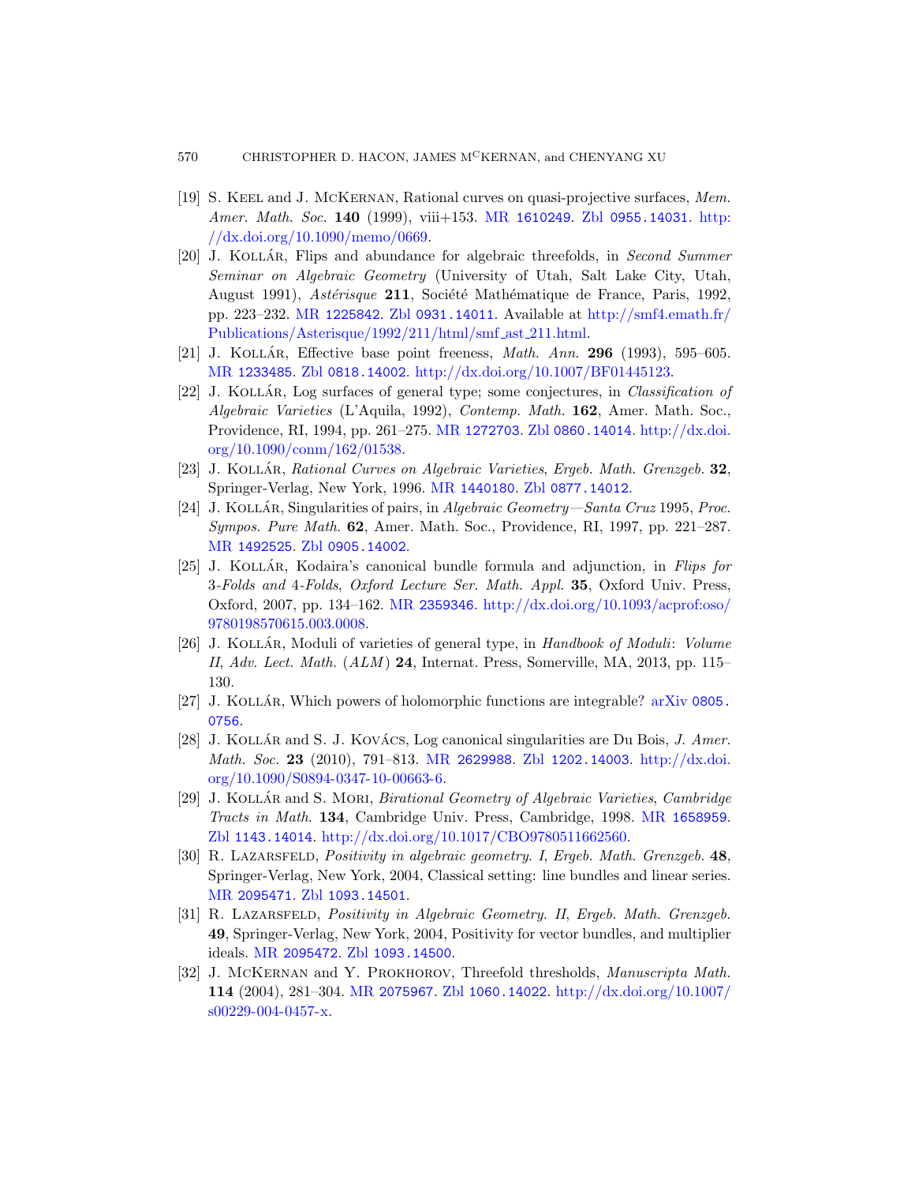[19] S. Keel and J. McKernan, Rational curves on quasi-projective surfaces, *Mem. Amer. Math. Soc.* **140** (1999), viii+153. MR 1610249. Zbl 0955.14031. http://dx.doi.org/10.1090/memo/0669.

[20] J. Kollár, Flips and abundance for algebraic threefolds, in *Second Summer Seminar on Algebraic Geometry* (University of Utah, Salt Lake City, Utah, August 1991), *Astérisque* **211**, Société Mathématique de France, Paris, 1992, pp. 223–232. MR 1225842. Zbl 0931.14011. Available at http://smf4.emath.fr/Publications/Asterisque/1992/211/html/smf_ast_211.html.

[21] J. Kollár, Effective base point freeness, *Math. Ann.* **296** (1993), 595–605. MR 1233485. Zbl 0818.14002. http://dx.doi.org/10.1007/BF01445123.

[22] J. Kollár, Log surfaces of general type; some conjectures, in *Classification of Algebraic Varieties* (L'Aquila, 1992), *Contemp. Math.* **162**, Amer. Math. Soc., Providence, RI, 1994, pp. 261–275. MR 1272703. Zbl 0860.14014. http://dx.doi.org/10.1090/conm/162/01538.

[23] J. Kollár, *Rational Curves on Algebraic Varieties*, *Ergeb. Math. Grenzgeb.* **32**, Springer-Verlag, New York, 1996. MR 1440180. Zbl 0877.14012.

[24] J. Kollár, Singularities of pairs, in *Algebraic Geometry—Santa Cruz* 1995, *Proc. Sympos. Pure Math.* **62**, Amer. Math. Soc., Providence, RI, 1997, pp. 221–287. MR 1492525. Zbl 0905.14002.

[25] J. Kollár, Kodaira's canonical bundle formula and adjunction, in *Flips for 3-Folds and 4-Folds*, *Oxford Lecture Ser. Math. Appl.* **35**, Oxford Univ. Press, Oxford, 2007, pp. 134–162. MR 2359346. http://dx.doi.org/10.1093/acprof:oso/9780198570615.003.0008.

[26] J. Kollár, Moduli of varieties of general type, in *Handbook of Moduli*: *Volume II*, *Adv. Lect. Math.* (*ALM*) **24**, Internat. Press, Somerville, MA, 2013, pp. 115–130.

[27] J. Kollár, Which powers of holomorphic functions are integrable? arXiv 0805.0756.

[28] J. Kollár and S. J. Kovács, Log canonical singularities are Du Bois, *J. Amer. Math. Soc.* **23** (2010), 791–813. MR 2629988. Zbl 1202.14003. http://dx.doi.org/10.1090/S0894-0347-10-00663-6.

[29] J. Kollár and S. Mori, *Birational Geometry of Algebraic Varieties*, *Cambridge Tracts in Math.* **134**, Cambridge Univ. Press, Cambridge, 1998. MR 1658959. Zbl 1143.14014. http://dx.doi.org/10.1017/CBO9780511662560.

[30] R. Lazarsfeld, *Positivity in algebraic geometry. I*, *Ergeb. Math. Grenzgeb.* **48**, Springer-Verlag, New York, 2004, Classical setting: line bundles and linear series. MR 2095471. Zbl 1093.14501.

[31] R. Lazarsfeld, *Positivity in Algebraic Geometry. II*, *Ergeb. Math. Grenzgeb.* **49**, Springer-Verlag, New York, 2004, Positivity for vector bundles, and multiplier ideals. MR 2095472. Zbl 1093.14500.

[32] J. McKernan and Y. Prokhorov, Threefold thresholds, *Manuscripta Math.* **114** (2004), 281–304. MR 2075967. Zbl 1060.14022. http://dx.doi.org/10.1007/s00229-004-0457-x.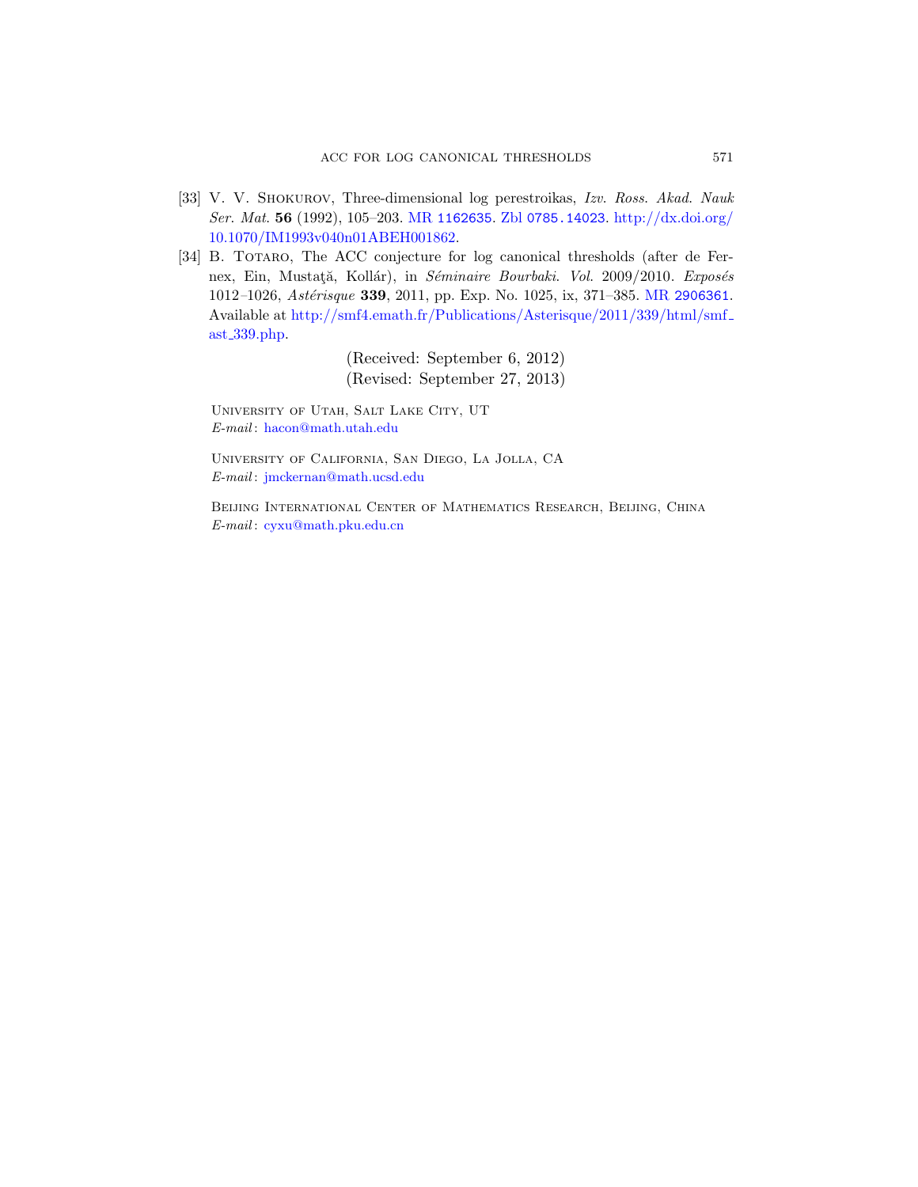[33] V. V. Shokurov, Three-dimensional log perestroikas, *Izv. Ross. Akad. Nauk Ser. Mat.* **56** (1992), 105–203. MR 1162635. Zbl 0785.14023. http://dx.doi.org/10.1070/IM1993v040n01ABEH001862.

[34] B. Totaro, The ACC conjecture for log canonical thresholds (after de Fernex, Ein, Mustaţă, Kollár), in *Séminaire Bourbaki. Vol.* 2009/2010. *Exposés* 1012–1026, *Astérisque* **339**, 2011, pp. Exp. No. 1025, ix, 371–385. MR 2906361. Available at http://smf4.emath.fr/Publications/Asterisque/2011/339/html/smf_ast_339.php.

(Received: September 6, 2012)
(Revised: September 27, 2013)

University of Utah, Salt Lake City, UT
*E-mail*: hacon@math.utah.edu

University of California, San Diego, La Jolla, CA
*E-mail*: jmckernan@math.ucsd.edu

Beijing International Center of Mathematics Research, Beijing, China
*E-mail*: cyxu@math.pku.edu.cn